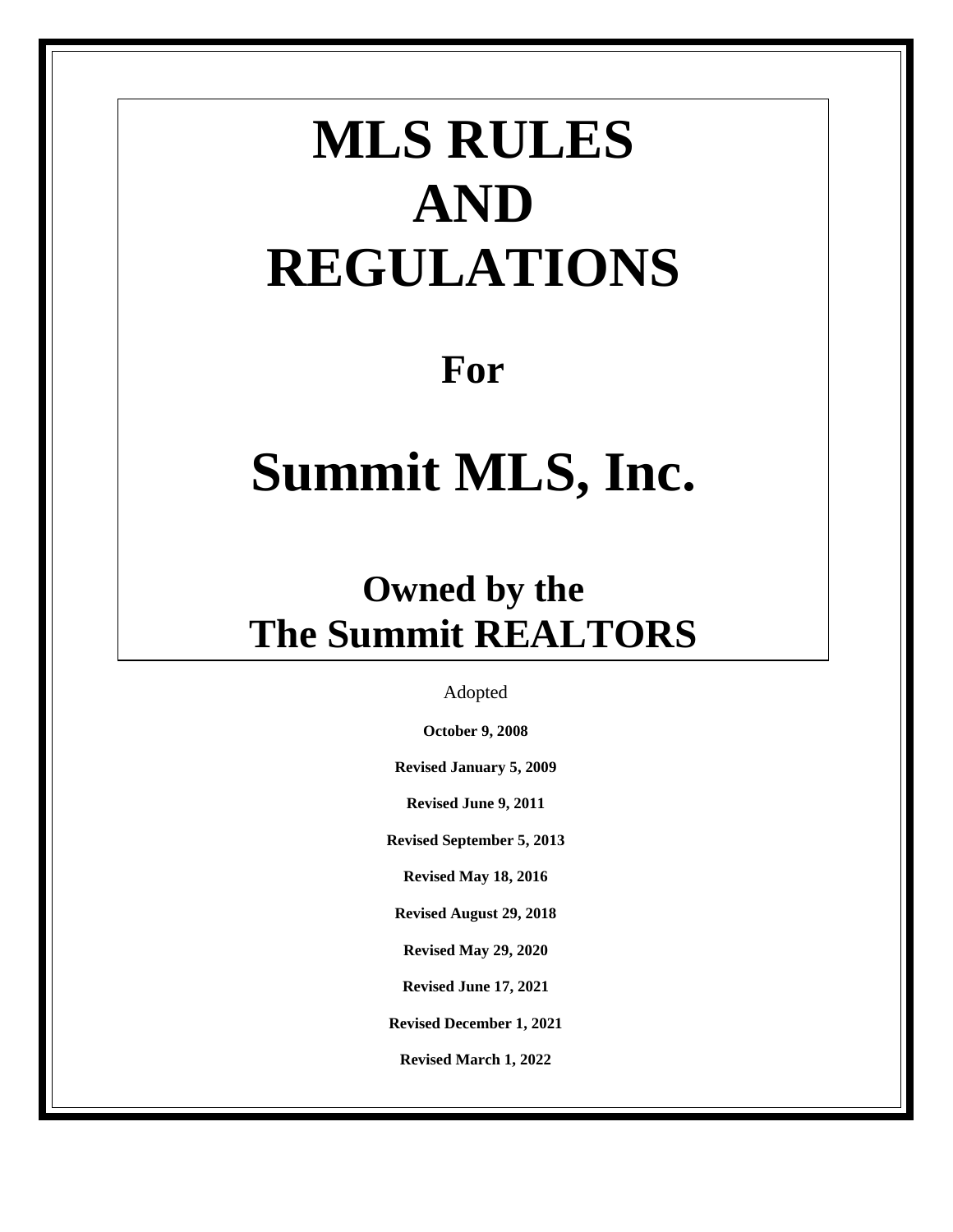# MLS RULES AND REGULATIONS

## For

# Summit MLS, Inc.

## Owned by the The Summit REALTORS

Adopted

**October 9, 2008**

**Revised January 5, 2009**

**Revised June 9, 2011**

**Revised September 5, 2013**

**Revised May 18, 2016**

**Revised August 29, 2018**

**Revised May 29, 2020**

**Revised June 17, 2021**

**Revised December 1, 2021**

**Revised March 1, 2022**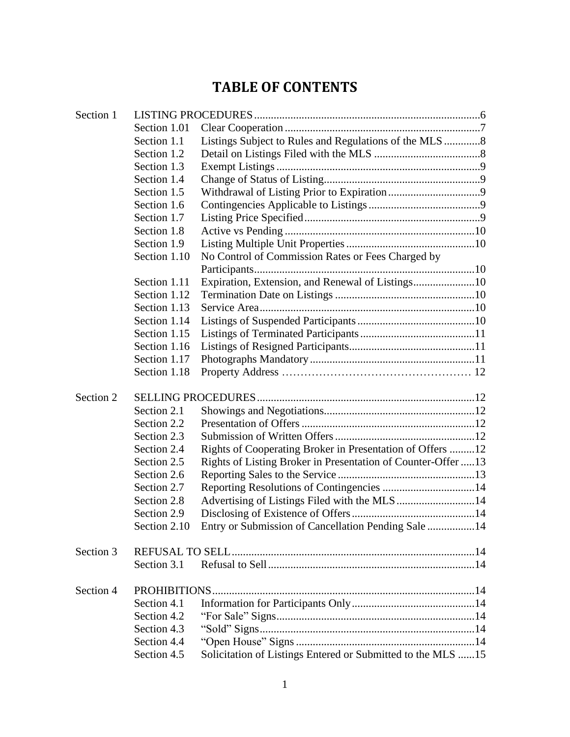# TABLE OF CONTENTS

| Section | Subsection | Title | Page |
|---|---|---|---|
| Section 1 | | LISTING PROCEDURES | 6 |
| | Section 1.01 | Clear Cooperation | 7 |
| | Section 1.1 | Listings Subject to Rules and Regulations of the MLS | 8 |
| | Section 1.2 | Detail on Listings Filed with the MLS | 8 |
| | Section 1.3 | Exempt Listings | 9 |
| | Section 1.4 | Change of Status of Listing | 9 |
| | Section 1.5 | Withdrawal of Listing Prior to Expiration | 9 |
| | Section 1.6 | Contingencies Applicable to Listings | 9 |
| | Section 1.7 | Listing Price Specified | 9 |
| | Section 1.8 | Active vs Pending | 10 |
| | Section 1.9 | Listing Multiple Unit Properties | 10 |
| | Section 1.10 | No Control of Commission Rates or Fees Charged by Participants | 10 |
| | Section 1.11 | Expiration, Extension, and Renewal of Listings | 10 |
| | Section 1.12 | Termination Date on Listings | 10 |
| | Section 1.13 | Service Area | 10 |
| | Section 1.14 | Listings of Suspended Participants | 10 |
| | Section 1.15 | Listings of Terminated Participants | 11 |
| | Section 1.16 | Listings of Resigned Participants | 11 |
| | Section 1.17 | Photographs Mandatory | 11 |
| | Section 1.18 | Property Address | 12 |
| Section 2 | | SELLING PROCEDURES | 12 |
| | Section 2.1 | Showings and Negotiations | 12 |
| | Section 2.2 | Presentation of Offers | 12 |
| | Section 2.3 | Submission of Written Offers | 12 |
| | Section 2.4 | Rights of Cooperating Broker in Presentation of Offers | 12 |
| | Section 2.5 | Rights of Listing Broker in Presentation of Counter-Offer | 13 |
| | Section 2.6 | Reporting Sales to the Service | 13 |
| | Section 2.7 | Reporting Resolutions of Contingencies | 14 |
| | Section 2.8 | Advertising of Listings Filed with the MLS | 14 |
| | Section 2.9 | Disclosing of Existence of Offers | 14 |
| | Section 2.10 | Entry or Submission of Cancellation Pending Sale | 14 |
| Section 3 | | REFUSAL TO SELL | 14 |
| | Section 3.1 | Refusal to Sell | 14 |
| Section 4 | | PROHIBITIONS | 14 |
| | Section 4.1 | Information for Participants Only | 14 |
| | Section 4.2 | "For Sale" Signs | 14 |
| | Section 4.3 | "Sold" Signs | 14 |
| | Section 4.4 | "Open House" Signs | 14 |
| | Section 4.5 | Solicitation of Listings Entered or Submitted to the MLS | 15 |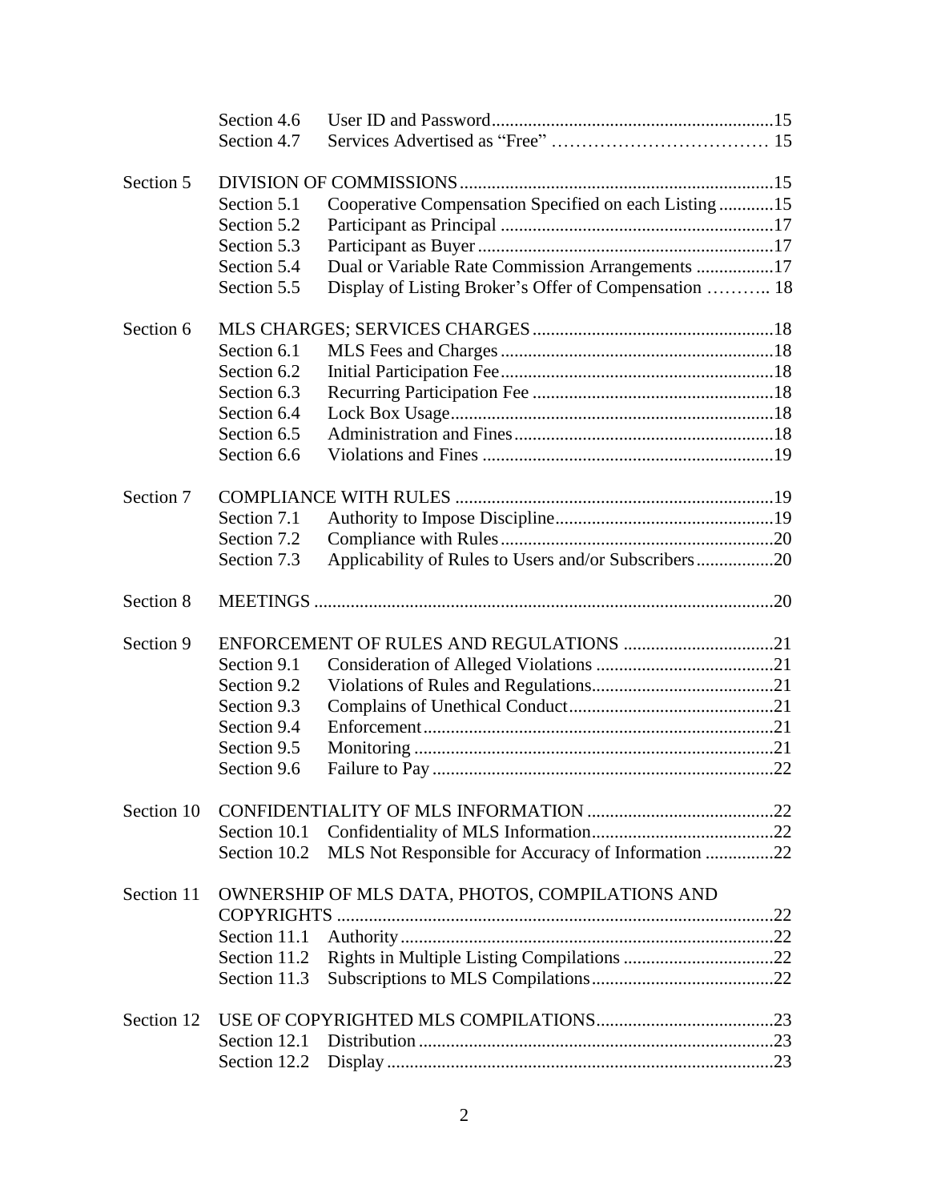| | | | |
|---|---|---|---|
| | Section 4.6 | User ID and Password | 15 |
| | Section 4.7 | Services Advertised as "Free" | 15 |
| Section 5 | DIVISION OF COMMISSIONS | | 15 |
| | Section 5.1 | Cooperative Compensation Specified on each Listing | 15 |
| | Section 5.2 | Participant as Principal | 17 |
| | Section 5.3 | Participant as Buyer | 17 |
| | Section 5.4 | Dual or Variable Rate Commission Arrangements | 17 |
| | Section 5.5 | Display of Listing Broker's Offer of Compensation | 18 |
| Section 6 | MLS CHARGES; SERVICES CHARGES | | 18 |
| | Section 6.1 | MLS Fees and Charges | 18 |
| | Section 6.2 | Initial Participation Fee | 18 |
| | Section 6.3 | Recurring Participation Fee | 18 |
| | Section 6.4 | Lock Box Usage | 18 |
| | Section 6.5 | Administration and Fines | 18 |
| | Section 6.6 | Violations and Fines | 19 |
| Section 7 | COMPLIANCE WITH RULES | | 19 |
| | Section 7.1 | Authority to Impose Discipline | 19 |
| | Section 7.2 | Compliance with Rules | 20 |
| | Section 7.3 | Applicability of Rules to Users and/or Subscribers | 20 |
| Section 8 | MEETINGS | | 20 |
| Section 9 | ENFORCEMENT OF RULES AND REGULATIONS | | 21 |
| | Section 9.1 | Consideration of Alleged Violations | 21 |
| | Section 9.2 | Violations of Rules and Regulations | 21 |
| | Section 9.3 | Complains of Unethical Conduct | 21 |
| | Section 9.4 | Enforcement | 21 |
| | Section 9.5 | Monitoring | 21 |
| | Section 9.6 | Failure to Pay | 22 |
| Section 10 | CONFIDENTIALITY OF MLS INFORMATION | | 22 |
| | Section 10.1 | Confidentiality of MLS Information | 22 |
| | Section 10.2 | MLS Not Responsible for Accuracy of Information | 22 |
| Section 11 | OWNERSHIP OF MLS DATA, PHOTOS, COMPILATIONS AND COPYRIGHTS | | 22 |
| | Section 11.1 | Authority | 22 |
| | Section 11.2 | Rights in Multiple Listing Compilations | 22 |
| | Section 11.3 | Subscriptions to MLS Compilations | 22 |
| Section 12 | USE OF COPYRIGHTED MLS COMPILATIONS | | 23 |
| | Section 12.1 | Distribution | 23 |
| | Section 12.2 | Display | 23 |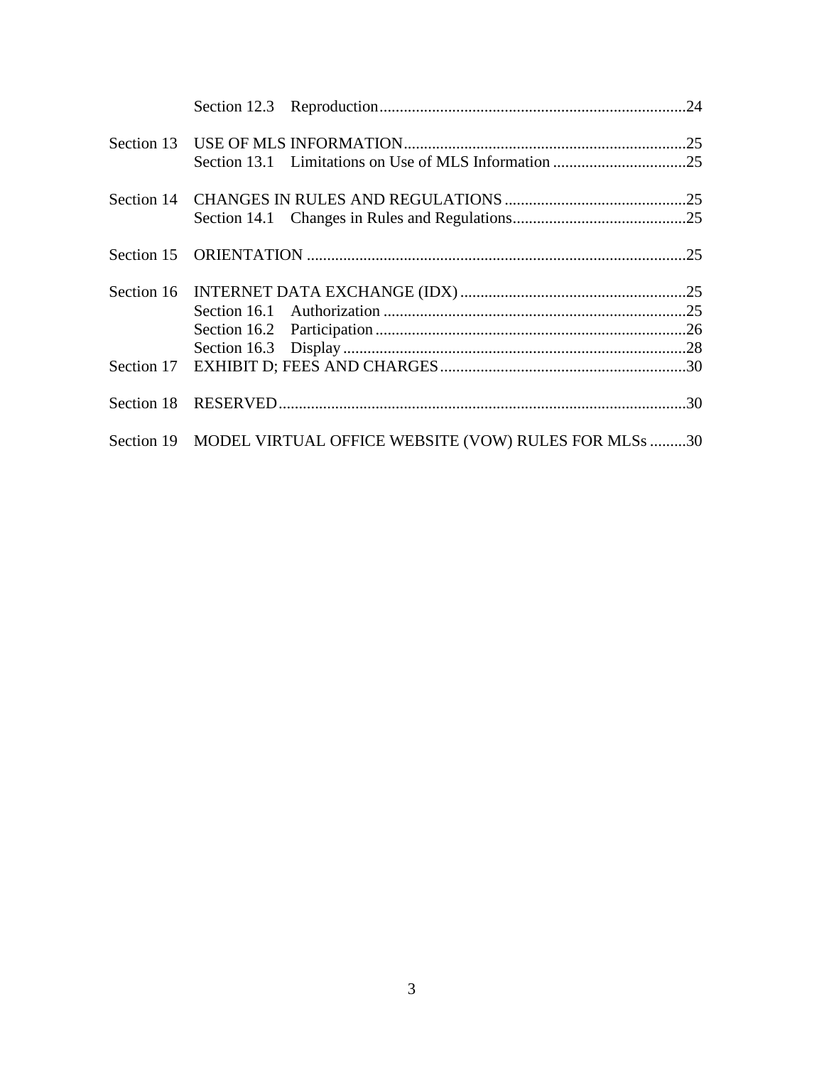Section 12.3 Reproduction ........................................................................... 24

Section 13 USE OF MLS INFORMATION ..................................................................... 25
Section 13.1 Limitations on Use of MLS Information ................................. 25

Section 14 CHANGES IN RULES AND REGULATIONS ............................................ 25
Section 14.1 Changes in Rules and Regulations ........................................... 25

Section 15 ORIENTATION ............................................................................................. 25

Section 16 INTERNET DATA EXCHANGE (IDX) ....................................................... 25
Section 16.1 Authorization .......................................................................... 25
Section 16.2 Participation ............................................................................ 26
Section 16.3 Display .................................................................................... 28

Section 17 EXHIBIT D; FEES AND CHARGES ............................................................ 30

Section 18 RESERVED .................................................................................................... 30

Section 19 MODEL VIRTUAL OFFICE WEBSITE (VOW) RULES FOR MLSs ......... 30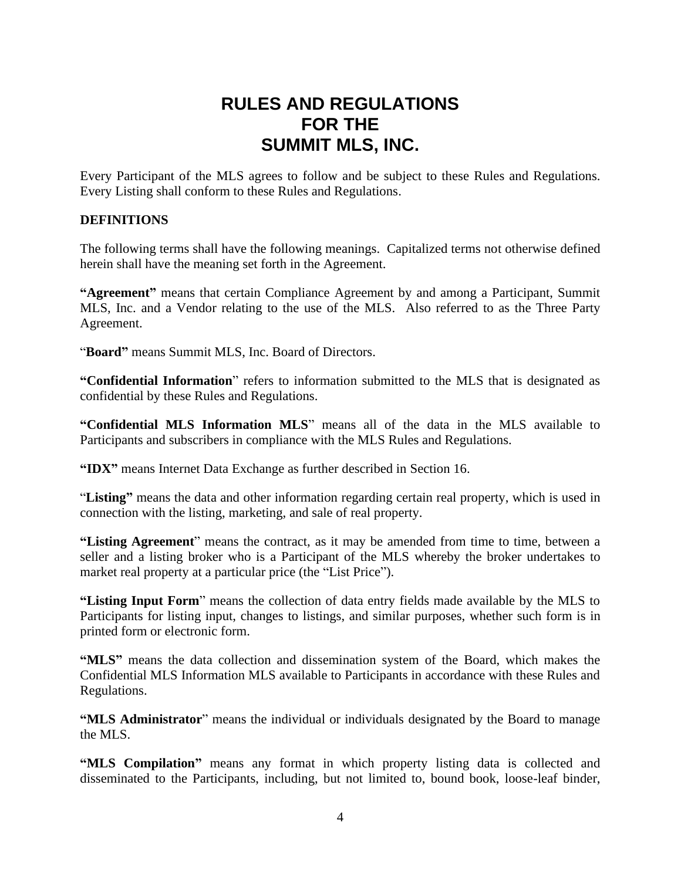# RULES AND REGULATIONS FOR THE SUMMIT MLS, INC.

Every Participant of the MLS agrees to follow and be subject to these Rules and Regulations. Every Listing shall conform to these Rules and Regulations.

**DEFINITIONS**

The following terms shall have the following meanings. Capitalized terms not otherwise defined herein shall have the meaning set forth in the Agreement.

**"Agreement"** means that certain Compliance Agreement by and among a Participant, Summit MLS, Inc. and a Vendor relating to the use of the MLS. Also referred to as the Three Party Agreement.

"**Board"** means Summit MLS, Inc. Board of Directors.

**"Confidential Information**" refers to information submitted to the MLS that is designated as confidential by these Rules and Regulations.

**"Confidential MLS Information MLS**" means all of the data in the MLS available to Participants and subscribers in compliance with the MLS Rules and Regulations.

**"IDX"** means Internet Data Exchange as further described in Section 16.

"**Listing"** means the data and other information regarding certain real property, which is used in connection with the listing, marketing, and sale of real property.

**"Listing Agreement**" means the contract, as it may be amended from time to time, between a seller and a listing broker who is a Participant of the MLS whereby the broker undertakes to market real property at a particular price (the "List Price").

**"Listing Input Form**" means the collection of data entry fields made available by the MLS to Participants for listing input, changes to listings, and similar purposes, whether such form is in printed form or electronic form.

**"MLS"** means the data collection and dissemination system of the Board, which makes the Confidential MLS Information MLS available to Participants in accordance with these Rules and Regulations.

**"MLS Administrator**" means the individual or individuals designated by the Board to manage the MLS.

**"MLS Compilation"** means any format in which property listing data is collected and disseminated to the Participants, including, but not limited to, bound book, loose-leaf binder,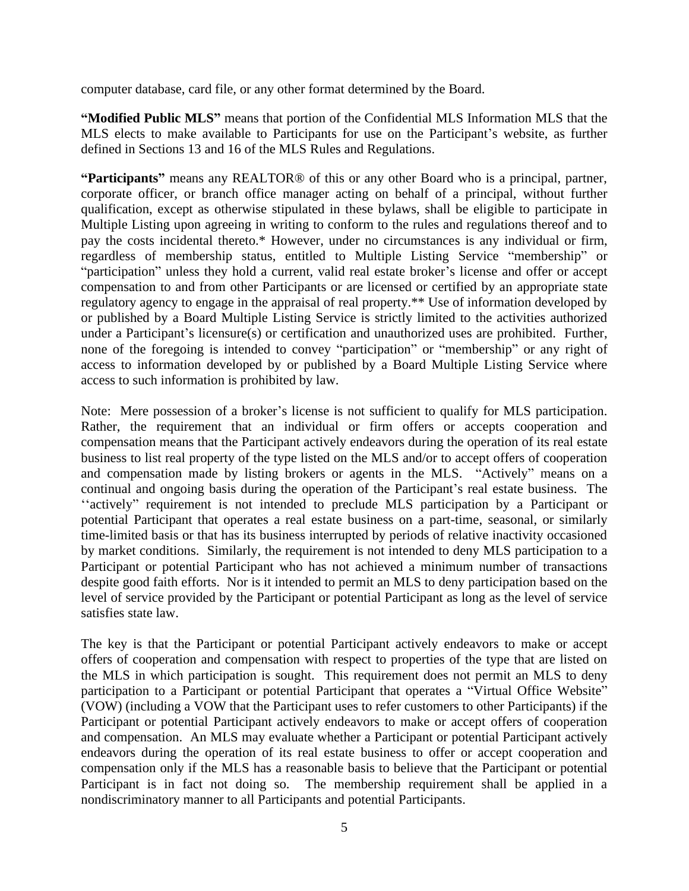computer database, card file, or any other format determined by the Board.

**"Modified Public MLS"** means that portion of the Confidential MLS Information MLS that the MLS elects to make available to Participants for use on the Participant's website, as further defined in Sections 13 and 16 of the MLS Rules and Regulations.

**"Participants"** means any REALTOR® of this or any other Board who is a principal, partner, corporate officer, or branch office manager acting on behalf of a principal, without further qualification, except as otherwise stipulated in these bylaws, shall be eligible to participate in Multiple Listing upon agreeing in writing to conform to the rules and regulations thereof and to pay the costs incidental thereto.* However, under no circumstances is any individual or firm, regardless of membership status, entitled to Multiple Listing Service "membership" or "participation" unless they hold a current, valid real estate broker's license and offer or accept compensation to and from other Participants or are licensed or certified by an appropriate state regulatory agency to engage in the appraisal of real property.** Use of information developed by or published by a Board Multiple Listing Service is strictly limited to the activities authorized under a Participant's licensure(s) or certification and unauthorized uses are prohibited. Further, none of the foregoing is intended to convey "participation" or "membership" or any right of access to information developed by or published by a Board Multiple Listing Service where access to such information is prohibited by law.

Note: Mere possession of a broker's license is not sufficient to qualify for MLS participation. Rather, the requirement that an individual or firm offers or accepts cooperation and compensation means that the Participant actively endeavors during the operation of its real estate business to list real property of the type listed on the MLS and/or to accept offers of cooperation and compensation made by listing brokers or agents in the MLS. "Actively" means on a continual and ongoing basis during the operation of the Participant's real estate business. The ''actively" requirement is not intended to preclude MLS participation by a Participant or potential Participant that operates a real estate business on a part-time, seasonal, or similarly time-limited basis or that has its business interrupted by periods of relative inactivity occasioned by market conditions. Similarly, the requirement is not intended to deny MLS participation to a Participant or potential Participant who has not achieved a minimum number of transactions despite good faith efforts. Nor is it intended to permit an MLS to deny participation based on the level of service provided by the Participant or potential Participant as long as the level of service satisfies state law.

The key is that the Participant or potential Participant actively endeavors to make or accept offers of cooperation and compensation with respect to properties of the type that are listed on the MLS in which participation is sought. This requirement does not permit an MLS to deny participation to a Participant or potential Participant that operates a "Virtual Office Website" (VOW) (including a VOW that the Participant uses to refer customers to other Participants) if the Participant or potential Participant actively endeavors to make or accept offers of cooperation and compensation. An MLS may evaluate whether a Participant or potential Participant actively endeavors during the operation of its real estate business to offer or accept cooperation and compensation only if the MLS has a reasonable basis to believe that the Participant or potential Participant is in fact not doing so. The membership requirement shall be applied in a nondiscriminatory manner to all Participants and potential Participants.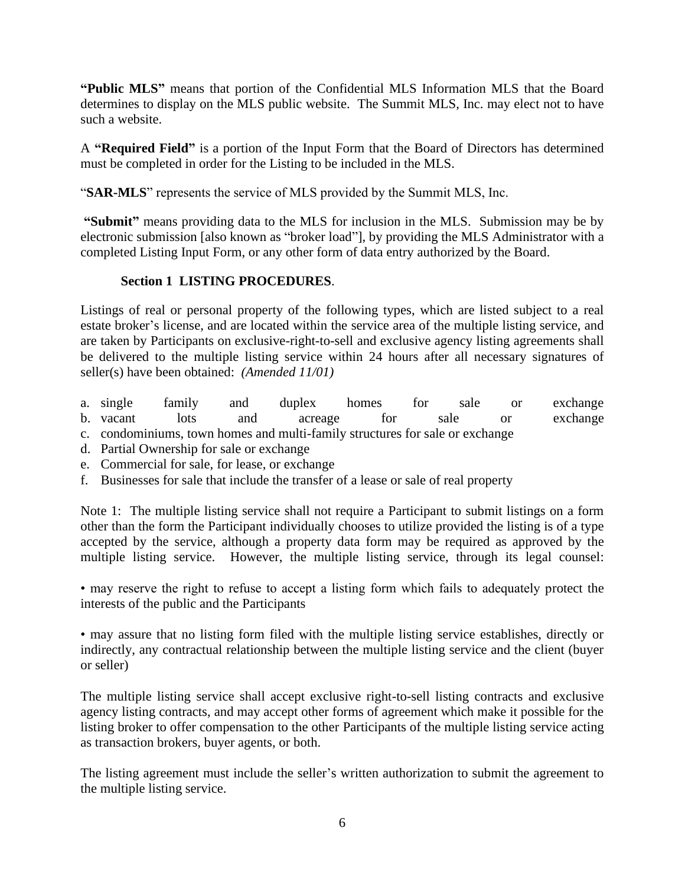**"Public MLS"** means that portion of the Confidential MLS Information MLS that the Board determines to display on the MLS public website. The Summit MLS, Inc. may elect not to have such a website.

A **"Required Field"** is a portion of the Input Form that the Board of Directors has determined must be completed in order for the Listing to be included in the MLS.

"**SAR-MLS**" represents the service of MLS provided by the Summit MLS, Inc.

**"Submit"** means providing data to the MLS for inclusion in the MLS. Submission may be by electronic submission [also known as "broker load"], by providing the MLS Administrator with a completed Listing Input Form, or any other form of data entry authorized by the Board.

## Section 1 LISTING PROCEDURES.

Listings of real or personal property of the following types, which are listed subject to a real estate broker's license, and are located within the service area of the multiple listing service, and are taken by Participants on exclusive-right-to-sell and exclusive agency listing agreements shall be delivered to the multiple listing service within 24 hours after all necessary signatures of seller(s) have been obtained: *(Amended 11/01)*

a. single family and duplex homes for sale or exchange
b. vacant lots and acreage for sale or exchange
c. condominiums, town homes and multi-family structures for sale or exchange
d. Partial Ownership for sale or exchange
e. Commercial for sale, for lease, or exchange
f. Businesses for sale that include the transfer of a lease or sale of real property

Note 1: The multiple listing service shall not require a Participant to submit listings on a form other than the form the Participant individually chooses to utilize provided the listing is of a type accepted by the service, although a property data form may be required as approved by the multiple listing service. However, the multiple listing service, through its legal counsel:

• may reserve the right to refuse to accept a listing form which fails to adequately protect the interests of the public and the Participants

• may assure that no listing form filed with the multiple listing service establishes, directly or indirectly, any contractual relationship between the multiple listing service and the client (buyer or seller)

The multiple listing service shall accept exclusive right-to-sell listing contracts and exclusive agency listing contracts, and may accept other forms of agreement which make it possible for the listing broker to offer compensation to the other Participants of the multiple listing service acting as transaction brokers, buyer agents, or both.

The listing agreement must include the seller's written authorization to submit the agreement to the multiple listing service.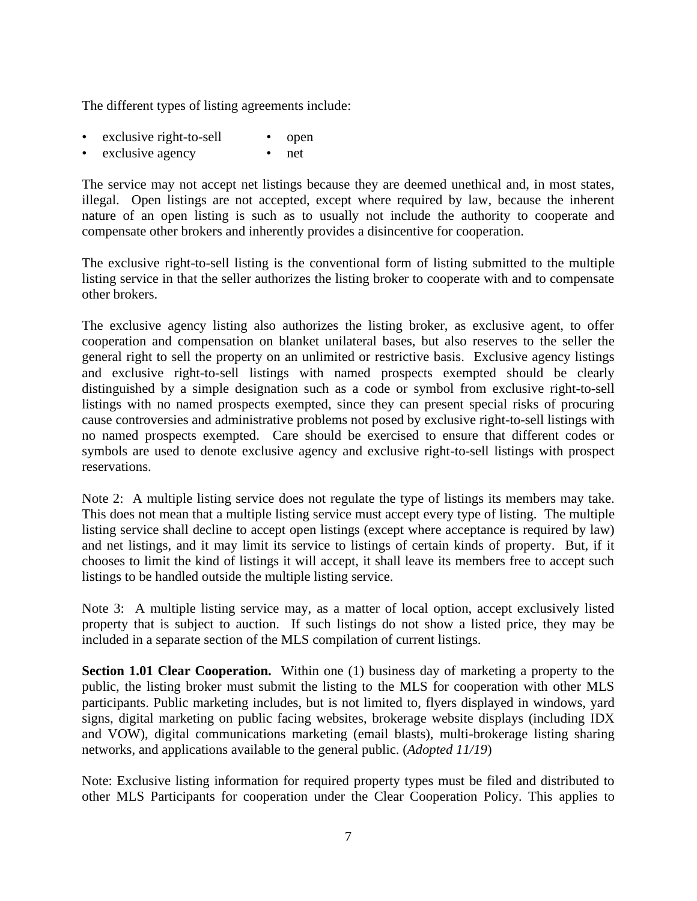The different types of listing agreements include:

- exclusive right-to-sell
- exclusive agency
- open
- net

The service may not accept net listings because they are deemed unethical and, in most states, illegal. Open listings are not accepted, except where required by law, because the inherent nature of an open listing is such as to usually not include the authority to cooperate and compensate other brokers and inherently provides a disincentive for cooperation.

The exclusive right-to-sell listing is the conventional form of listing submitted to the multiple listing service in that the seller authorizes the listing broker to cooperate with and to compensate other brokers.

The exclusive agency listing also authorizes the listing broker, as exclusive agent, to offer cooperation and compensation on blanket unilateral bases, but also reserves to the seller the general right to sell the property on an unlimited or restrictive basis. Exclusive agency listings and exclusive right-to-sell listings with named prospects exempted should be clearly distinguished by a simple designation such as a code or symbol from exclusive right-to-sell listings with no named prospects exempted, since they can present special risks of procuring cause controversies and administrative problems not posed by exclusive right-to-sell listings with no named prospects exempted. Care should be exercised to ensure that different codes or symbols are used to denote exclusive agency and exclusive right-to-sell listings with prospect reservations.

Note 2: A multiple listing service does not regulate the type of listings its members may take. This does not mean that a multiple listing service must accept every type of listing. The multiple listing service shall decline to accept open listings (except where acceptance is required by law) and net listings, and it may limit its service to listings of certain kinds of property. But, if it chooses to limit the kind of listings it will accept, it shall leave its members free to accept such listings to be handled outside the multiple listing service.

Note 3: A multiple listing service may, as a matter of local option, accept exclusively listed property that is subject to auction. If such listings do not show a listed price, they may be included in a separate section of the MLS compilation of current listings.

**Section 1.01 Clear Cooperation.** Within one (1) business day of marketing a property to the public, the listing broker must submit the listing to the MLS for cooperation with other MLS participants. Public marketing includes, but is not limited to, flyers displayed in windows, yard signs, digital marketing on public facing websites, brokerage website displays (including IDX and VOW), digital communications marketing (email blasts), multi-brokerage listing sharing networks, and applications available to the general public. (*Adopted 11/19*)

Note: Exclusive listing information for required property types must be filed and distributed to other MLS Participants for cooperation under the Clear Cooperation Policy. This applies to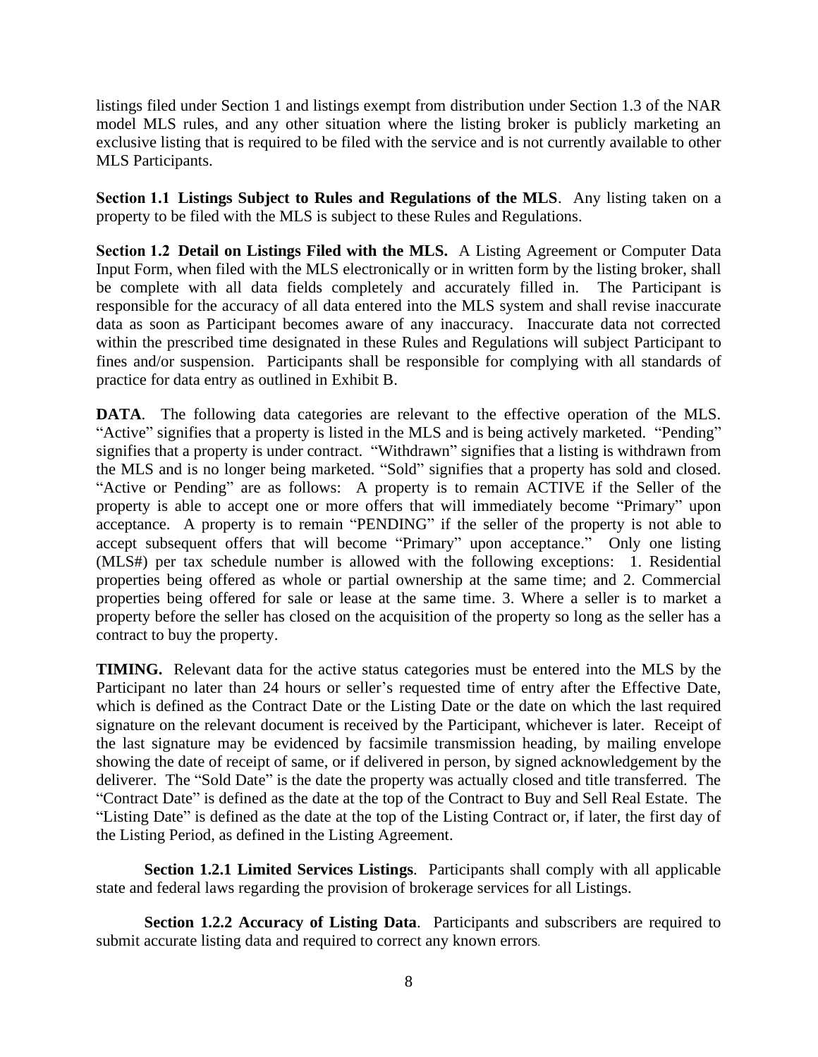listings filed under Section 1 and listings exempt from distribution under Section 1.3 of the NAR model MLS rules, and any other situation where the listing broker is publicly marketing an exclusive listing that is required to be filed with the service and is not currently available to other MLS Participants.

**Section 1.1 Listings Subject to Rules and Regulations of the MLS**. Any listing taken on a property to be filed with the MLS is subject to these Rules and Regulations.

**Section 1.2 Detail on Listings Filed with the MLS.** A Listing Agreement or Computer Data Input Form, when filed with the MLS electronically or in written form by the listing broker, shall be complete with all data fields completely and accurately filled in. The Participant is responsible for the accuracy of all data entered into the MLS system and shall revise inaccurate data as soon as Participant becomes aware of any inaccuracy. Inaccurate data not corrected within the prescribed time designated in these Rules and Regulations will subject Participant to fines and/or suspension. Participants shall be responsible for complying with all standards of practice for data entry as outlined in Exhibit B.

**DATA**. The following data categories are relevant to the effective operation of the MLS. "Active" signifies that a property is listed in the MLS and is being actively marketed. "Pending" signifies that a property is under contract. "Withdrawn" signifies that a listing is withdrawn from the MLS and is no longer being marketed. "Sold" signifies that a property has sold and closed. "Active or Pending" are as follows: A property is to remain ACTIVE if the Seller of the property is able to accept one or more offers that will immediately become "Primary" upon acceptance. A property is to remain "PENDING" if the seller of the property is not able to accept subsequent offers that will become "Primary" upon acceptance." Only one listing (MLS#) per tax schedule number is allowed with the following exceptions: 1. Residential properties being offered as whole or partial ownership at the same time; and 2. Commercial properties being offered for sale or lease at the same time. 3. Where a seller is to market a property before the seller has closed on the acquisition of the property so long as the seller has a contract to buy the property.

**TIMING.** Relevant data for the active status categories must be entered into the MLS by the Participant no later than 24 hours or seller's requested time of entry after the Effective Date, which is defined as the Contract Date or the Listing Date or the date on which the last required signature on the relevant document is received by the Participant, whichever is later. Receipt of the last signature may be evidenced by facsimile transmission heading, by mailing envelope showing the date of receipt of same, or if delivered in person, by signed acknowledgement by the deliverer. The "Sold Date" is the date the property was actually closed and title transferred. The "Contract Date" is defined as the date at the top of the Contract to Buy and Sell Real Estate. The "Listing Date" is defined as the date at the top of the Listing Contract or, if later, the first day of the Listing Period, as defined in the Listing Agreement.

**Section 1.2.1 Limited Services Listings**. Participants shall comply with all applicable state and federal laws regarding the provision of brokerage services for all Listings.

**Section 1.2.2 Accuracy of Listing Data**. Participants and subscribers are required to submit accurate listing data and required to correct any known errors.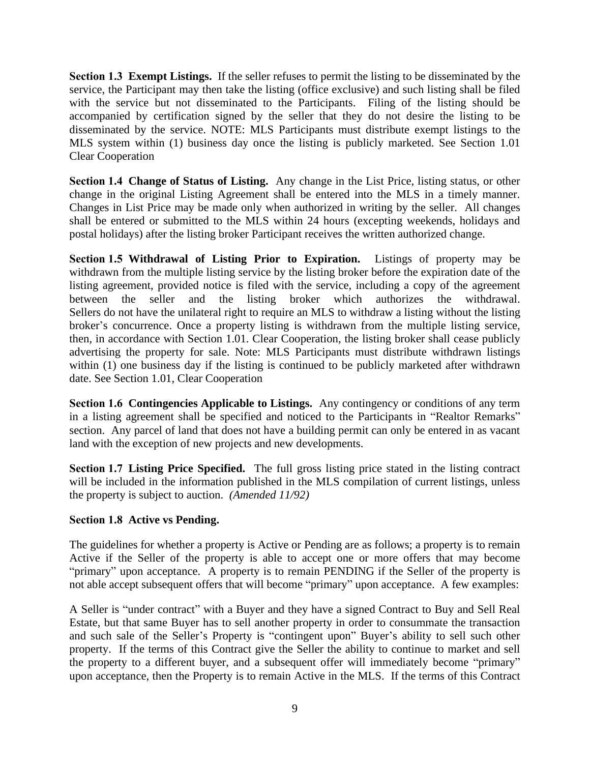**Section 1.3 Exempt Listings.** If the seller refuses to permit the listing to be disseminated by the service, the Participant may then take the listing (office exclusive) and such listing shall be filed with the service but not disseminated to the Participants. Filing of the listing should be accompanied by certification signed by the seller that they do not desire the listing to be disseminated by the service. NOTE: MLS Participants must distribute exempt listings to the MLS system within (1) business day once the listing is publicly marketed. See Section 1.01 Clear Cooperation

**Section 1.4 Change of Status of Listing.** Any change in the List Price, listing status, or other change in the original Listing Agreement shall be entered into the MLS in a timely manner. Changes in List Price may be made only when authorized in writing by the seller. All changes shall be entered or submitted to the MLS within 24 hours (excepting weekends, holidays and postal holidays) after the listing broker Participant receives the written authorized change.

**Section 1.5 Withdrawal of Listing Prior to Expiration.** Listings of property may be withdrawn from the multiple listing service by the listing broker before the expiration date of the listing agreement, provided notice is filed with the service, including a copy of the agreement between the seller and the listing broker which authorizes the withdrawal. Sellers do not have the unilateral right to require an MLS to withdraw a listing without the listing broker's concurrence. Once a property listing is withdrawn from the multiple listing service, then, in accordance with Section 1.01. Clear Cooperation, the listing broker shall cease publicly advertising the property for sale. Note: MLS Participants must distribute withdrawn listings within (1) one business day if the listing is continued to be publicly marketed after withdrawn date. See Section 1.01, Clear Cooperation

**Section 1.6 Contingencies Applicable to Listings.** Any contingency or conditions of any term in a listing agreement shall be specified and noticed to the Participants in "Realtor Remarks" section. Any parcel of land that does not have a building permit can only be entered in as vacant land with the exception of new projects and new developments.

**Section 1.7 Listing Price Specified.** The full gross listing price stated in the listing contract will be included in the information published in the MLS compilation of current listings, unless the property is subject to auction. *(Amended 11/92)*

**Section 1.8 Active vs Pending.**

The guidelines for whether a property is Active or Pending are as follows; a property is to remain Active if the Seller of the property is able to accept one or more offers that may become "primary" upon acceptance. A property is to remain PENDING if the Seller of the property is not able accept subsequent offers that will become "primary" upon acceptance. A few examples:

A Seller is "under contract" with a Buyer and they have a signed Contract to Buy and Sell Real Estate, but that same Buyer has to sell another property in order to consummate the transaction and such sale of the Seller's Property is "contingent upon" Buyer's ability to sell such other property. If the terms of this Contract give the Seller the ability to continue to market and sell the property to a different buyer, and a subsequent offer will immediately become "primary" upon acceptance, then the Property is to remain Active in the MLS. If the terms of this Contract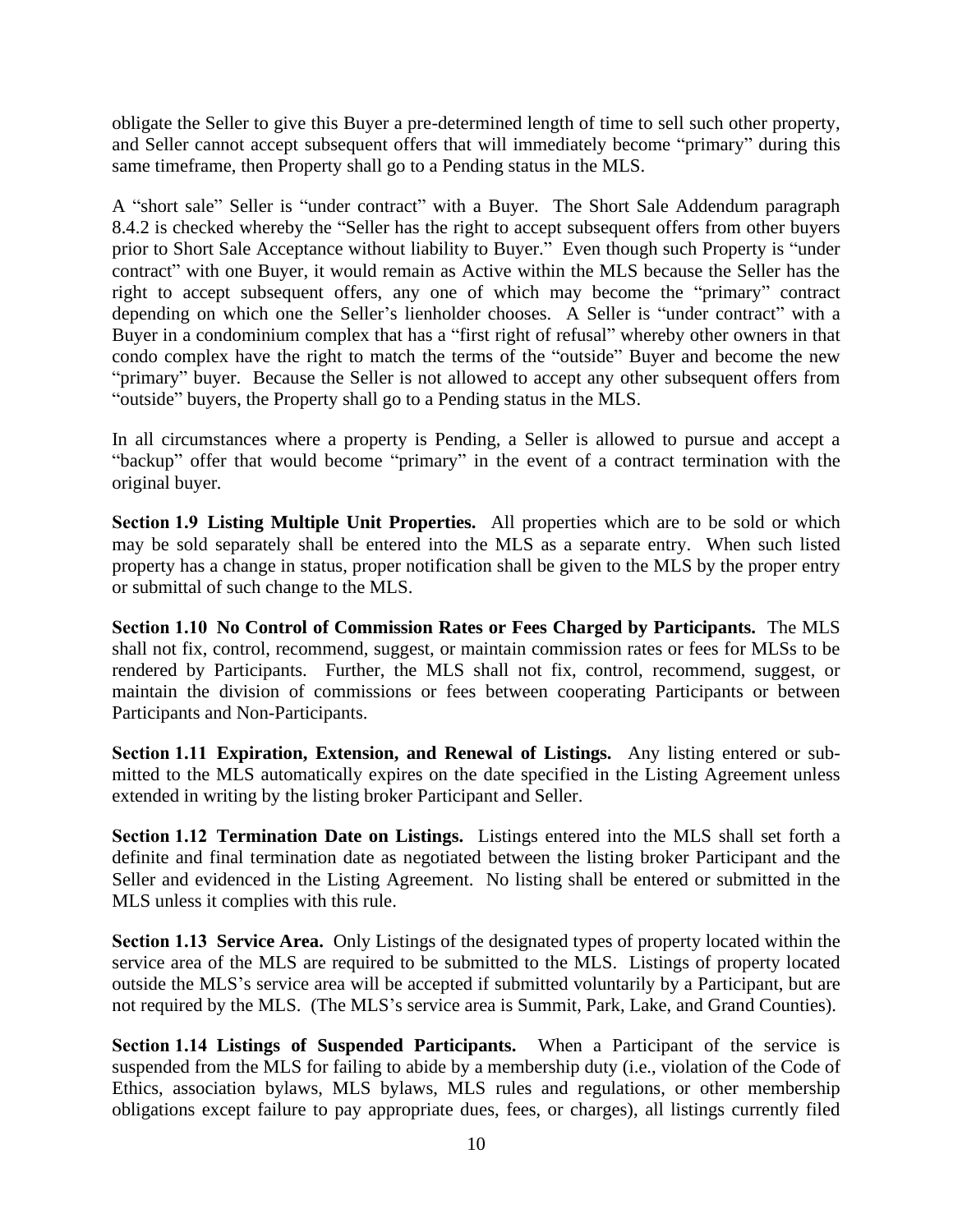obligate the Seller to give this Buyer a pre-determined length of time to sell such other property, and Seller cannot accept subsequent offers that will immediately become "primary" during this same timeframe, then Property shall go to a Pending status in the MLS.

A "short sale" Seller is "under contract" with a Buyer. The Short Sale Addendum paragraph 8.4.2 is checked whereby the "Seller has the right to accept subsequent offers from other buyers prior to Short Sale Acceptance without liability to Buyer." Even though such Property is "under contract" with one Buyer, it would remain as Active within the MLS because the Seller has the right to accept subsequent offers, any one of which may become the "primary" contract depending on which one the Seller's lienholder chooses. A Seller is "under contract" with a Buyer in a condominium complex that has a "first right of refusal" whereby other owners in that condo complex have the right to match the terms of the "outside" Buyer and become the new "primary" buyer. Because the Seller is not allowed to accept any other subsequent offers from "outside" buyers, the Property shall go to a Pending status in the MLS.

In all circumstances where a property is Pending, a Seller is allowed to pursue and accept a "backup" offer that would become "primary" in the event of a contract termination with the original buyer.

**Section 1.9 Listing Multiple Unit Properties.** All properties which are to be sold or which may be sold separately shall be entered into the MLS as a separate entry. When such listed property has a change in status, proper notification shall be given to the MLS by the proper entry or submittal of such change to the MLS.

**Section 1.10 No Control of Commission Rates or Fees Charged by Participants.** The MLS shall not fix, control, recommend, suggest, or maintain commission rates or fees for MLSs to be rendered by Participants. Further, the MLS shall not fix, control, recommend, suggest, or maintain the division of commissions or fees between cooperating Participants or between Participants and Non-Participants.

**Section 1.11 Expiration, Extension, and Renewal of Listings.** Any listing entered or submitted to the MLS automatically expires on the date specified in the Listing Agreement unless extended in writing by the listing broker Participant and Seller.

**Section 1.12 Termination Date on Listings.** Listings entered into the MLS shall set forth a definite and final termination date as negotiated between the listing broker Participant and the Seller and evidenced in the Listing Agreement. No listing shall be entered or submitted in the MLS unless it complies with this rule.

**Section 1.13 Service Area.** Only Listings of the designated types of property located within the service area of the MLS are required to be submitted to the MLS. Listings of property located outside the MLS's service area will be accepted if submitted voluntarily by a Participant, but are not required by the MLS. (The MLS's service area is Summit, Park, Lake, and Grand Counties).

**Section 1.14 Listings of Suspended Participants.** When a Participant of the service is suspended from the MLS for failing to abide by a membership duty (i.e., violation of the Code of Ethics, association bylaws, MLS bylaws, MLS rules and regulations, or other membership obligations except failure to pay appropriate dues, fees, or charges), all listings currently filed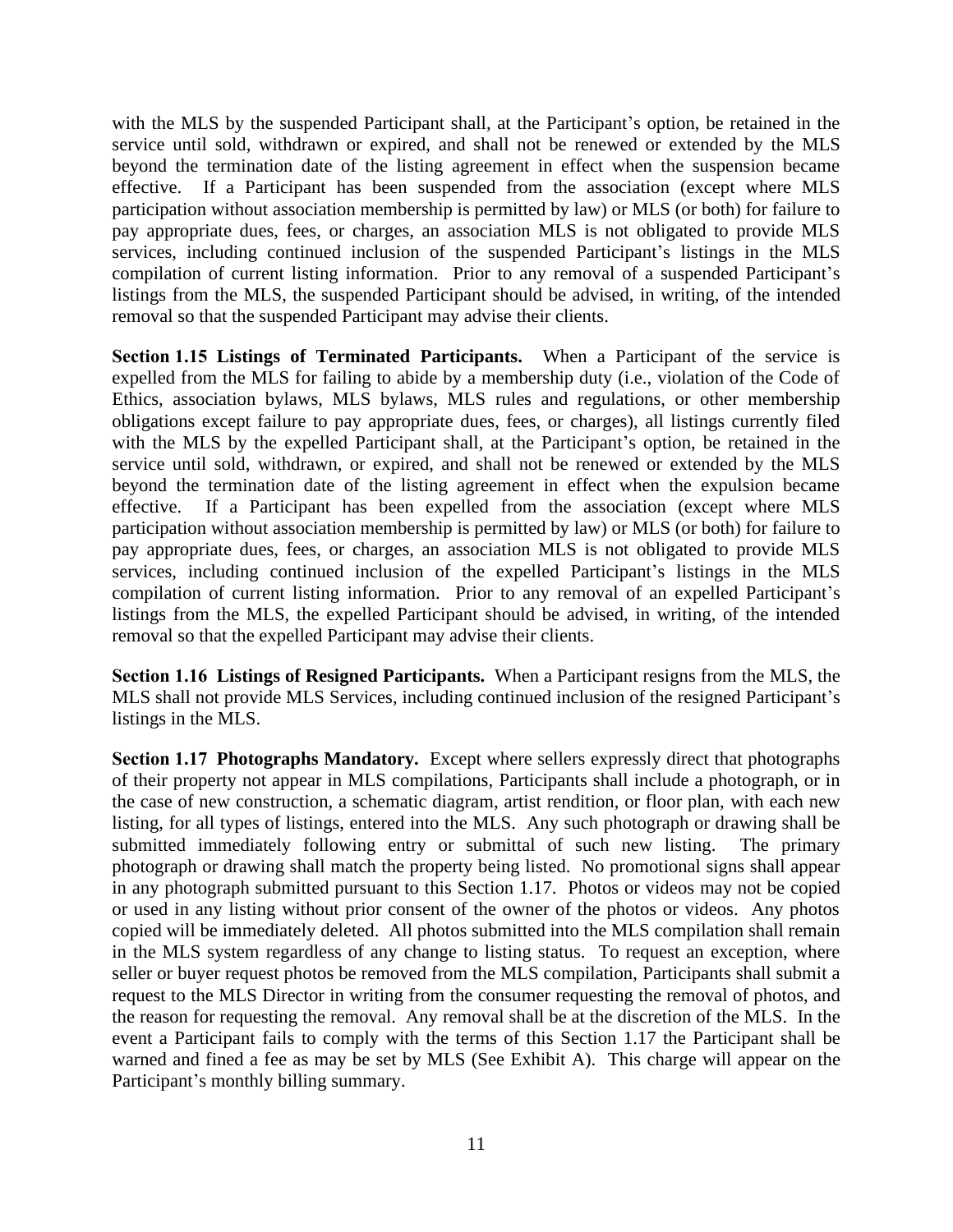with the MLS by the suspended Participant shall, at the Participant's option, be retained in the service until sold, withdrawn or expired, and shall not be renewed or extended by the MLS beyond the termination date of the listing agreement in effect when the suspension became effective. If a Participant has been suspended from the association (except where MLS participation without association membership is permitted by law) or MLS (or both) for failure to pay appropriate dues, fees, or charges, an association MLS is not obligated to provide MLS services, including continued inclusion of the suspended Participant's listings in the MLS compilation of current listing information. Prior to any removal of a suspended Participant's listings from the MLS, the suspended Participant should be advised, in writing, of the intended removal so that the suspended Participant may advise their clients.

**Section 1.15 Listings of Terminated Participants.** When a Participant of the service is expelled from the MLS for failing to abide by a membership duty (i.e., violation of the Code of Ethics, association bylaws, MLS bylaws, MLS rules and regulations, or other membership obligations except failure to pay appropriate dues, fees, or charges), all listings currently filed with the MLS by the expelled Participant shall, at the Participant's option, be retained in the service until sold, withdrawn, or expired, and shall not be renewed or extended by the MLS beyond the termination date of the listing agreement in effect when the expulsion became effective. If a Participant has been expelled from the association (except where MLS participation without association membership is permitted by law) or MLS (or both) for failure to pay appropriate dues, fees, or charges, an association MLS is not obligated to provide MLS services, including continued inclusion of the expelled Participant's listings in the MLS compilation of current listing information. Prior to any removal of an expelled Participant's listings from the MLS, the expelled Participant should be advised, in writing, of the intended removal so that the expelled Participant may advise their clients.

**Section 1.16 Listings of Resigned Participants.** When a Participant resigns from the MLS, the MLS shall not provide MLS Services, including continued inclusion of the resigned Participant's listings in the MLS.

**Section 1.17 Photographs Mandatory.** Except where sellers expressly direct that photographs of their property not appear in MLS compilations, Participants shall include a photograph, or in the case of new construction, a schematic diagram, artist rendition, or floor plan, with each new listing, for all types of listings, entered into the MLS. Any such photograph or drawing shall be submitted immediately following entry or submittal of such new listing. The primary photograph or drawing shall match the property being listed. No promotional signs shall appear in any photograph submitted pursuant to this Section 1.17. Photos or videos may not be copied or used in any listing without prior consent of the owner of the photos or videos. Any photos copied will be immediately deleted. All photos submitted into the MLS compilation shall remain in the MLS system regardless of any change to listing status. To request an exception, where seller or buyer request photos be removed from the MLS compilation, Participants shall submit a request to the MLS Director in writing from the consumer requesting the removal of photos, and the reason for requesting the removal. Any removal shall be at the discretion of the MLS. In the event a Participant fails to comply with the terms of this Section 1.17 the Participant shall be warned and fined a fee as may be set by MLS (See Exhibit A). This charge will appear on the Participant's monthly billing summary.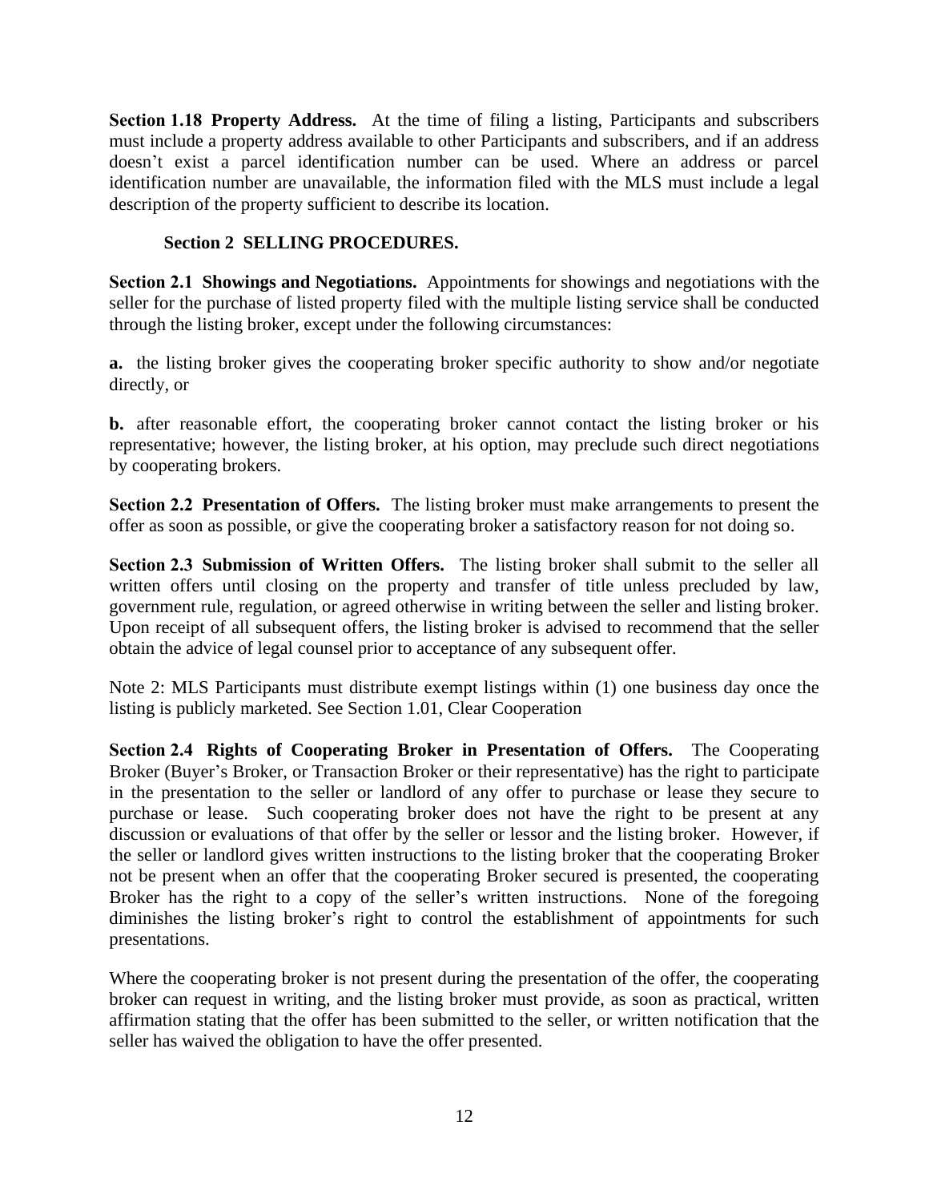**Section 1.18 Property Address.** At the time of filing a listing, Participants and subscribers must include a property address available to other Participants and subscribers, and if an address doesn't exist a parcel identification number can be used. Where an address or parcel identification number are unavailable, the information filed with the MLS must include a legal description of the property sufficient to describe its location.

## Section 2 SELLING PROCEDURES.

**Section 2.1 Showings and Negotiations.** Appointments for showings and negotiations with the seller for the purchase of listed property filed with the multiple listing service shall be conducted through the listing broker, except under the following circumstances:

**a.** the listing broker gives the cooperating broker specific authority to show and/or negotiate directly, or

**b.** after reasonable effort, the cooperating broker cannot contact the listing broker or his representative; however, the listing broker, at his option, may preclude such direct negotiations by cooperating brokers.

**Section 2.2 Presentation of Offers.** The listing broker must make arrangements to present the offer as soon as possible, or give the cooperating broker a satisfactory reason for not doing so.

**Section 2.3 Submission of Written Offers.** The listing broker shall submit to the seller all written offers until closing on the property and transfer of title unless precluded by law, government rule, regulation, or agreed otherwise in writing between the seller and listing broker. Upon receipt of all subsequent offers, the listing broker is advised to recommend that the seller obtain the advice of legal counsel prior to acceptance of any subsequent offer.

Note 2: MLS Participants must distribute exempt listings within (1) one business day once the listing is publicly marketed. See Section 1.01, Clear Cooperation

**Section 2.4 Rights of Cooperating Broker in Presentation of Offers.** The Cooperating Broker (Buyer's Broker, or Transaction Broker or their representative) has the right to participate in the presentation to the seller or landlord of any offer to purchase or lease they secure to purchase or lease. Such cooperating broker does not have the right to be present at any discussion or evaluations of that offer by the seller or lessor and the listing broker. However, if the seller or landlord gives written instructions to the listing broker that the cooperating Broker not be present when an offer that the cooperating Broker secured is presented, the cooperating Broker has the right to a copy of the seller's written instructions. None of the foregoing diminishes the listing broker's right to control the establishment of appointments for such presentations.

Where the cooperating broker is not present during the presentation of the offer, the cooperating broker can request in writing, and the listing broker must provide, as soon as practical, written affirmation stating that the offer has been submitted to the seller, or written notification that the seller has waived the obligation to have the offer presented.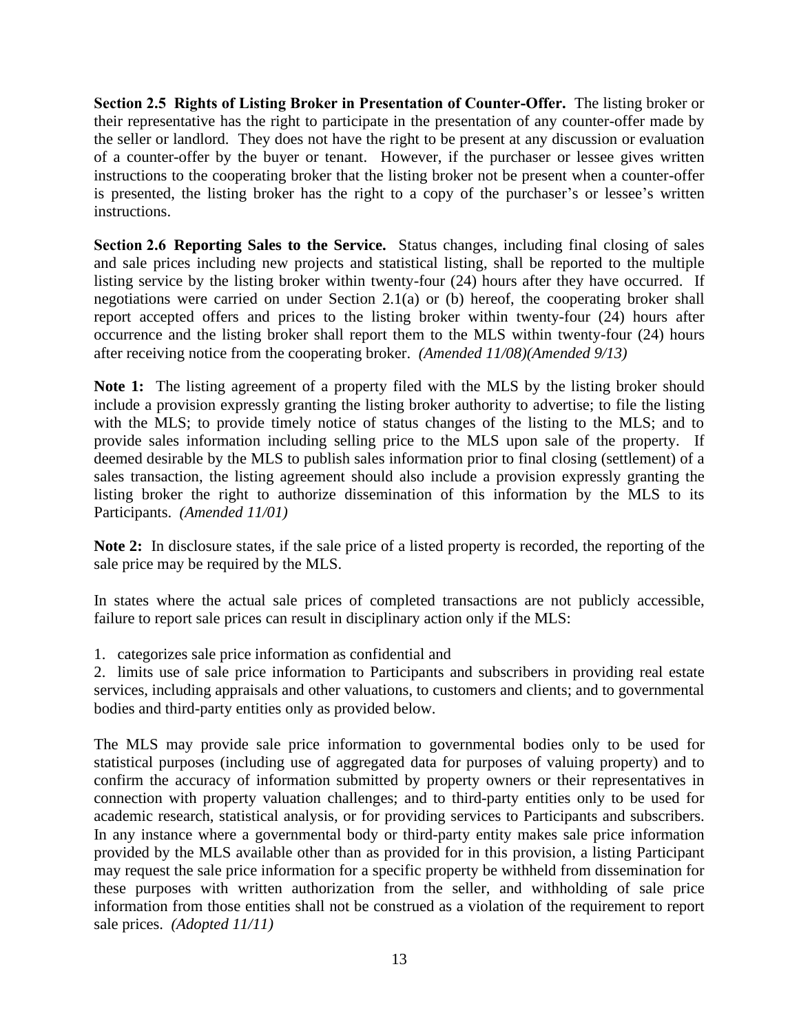**Section 2.5 Rights of Listing Broker in Presentation of Counter-Offer.** The listing broker or their representative has the right to participate in the presentation of any counter-offer made by the seller or landlord. They does not have the right to be present at any discussion or evaluation of a counter-offer by the buyer or tenant. However, if the purchaser or lessee gives written instructions to the cooperating broker that the listing broker not be present when a counter-offer is presented, the listing broker has the right to a copy of the purchaser's or lessee's written instructions.

**Section 2.6 Reporting Sales to the Service.** Status changes, including final closing of sales and sale prices including new projects and statistical listing, shall be reported to the multiple listing service by the listing broker within twenty-four (24) hours after they have occurred. If negotiations were carried on under Section 2.1(a) or (b) hereof, the cooperating broker shall report accepted offers and prices to the listing broker within twenty-four (24) hours after occurrence and the listing broker shall report them to the MLS within twenty-four (24) hours after receiving notice from the cooperating broker. *(Amended 11/08)(Amended 9/13)*

**Note 1:** The listing agreement of a property filed with the MLS by the listing broker should include a provision expressly granting the listing broker authority to advertise; to file the listing with the MLS; to provide timely notice of status changes of the listing to the MLS; and to provide sales information including selling price to the MLS upon sale of the property. If deemed desirable by the MLS to publish sales information prior to final closing (settlement) of a sales transaction, the listing agreement should also include a provision expressly granting the listing broker the right to authorize dissemination of this information by the MLS to its Participants. *(Amended 11/01)*

**Note 2:** In disclosure states, if the sale price of a listed property is recorded, the reporting of the sale price may be required by the MLS.

In states where the actual sale prices of completed transactions are not publicly accessible, failure to report sale prices can result in disciplinary action only if the MLS:

1. categorizes sale price information as confidential and
2. limits use of sale price information to Participants and subscribers in providing real estate services, including appraisals and other valuations, to customers and clients; and to governmental bodies and third-party entities only as provided below.

The MLS may provide sale price information to governmental bodies only to be used for statistical purposes (including use of aggregated data for purposes of valuing property) and to confirm the accuracy of information submitted by property owners or their representatives in connection with property valuation challenges; and to third-party entities only to be used for academic research, statistical analysis, or for providing services to Participants and subscribers. In any instance where a governmental body or third-party entity makes sale price information provided by the MLS available other than as provided for in this provision, a listing Participant may request the sale price information for a specific property be withheld from dissemination for these purposes with written authorization from the seller, and withholding of sale price information from those entities shall not be construed as a violation of the requirement to report sale prices. *(Adopted 11/11)*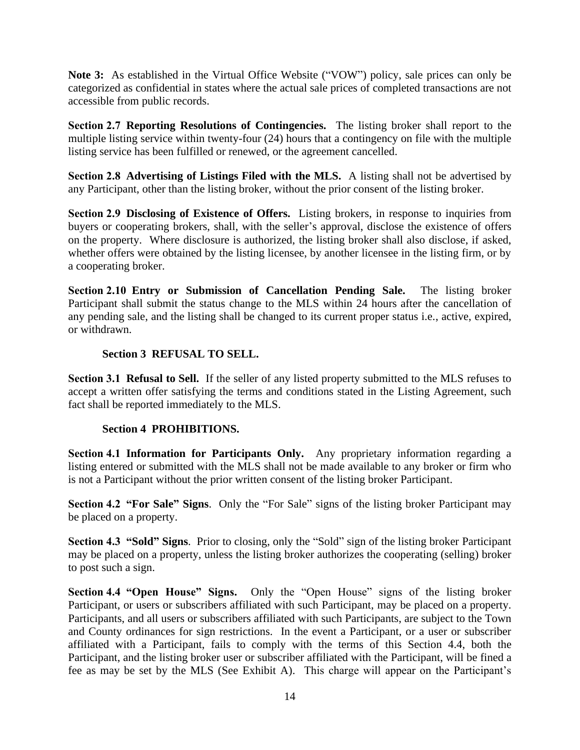**Note 3:** As established in the Virtual Office Website ("VOW") policy, sale prices can only be categorized as confidential in states where the actual sale prices of completed transactions are not accessible from public records.

**Section 2.7 Reporting Resolutions of Contingencies.** The listing broker shall report to the multiple listing service within twenty-four (24) hours that a contingency on file with the multiple listing service has been fulfilled or renewed, or the agreement cancelled.

**Section 2.8 Advertising of Listings Filed with the MLS.** A listing shall not be advertised by any Participant, other than the listing broker, without the prior consent of the listing broker.

**Section 2.9 Disclosing of Existence of Offers.** Listing brokers, in response to inquiries from buyers or cooperating brokers, shall, with the seller's approval, disclose the existence of offers on the property. Where disclosure is authorized, the listing broker shall also disclose, if asked, whether offers were obtained by the listing licensee, by another licensee in the listing firm, or by a cooperating broker.

**Section 2.10 Entry or Submission of Cancellation Pending Sale.** The listing broker Participant shall submit the status change to the MLS within 24 hours after the cancellation of any pending sale, and the listing shall be changed to its current proper status i.e., active, expired, or withdrawn.

## Section 3 REFUSAL TO SELL.

**Section 3.1 Refusal to Sell.** If the seller of any listed property submitted to the MLS refuses to accept a written offer satisfying the terms and conditions stated in the Listing Agreement, such fact shall be reported immediately to the MLS.

## Section 4 PROHIBITIONS.

**Section 4.1 Information for Participants Only.** Any proprietary information regarding a listing entered or submitted with the MLS shall not be made available to any broker or firm who is not a Participant without the prior written consent of the listing broker Participant.

**Section 4.2 "For Sale" Signs**. Only the "For Sale" signs of the listing broker Participant may be placed on a property.

**Section 4.3 "Sold" Signs**. Prior to closing, only the "Sold" sign of the listing broker Participant may be placed on a property, unless the listing broker authorizes the cooperating (selling) broker to post such a sign.

**Section 4.4 "Open House" Signs.** Only the "Open House" signs of the listing broker Participant, or users or subscribers affiliated with such Participant, may be placed on a property. Participants, and all users or subscribers affiliated with such Participants, are subject to the Town and County ordinances for sign restrictions. In the event a Participant, or a user or subscriber affiliated with a Participant, fails to comply with the terms of this Section 4.4, both the Participant, and the listing broker user or subscriber affiliated with the Participant, will be fined a fee as may be set by the MLS (See Exhibit A). This charge will appear on the Participant's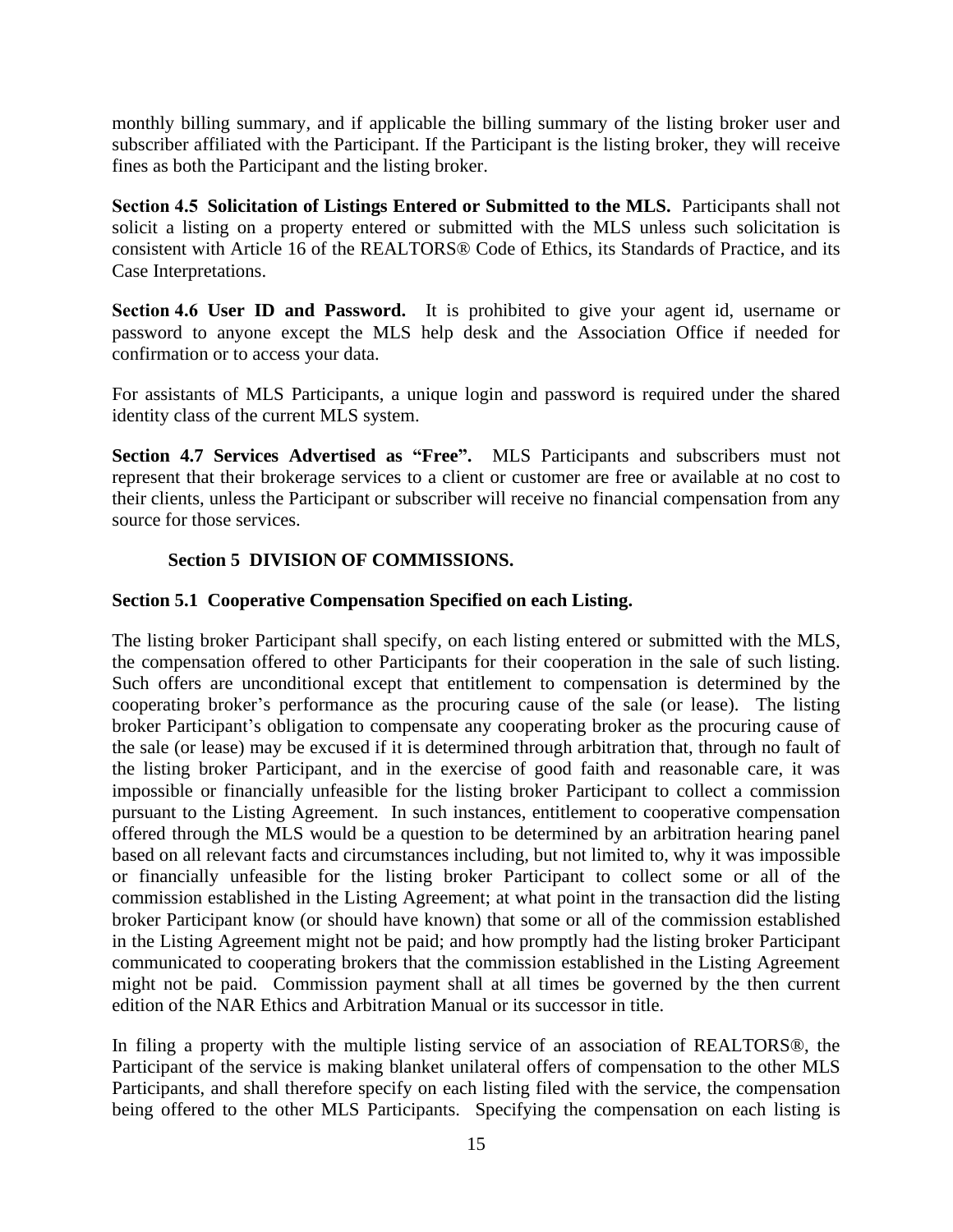monthly billing summary, and if applicable the billing summary of the listing broker user and subscriber affiliated with the Participant. If the Participant is the listing broker, they will receive fines as both the Participant and the listing broker.

**Section 4.5 Solicitation of Listings Entered or Submitted to the MLS.** Participants shall not solicit a listing on a property entered or submitted with the MLS unless such solicitation is consistent with Article 16 of the REALTORS® Code of Ethics, its Standards of Practice, and its Case Interpretations.

**Section 4.6 User ID and Password.** It is prohibited to give your agent id, username or password to anyone except the MLS help desk and the Association Office if needed for confirmation or to access your data.

For assistants of MLS Participants, a unique login and password is required under the shared identity class of the current MLS system.

**Section 4.7 Services Advertised as "Free".** MLS Participants and subscribers must not represent that their brokerage services to a client or customer are free or available at no cost to their clients, unless the Participant or subscriber will receive no financial compensation from any source for those services.

## Section 5 DIVISION OF COMMISSIONS.

**Section 5.1 Cooperative Compensation Specified on each Listing.**

The listing broker Participant shall specify, on each listing entered or submitted with the MLS, the compensation offered to other Participants for their cooperation in the sale of such listing. Such offers are unconditional except that entitlement to compensation is determined by the cooperating broker's performance as the procuring cause of the sale (or lease). The listing broker Participant's obligation to compensate any cooperating broker as the procuring cause of the sale (or lease) may be excused if it is determined through arbitration that, through no fault of the listing broker Participant, and in the exercise of good faith and reasonable care, it was impossible or financially unfeasible for the listing broker Participant to collect a commission pursuant to the Listing Agreement. In such instances, entitlement to cooperative compensation offered through the MLS would be a question to be determined by an arbitration hearing panel based on all relevant facts and circumstances including, but not limited to, why it was impossible or financially unfeasible for the listing broker Participant to collect some or all of the commission established in the Listing Agreement; at what point in the transaction did the listing broker Participant know (or should have known) that some or all of the commission established in the Listing Agreement might not be paid; and how promptly had the listing broker Participant communicated to cooperating brokers that the commission established in the Listing Agreement might not be paid. Commission payment shall at all times be governed by the then current edition of the NAR Ethics and Arbitration Manual or its successor in title.

In filing a property with the multiple listing service of an association of REALTORS®, the Participant of the service is making blanket unilateral offers of compensation to the other MLS Participants, and shall therefore specify on each listing filed with the service, the compensation being offered to the other MLS Participants. Specifying the compensation on each listing is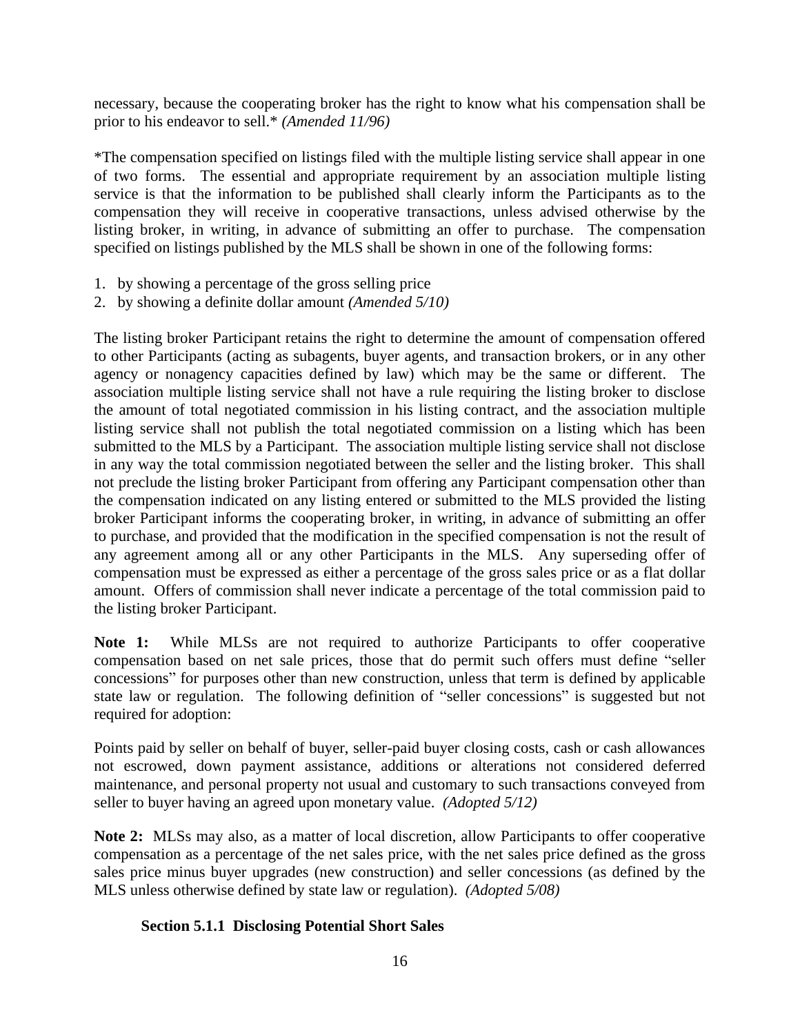necessary, because the cooperating broker has the right to know what his compensation shall be prior to his endeavor to sell.* *(Amended 11/96)*

*The compensation specified on listings filed with the multiple listing service shall appear in one of two forms. The essential and appropriate requirement by an association multiple listing service is that the information to be published shall clearly inform the Participants as to the compensation they will receive in cooperative transactions, unless advised otherwise by the listing broker, in writing, in advance of submitting an offer to purchase. The compensation specified on listings published by the MLS shall be shown in one of the following forms:

1. by showing a percentage of the gross selling price
2. by showing a definite dollar amount *(Amended 5/10)*

The listing broker Participant retains the right to determine the amount of compensation offered to other Participants (acting as subagents, buyer agents, and transaction brokers, or in any other agency or nonagency capacities defined by law) which may be the same or different. The association multiple listing service shall not have a rule requiring the listing broker to disclose the amount of total negotiated commission in his listing contract, and the association multiple listing service shall not publish the total negotiated commission on a listing which has been submitted to the MLS by a Participant. The association multiple listing service shall not disclose in any way the total commission negotiated between the seller and the listing broker. This shall not preclude the listing broker Participant from offering any Participant compensation other than the compensation indicated on any listing entered or submitted to the MLS provided the listing broker Participant informs the cooperating broker, in writing, in advance of submitting an offer to purchase, and provided that the modification in the specified compensation is not the result of any agreement among all or any other Participants in the MLS. Any superseding offer of compensation must be expressed as either a percentage of the gross sales price or as a flat dollar amount. Offers of commission shall never indicate a percentage of the total commission paid to the listing broker Participant.

**Note 1:** While MLSs are not required to authorize Participants to offer cooperative compensation based on net sale prices, those that do permit such offers must define "seller concessions" for purposes other than new construction, unless that term is defined by applicable state law or regulation. The following definition of "seller concessions" is suggested but not required for adoption:

Points paid by seller on behalf of buyer, seller-paid buyer closing costs, cash or cash allowances not escrowed, down payment assistance, additions or alterations not considered deferred maintenance, and personal property not usual and customary to such transactions conveyed from seller to buyer having an agreed upon monetary value. *(Adopted 5/12)*

**Note 2:** MLSs may also, as a matter of local discretion, allow Participants to offer cooperative compensation as a percentage of the net sales price, with the net sales price defined as the gross sales price minus buyer upgrades (new construction) and seller concessions (as defined by the MLS unless otherwise defined by state law or regulation). *(Adopted 5/08)*

### Section 5.1.1 Disclosing Potential Short Sales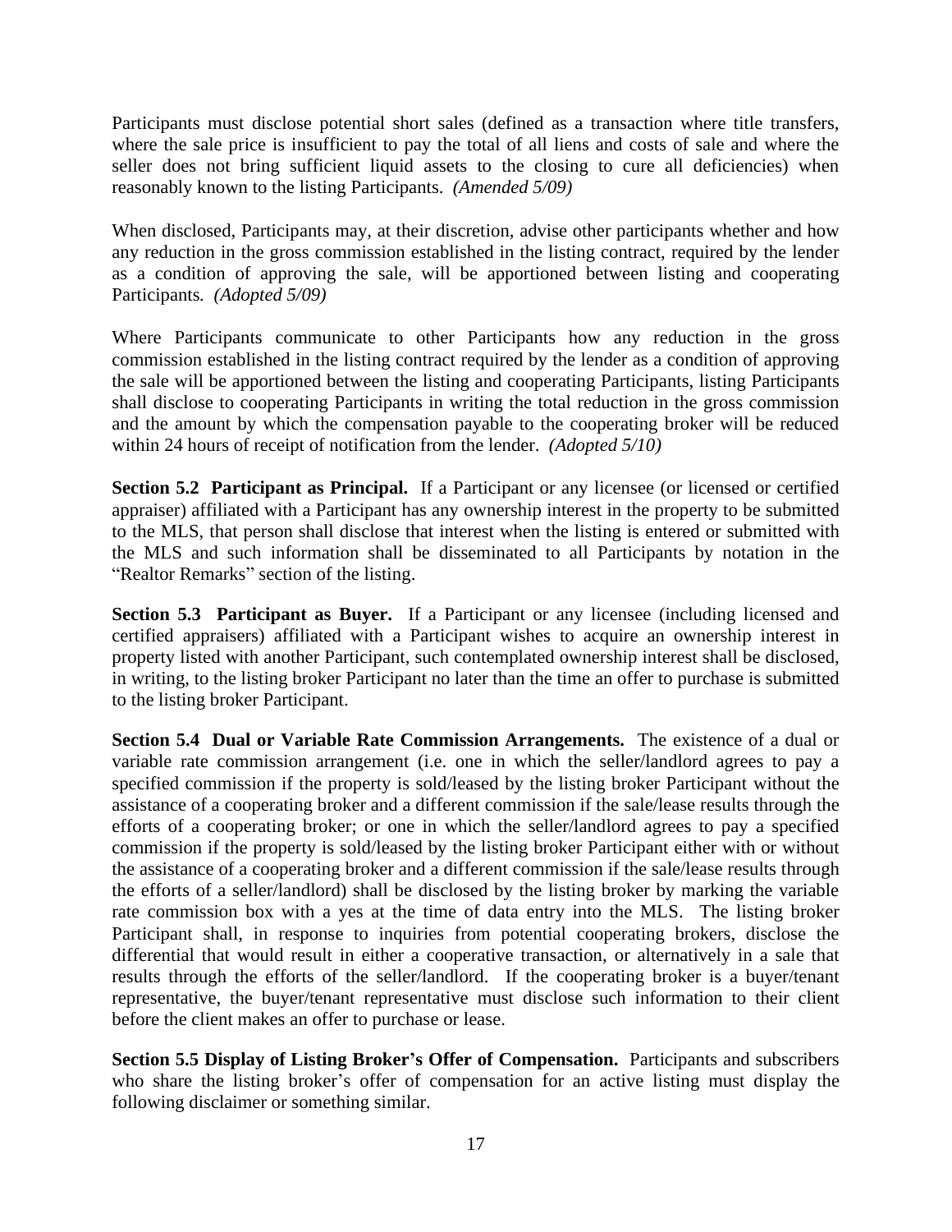Participants must disclose potential short sales (defined as a transaction where title transfers, where the sale price is insufficient to pay the total of all liens and costs of sale and where the seller does not bring sufficient liquid assets to the closing to cure all deficiencies) when reasonably known to the listing Participants. *(Amended 5/09)*

When disclosed, Participants may, at their discretion, advise other participants whether and how any reduction in the gross commission established in the listing contract, required by the lender as a condition of approving the sale, will be apportioned between listing and cooperating Participants. *(Adopted 5/09)*

Where Participants communicate to other Participants how any reduction in the gross commission established in the listing contract required by the lender as a condition of approving the sale will be apportioned between the listing and cooperating Participants, listing Participants shall disclose to cooperating Participants in writing the total reduction in the gross commission and the amount by which the compensation payable to the cooperating broker will be reduced within 24 hours of receipt of notification from the lender. *(Adopted 5/10)*

**Section 5.2 Participant as Principal.** If a Participant or any licensee (or licensed or certified appraiser) affiliated with a Participant has any ownership interest in the property to be submitted to the MLS, that person shall disclose that interest when the listing is entered or submitted with the MLS and such information shall be disseminated to all Participants by notation in the "Realtor Remarks" section of the listing.

**Section 5.3 Participant as Buyer.** If a Participant or any licensee (including licensed and certified appraisers) affiliated with a Participant wishes to acquire an ownership interest in property listed with another Participant, such contemplated ownership interest shall be disclosed, in writing, to the listing broker Participant no later than the time an offer to purchase is submitted to the listing broker Participant.

**Section 5.4 Dual or Variable Rate Commission Arrangements.** The existence of a dual or variable rate commission arrangement (i.e. one in which the seller/landlord agrees to pay a specified commission if the property is sold/leased by the listing broker Participant without the assistance of a cooperating broker and a different commission if the sale/lease results through the efforts of a cooperating broker; or one in which the seller/landlord agrees to pay a specified commission if the property is sold/leased by the listing broker Participant either with or without the assistance of a cooperating broker and a different commission if the sale/lease results through the efforts of a seller/landlord) shall be disclosed by the listing broker by marking the variable rate commission box with a yes at the time of data entry into the MLS. The listing broker Participant shall, in response to inquiries from potential cooperating brokers, disclose the differential that would result in either a cooperative transaction, or alternatively in a sale that results through the efforts of the seller/landlord. If the cooperating broker is a buyer/tenant representative, the buyer/tenant representative must disclose such information to their client before the client makes an offer to purchase or lease.

**Section 5.5 Display of Listing Broker's Offer of Compensation.** Participants and subscribers who share the listing broker's offer of compensation for an active listing must display the following disclaimer or something similar.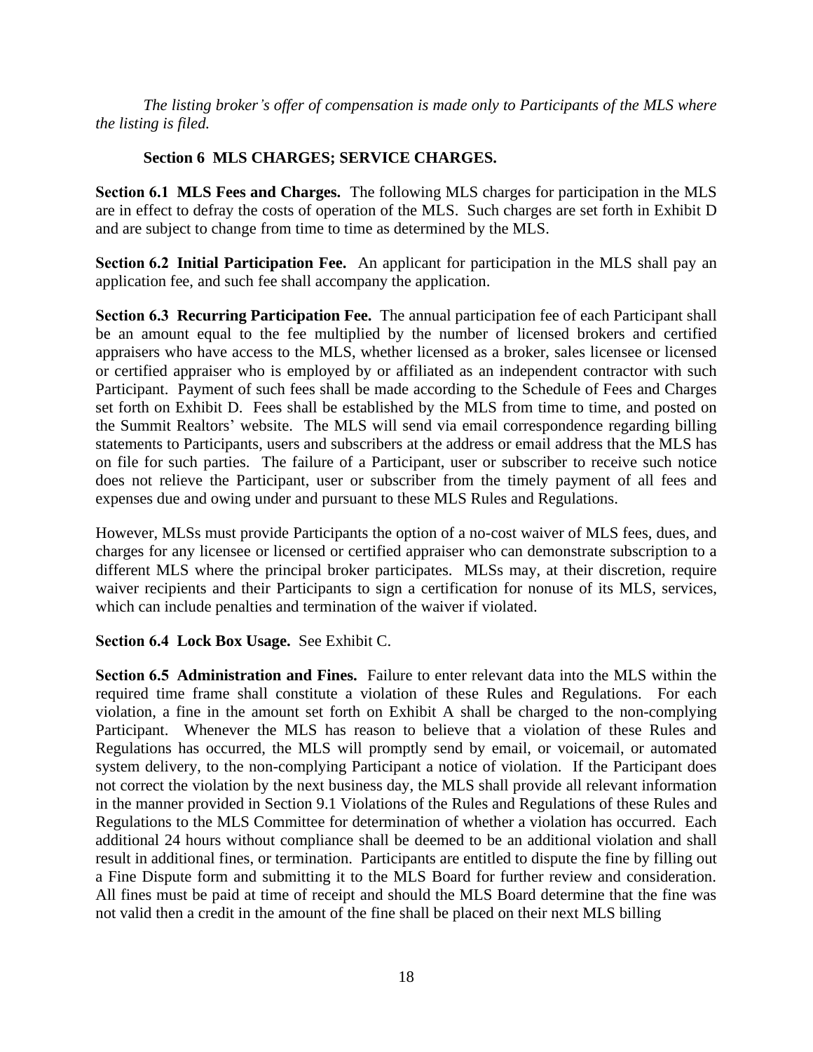*The listing broker's offer of compensation is made only to Participants of the MLS where the listing is filed.*

## Section 6 MLS CHARGES; SERVICE CHARGES.

**Section 6.1 MLS Fees and Charges.** The following MLS charges for participation in the MLS are in effect to defray the costs of operation of the MLS. Such charges are set forth in Exhibit D and are subject to change from time to time as determined by the MLS.

**Section 6.2 Initial Participation Fee.** An applicant for participation in the MLS shall pay an application fee, and such fee shall accompany the application.

**Section 6.3 Recurring Participation Fee.** The annual participation fee of each Participant shall be an amount equal to the fee multiplied by the number of licensed brokers and certified appraisers who have access to the MLS, whether licensed as a broker, sales licensee or licensed or certified appraiser who is employed by or affiliated as an independent contractor with such Participant. Payment of such fees shall be made according to the Schedule of Fees and Charges set forth on Exhibit D. Fees shall be established by the MLS from time to time, and posted on the Summit Realtors' website. The MLS will send via email correspondence regarding billing statements to Participants, users and subscribers at the address or email address that the MLS has on file for such parties. The failure of a Participant, user or subscriber to receive such notice does not relieve the Participant, user or subscriber from the timely payment of all fees and expenses due and owing under and pursuant to these MLS Rules and Regulations.

However, MLSs must provide Participants the option of a no-cost waiver of MLS fees, dues, and charges for any licensee or licensed or certified appraiser who can demonstrate subscription to a different MLS where the principal broker participates. MLSs may, at their discretion, require waiver recipients and their Participants to sign a certification for nonuse of its MLS, services, which can include penalties and termination of the waiver if violated.

**Section 6.4 Lock Box Usage.** See Exhibit C.

**Section 6.5 Administration and Fines.** Failure to enter relevant data into the MLS within the required time frame shall constitute a violation of these Rules and Regulations. For each violation, a fine in the amount set forth on Exhibit A shall be charged to the non-complying Participant. Whenever the MLS has reason to believe that a violation of these Rules and Regulations has occurred, the MLS will promptly send by email, or voicemail, or automated system delivery, to the non-complying Participant a notice of violation. If the Participant does not correct the violation by the next business day, the MLS shall provide all relevant information in the manner provided in Section 9.1 Violations of the Rules and Regulations of these Rules and Regulations to the MLS Committee for determination of whether a violation has occurred. Each additional 24 hours without compliance shall be deemed to be an additional violation and shall result in additional fines, or termination. Participants are entitled to dispute the fine by filling out a Fine Dispute form and submitting it to the MLS Board for further review and consideration. All fines must be paid at time of receipt and should the MLS Board determine that the fine was not valid then a credit in the amount of the fine shall be placed on their next MLS billing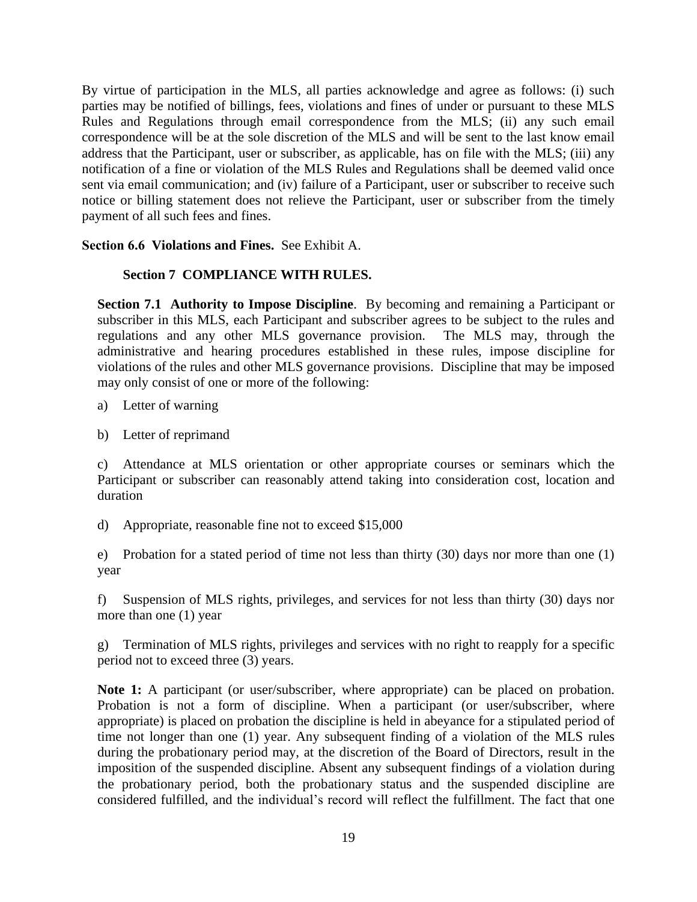By virtue of participation in the MLS, all parties acknowledge and agree as follows: (i) such parties may be notified of billings, fees, violations and fines of under or pursuant to these MLS Rules and Regulations through email correspondence from the MLS; (ii) any such email correspondence will be at the sole discretion of the MLS and will be sent to the last know email address that the Participant, user or subscriber, as applicable, has on file with the MLS; (iii) any notification of a fine or violation of the MLS Rules and Regulations shall be deemed valid once sent via email communication; and (iv) failure of a Participant, user or subscriber to receive such notice or billing statement does not relieve the Participant, user or subscriber from the timely payment of all such fees and fines.

**Section 6.6 Violations and Fines.** See Exhibit A.

## Section 7 COMPLIANCE WITH RULES.

**Section 7.1 Authority to Impose Discipline**. By becoming and remaining a Participant or subscriber in this MLS, each Participant and subscriber agrees to be subject to the rules and regulations and any other MLS governance provision. The MLS may, through the administrative and hearing procedures established in these rules, impose discipline for violations of the rules and other MLS governance provisions. Discipline that may be imposed may only consist of one or more of the following:

a) Letter of warning

b) Letter of reprimand

c) Attendance at MLS orientation or other appropriate courses or seminars which the Participant or subscriber can reasonably attend taking into consideration cost, location and duration

d) Appropriate, reasonable fine not to exceed $15,000

e) Probation for a stated period of time not less than thirty (30) days nor more than one (1) year

f) Suspension of MLS rights, privileges, and services for not less than thirty (30) days nor more than one (1) year

g) Termination of MLS rights, privileges and services with no right to reapply for a specific period not to exceed three (3) years.

**Note 1:** A participant (or user/subscriber, where appropriate) can be placed on probation. Probation is not a form of discipline. When a participant (or user/subscriber, where appropriate) is placed on probation the discipline is held in abeyance for a stipulated period of time not longer than one (1) year. Any subsequent finding of a violation of the MLS rules during the probationary period may, at the discretion of the Board of Directors, result in the imposition of the suspended discipline. Absent any subsequent findings of a violation during the probationary period, both the probationary status and the suspended discipline are considered fulfilled, and the individual's record will reflect the fulfillment. The fact that one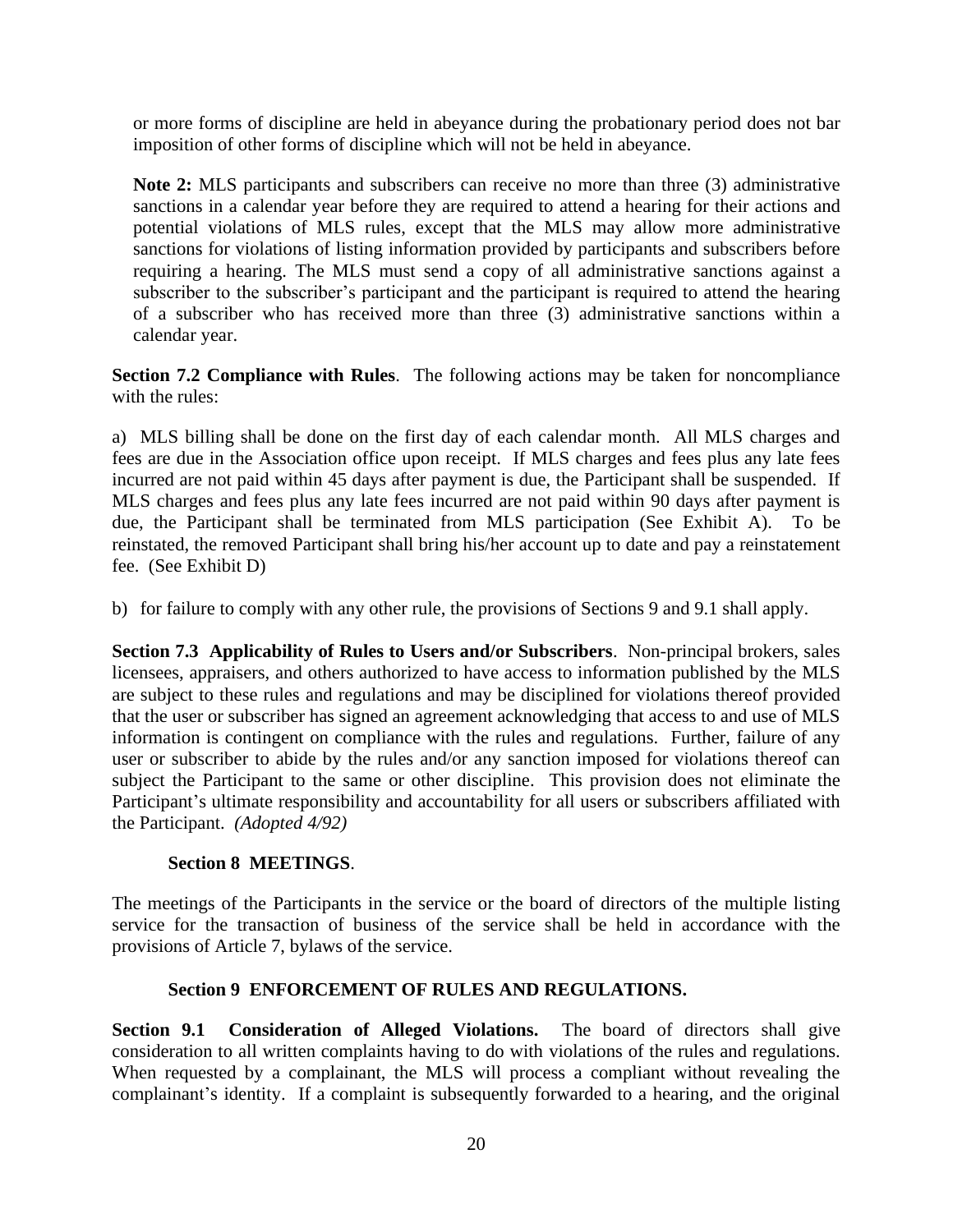or more forms of discipline are held in abeyance during the probationary period does not bar imposition of other forms of discipline which will not be held in abeyance.

**Note 2:** MLS participants and subscribers can receive no more than three (3) administrative sanctions in a calendar year before they are required to attend a hearing for their actions and potential violations of MLS rules, except that the MLS may allow more administrative sanctions for violations of listing information provided by participants and subscribers before requiring a hearing. The MLS must send a copy of all administrative sanctions against a subscriber to the subscriber's participant and the participant is required to attend the hearing of a subscriber who has received more than three (3) administrative sanctions within a calendar year.

**Section 7.2 Compliance with Rules**. The following actions may be taken for noncompliance with the rules:

a) MLS billing shall be done on the first day of each calendar month. All MLS charges and fees are due in the Association office upon receipt. If MLS charges and fees plus any late fees incurred are not paid within 45 days after payment is due, the Participant shall be suspended. If MLS charges and fees plus any late fees incurred are not paid within 90 days after payment is due, the Participant shall be terminated from MLS participation (See Exhibit A). To be reinstated, the removed Participant shall bring his/her account up to date and pay a reinstatement fee. (See Exhibit D)

b) for failure to comply with any other rule, the provisions of Sections 9 and 9.1 shall apply.

**Section 7.3 Applicability of Rules to Users and/or Subscribers**. Non-principal brokers, sales licensees, appraisers, and others authorized to have access to information published by the MLS are subject to these rules and regulations and may be disciplined for violations thereof provided that the user or subscriber has signed an agreement acknowledging that access to and use of MLS information is contingent on compliance with the rules and regulations. Further, failure of any user or subscriber to abide by the rules and/or any sanction imposed for violations thereof can subject the Participant to the same or other discipline. This provision does not eliminate the Participant's ultimate responsibility and accountability for all users or subscribers affiliated with the Participant. *(Adopted 4/92)*

## Section 8 MEETINGS.

The meetings of the Participants in the service or the board of directors of the multiple listing service for the transaction of business of the service shall be held in accordance with the provisions of Article 7, bylaws of the service.

## Section 9 ENFORCEMENT OF RULES AND REGULATIONS.

**Section 9.1 Consideration of Alleged Violations.** The board of directors shall give consideration to all written complaints having to do with violations of the rules and regulations. When requested by a complainant, the MLS will process a compliant without revealing the complainant's identity. If a complaint is subsequently forwarded to a hearing, and the original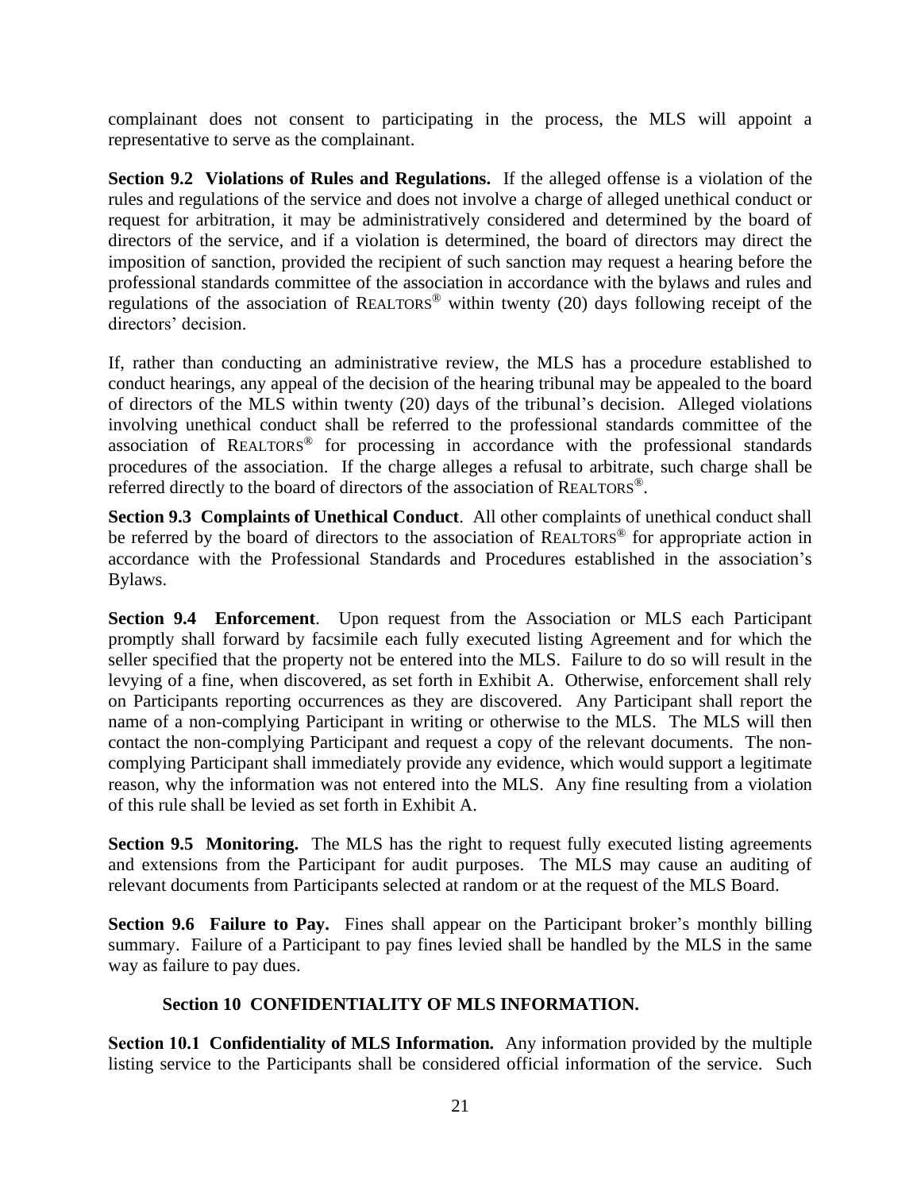complainant does not consent to participating in the process, the MLS will appoint a representative to serve as the complainant.

**Section 9.2 Violations of Rules and Regulations.** If the alleged offense is a violation of the rules and regulations of the service and does not involve a charge of alleged unethical conduct or request for arbitration, it may be administratively considered and determined by the board of directors of the service, and if a violation is determined, the board of directors may direct the imposition of sanction, provided the recipient of such sanction may request a hearing before the professional standards committee of the association in accordance with the bylaws and rules and regulations of the association of REALTORS® within twenty (20) days following receipt of the directors' decision.

If, rather than conducting an administrative review, the MLS has a procedure established to conduct hearings, any appeal of the decision of the hearing tribunal may be appealed to the board of directors of the MLS within twenty (20) days of the tribunal's decision. Alleged violations involving unethical conduct shall be referred to the professional standards committee of the association of REALTORS® for processing in accordance with the professional standards procedures of the association. If the charge alleges a refusal to arbitrate, such charge shall be referred directly to the board of directors of the association of REALTORS®.

**Section 9.3 Complaints of Unethical Conduct**. All other complaints of unethical conduct shall be referred by the board of directors to the association of REALTORS® for appropriate action in accordance with the Professional Standards and Procedures established in the association's Bylaws.

**Section 9.4 Enforcement**. Upon request from the Association or MLS each Participant promptly shall forward by facsimile each fully executed listing Agreement and for which the seller specified that the property not be entered into the MLS. Failure to do so will result in the levying of a fine, when discovered, as set forth in Exhibit A. Otherwise, enforcement shall rely on Participants reporting occurrences as they are discovered. Any Participant shall report the name of a non-complying Participant in writing or otherwise to the MLS. The MLS will then contact the non-complying Participant and request a copy of the relevant documents. The non-complying Participant shall immediately provide any evidence, which would support a legitimate reason, why the information was not entered into the MLS. Any fine resulting from a violation of this rule shall be levied as set forth in Exhibit A.

**Section 9.5 Monitoring.** The MLS has the right to request fully executed listing agreements and extensions from the Participant for audit purposes. The MLS may cause an auditing of relevant documents from Participants selected at random or at the request of the MLS Board.

**Section 9.6 Failure to Pay.** Fines shall appear on the Participant broker's monthly billing summary. Failure of a Participant to pay fines levied shall be handled by the MLS in the same way as failure to pay dues.

## Section 10 CONFIDENTIALITY OF MLS INFORMATION.

**Section 10.1 Confidentiality of MLS Information.** Any information provided by the multiple listing service to the Participants shall be considered official information of the service. Such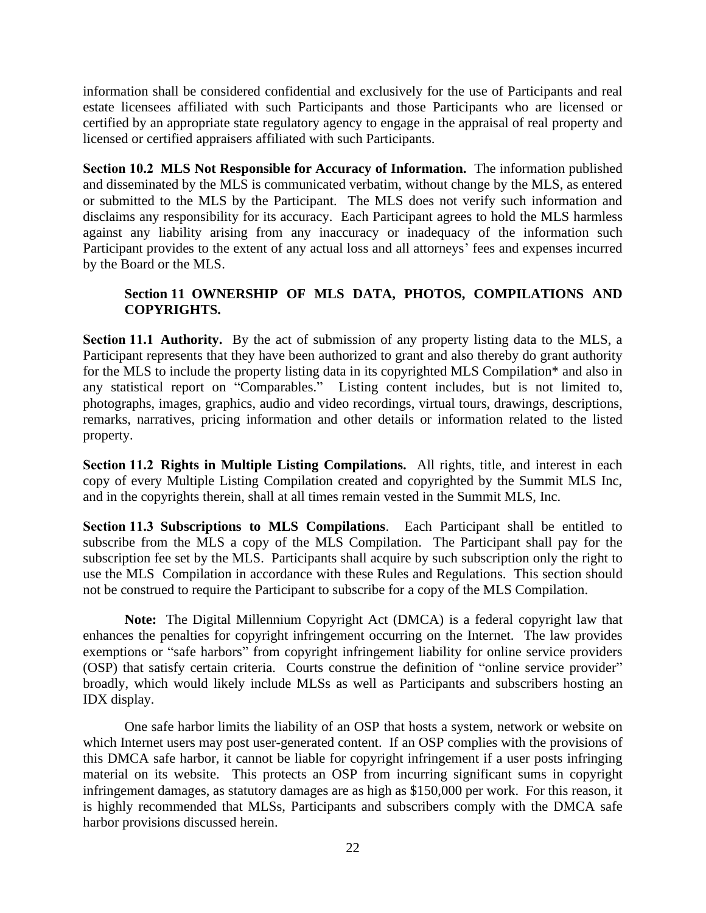information shall be considered confidential and exclusively for the use of Participants and real estate licensees affiliated with such Participants and those Participants who are licensed or certified by an appropriate state regulatory agency to engage in the appraisal of real property and licensed or certified appraisers affiliated with such Participants.

**Section 10.2 MLS Not Responsible for Accuracy of Information.** The information published and disseminated by the MLS is communicated verbatim, without change by the MLS, as entered or submitted to the MLS by the Participant. The MLS does not verify such information and disclaims any responsibility for its accuracy. Each Participant agrees to hold the MLS harmless against any liability arising from any inaccuracy or inadequacy of the information such Participant provides to the extent of any actual loss and all attorneys' fees and expenses incurred by the Board or the MLS.

## Section 11 OWNERSHIP OF MLS DATA, PHOTOS, COMPILATIONS AND COPYRIGHTS.

**Section 11.1 Authority.** By the act of submission of any property listing data to the MLS, a Participant represents that they have been authorized to grant and also thereby do grant authority for the MLS to include the property listing data in its copyrighted MLS Compilation* and also in any statistical report on "Comparables." Listing content includes, but is not limited to, photographs, images, graphics, audio and video recordings, virtual tours, drawings, descriptions, remarks, narratives, pricing information and other details or information related to the listed property.

**Section 11.2 Rights in Multiple Listing Compilations.** All rights, title, and interest in each copy of every Multiple Listing Compilation created and copyrighted by the Summit MLS Inc, and in the copyrights therein, shall at all times remain vested in the Summit MLS, Inc.

**Section 11.3 Subscriptions to MLS Compilations**. Each Participant shall be entitled to subscribe from the MLS a copy of the MLS Compilation. The Participant shall pay for the subscription fee set by the MLS. Participants shall acquire by such subscription only the right to use the MLS Compilation in accordance with these Rules and Regulations. This section should not be construed to require the Participant to subscribe for a copy of the MLS Compilation.

**Note:** The Digital Millennium Copyright Act (DMCA) is a federal copyright law that enhances the penalties for copyright infringement occurring on the Internet. The law provides exemptions or "safe harbors" from copyright infringement liability for online service providers (OSP) that satisfy certain criteria. Courts construe the definition of "online service provider" broadly, which would likely include MLSs as well as Participants and subscribers hosting an IDX display.

One safe harbor limits the liability of an OSP that hosts a system, network or website on which Internet users may post user-generated content. If an OSP complies with the provisions of this DMCA safe harbor, it cannot be liable for copyright infringement if a user posts infringing material on its website. This protects an OSP from incurring significant sums in copyright infringement damages, as statutory damages are as high as $150,000 per work. For this reason, it is highly recommended that MLSs, Participants and subscribers comply with the DMCA safe harbor provisions discussed herein.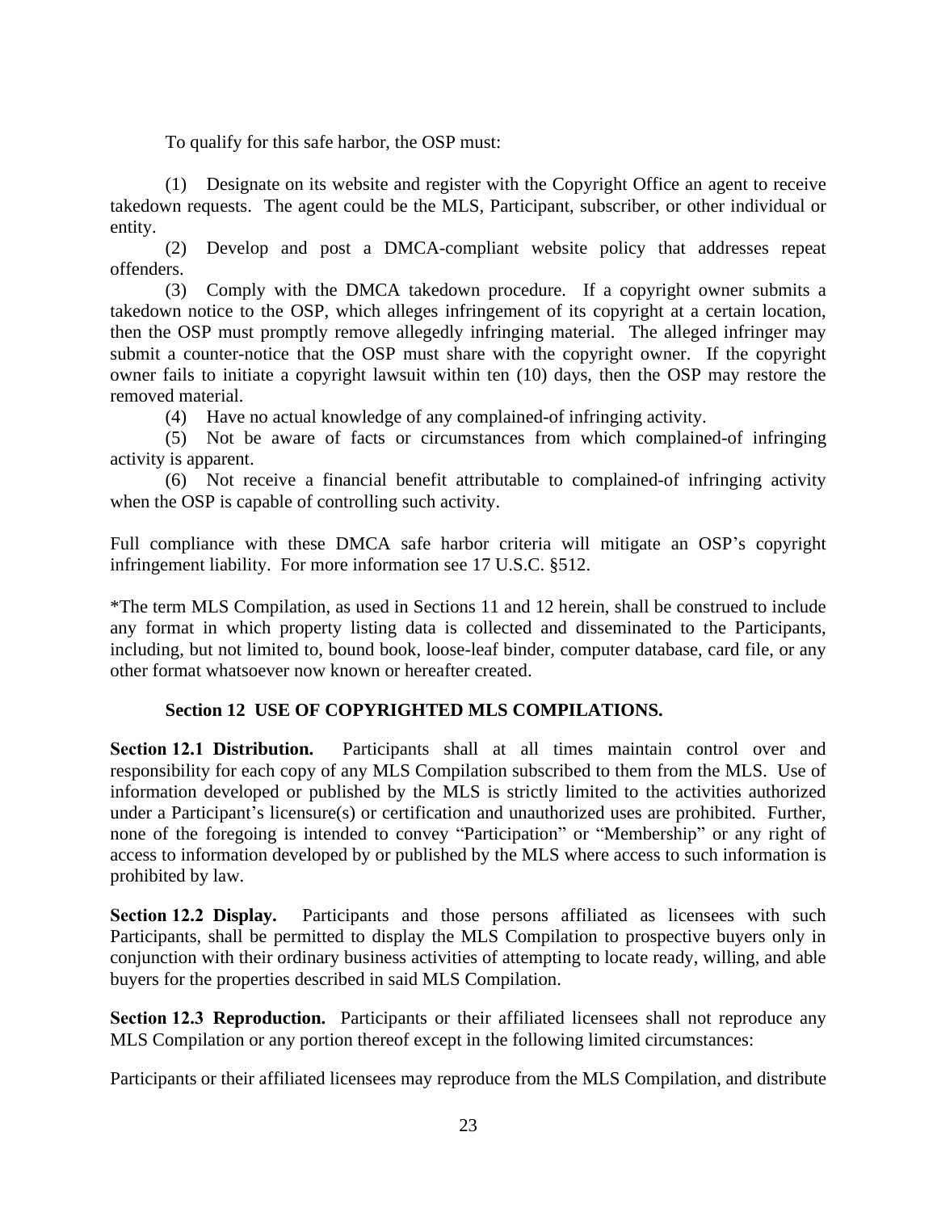To qualify for this safe harbor, the OSP must:

(1) Designate on its website and register with the Copyright Office an agent to receive takedown requests. The agent could be the MLS, Participant, subscriber, or other individual or entity.

(2) Develop and post a DMCA-compliant website policy that addresses repeat offenders.

(3) Comply with the DMCA takedown procedure. If a copyright owner submits a takedown notice to the OSP, which alleges infringement of its copyright at a certain location, then the OSP must promptly remove allegedly infringing material. The alleged infringer may submit a counter-notice that the OSP must share with the copyright owner. If the copyright owner fails to initiate a copyright lawsuit within ten (10) days, then the OSP may restore the removed material.

(4) Have no actual knowledge of any complained-of infringing activity.

(5) Not be aware of facts or circumstances from which complained-of infringing activity is apparent.

(6) Not receive a financial benefit attributable to complained-of infringing activity when the OSP is capable of controlling such activity.

Full compliance with these DMCA safe harbor criteria will mitigate an OSP's copyright infringement liability. For more information see 17 U.S.C. §512.

*The term MLS Compilation, as used in Sections 11 and 12 herein, shall be construed to include any format in which property listing data is collected and disseminated to the Participants, including, but not limited to, bound book, loose-leaf binder, computer database, card file, or any other format whatsoever now known or hereafter created.

## Section 12 USE OF COPYRIGHTED MLS COMPILATIONS.

**Section 12.1 Distribution.** Participants shall at all times maintain control over and responsibility for each copy of any MLS Compilation subscribed to them from the MLS. Use of information developed or published by the MLS is strictly limited to the activities authorized under a Participant's licensure(s) or certification and unauthorized uses are prohibited. Further, none of the foregoing is intended to convey "Participation" or "Membership" or any right of access to information developed by or published by the MLS where access to such information is prohibited by law.

**Section 12.2 Display.** Participants and those persons affiliated as licensees with such Participants, shall be permitted to display the MLS Compilation to prospective buyers only in conjunction with their ordinary business activities of attempting to locate ready, willing, and able buyers for the properties described in said MLS Compilation.

**Section 12.3 Reproduction.** Participants or their affiliated licensees shall not reproduce any MLS Compilation or any portion thereof except in the following limited circumstances:

Participants or their affiliated licensees may reproduce from the MLS Compilation, and distribute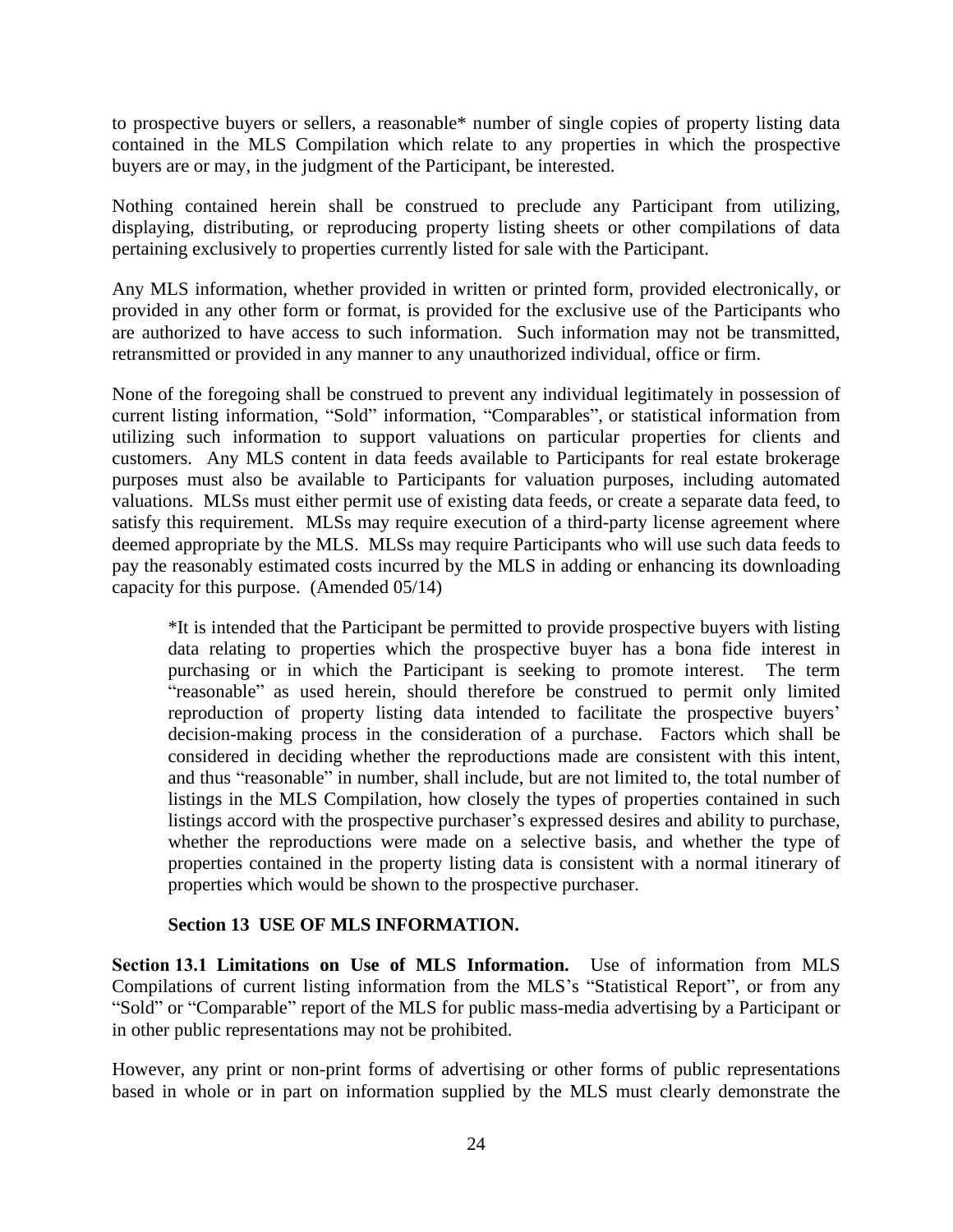to prospective buyers or sellers, a reasonable* number of single copies of property listing data contained in the MLS Compilation which relate to any properties in which the prospective buyers are or may, in the judgment of the Participant, be interested.

Nothing contained herein shall be construed to preclude any Participant from utilizing, displaying, distributing, or reproducing property listing sheets or other compilations of data pertaining exclusively to properties currently listed for sale with the Participant.

Any MLS information, whether provided in written or printed form, provided electronically, or provided in any other form or format, is provided for the exclusive use of the Participants who are authorized to have access to such information. Such information may not be transmitted, retransmitted or provided in any manner to any unauthorized individual, office or firm.

None of the foregoing shall be construed to prevent any individual legitimately in possession of current listing information, "Sold" information, "Comparables", or statistical information from utilizing such information to support valuations on particular properties for clients and customers. Any MLS content in data feeds available to Participants for real estate brokerage purposes must also be available to Participants for valuation purposes, including automated valuations. MLSs must either permit use of existing data feeds, or create a separate data feed, to satisfy this requirement. MLSs may require execution of a third-party license agreement where deemed appropriate by the MLS. MLSs may require Participants who will use such data feeds to pay the reasonably estimated costs incurred by the MLS in adding or enhancing its downloading capacity for this purpose. (Amended 05/14)

> *It is intended that the Participant be permitted to provide prospective buyers with listing data relating to properties which the prospective buyer has a bona fide interest in purchasing or in which the Participant is seeking to promote interest. The term "reasonable" as used herein, should therefore be construed to permit only limited reproduction of property listing data intended to facilitate the prospective buyers' decision-making process in the consideration of a purchase. Factors which shall be considered in deciding whether the reproductions made are consistent with this intent, and thus "reasonable" in number, shall include, but are not limited to, the total number of listings in the MLS Compilation, how closely the types of properties contained in such listings accord with the prospective purchaser's expressed desires and ability to purchase, whether the reproductions were made on a selective basis, and whether the type of properties contained in the property listing data is consistent with a normal itinerary of properties which would be shown to the prospective purchaser.

## Section 13 USE OF MLS INFORMATION.

**Section 13.1 Limitations on Use of MLS Information.** Use of information from MLS Compilations of current listing information from the MLS's "Statistical Report", or from any "Sold" or "Comparable" report of the MLS for public mass-media advertising by a Participant or in other public representations may not be prohibited.

However, any print or non-print forms of advertising or other forms of public representations based in whole or in part on information supplied by the MLS must clearly demonstrate the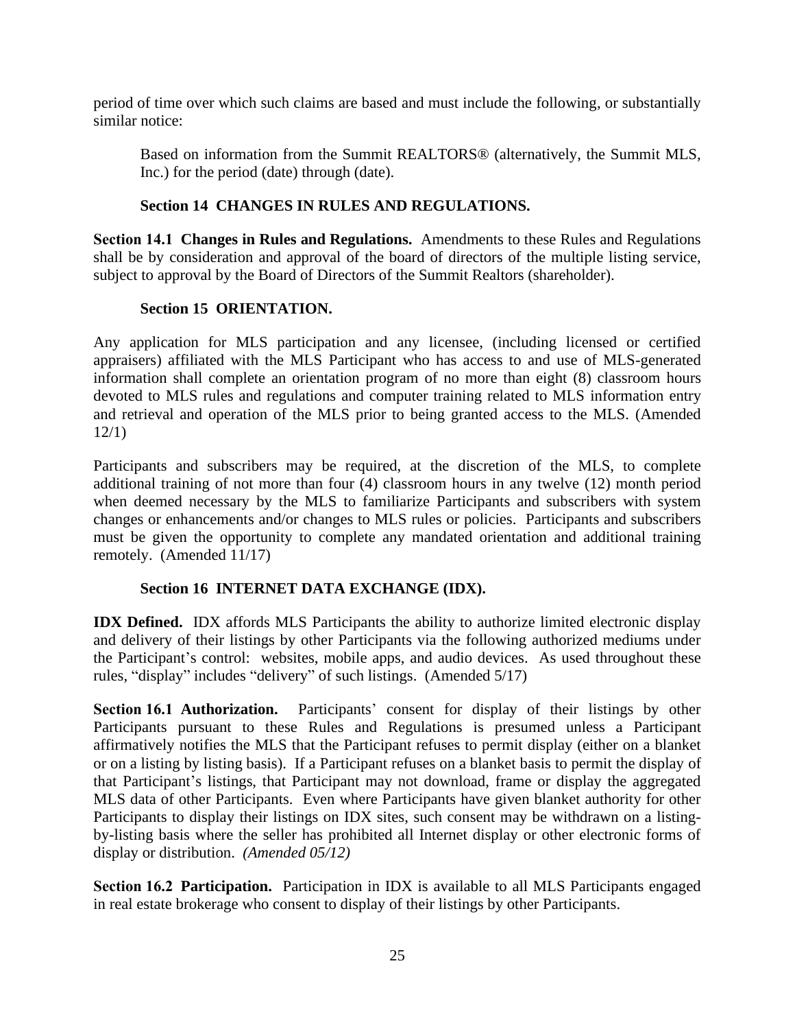period of time over which such claims are based and must include the following, or substantially similar notice:

> Based on information from the Summit REALTORS® (alternatively, the Summit MLS, Inc.) for the period (date) through (date).

## Section 14 CHANGES IN RULES AND REGULATIONS.

**Section 14.1 Changes in Rules and Regulations.** Amendments to these Rules and Regulations shall be by consideration and approval of the board of directors of the multiple listing service, subject to approval by the Board of Directors of the Summit Realtors (shareholder).

## Section 15 ORIENTATION.

Any application for MLS participation and any licensee, (including licensed or certified appraisers) affiliated with the MLS Participant who has access to and use of MLS-generated information shall complete an orientation program of no more than eight (8) classroom hours devoted to MLS rules and regulations and computer training related to MLS information entry and retrieval and operation of the MLS prior to being granted access to the MLS. (Amended 12/1)

Participants and subscribers may be required, at the discretion of the MLS, to complete additional training of not more than four (4) classroom hours in any twelve (12) month period when deemed necessary by the MLS to familiarize Participants and subscribers with system changes or enhancements and/or changes to MLS rules or policies. Participants and subscribers must be given the opportunity to complete any mandated orientation and additional training remotely. (Amended 11/17)

## Section 16 INTERNET DATA EXCHANGE (IDX).

**IDX Defined.** IDX affords MLS Participants the ability to authorize limited electronic display and delivery of their listings by other Participants via the following authorized mediums under the Participant's control: websites, mobile apps, and audio devices. As used throughout these rules, "display" includes "delivery" of such listings. (Amended 5/17)

**Section 16.1 Authorization.** Participants' consent for display of their listings by other Participants pursuant to these Rules and Regulations is presumed unless a Participant affirmatively notifies the MLS that the Participant refuses to permit display (either on a blanket or on a listing by listing basis). If a Participant refuses on a blanket basis to permit the display of that Participant's listings, that Participant may not download, frame or display the aggregated MLS data of other Participants. Even where Participants have given blanket authority for other Participants to display their listings on IDX sites, such consent may be withdrawn on a listing-by-listing basis where the seller has prohibited all Internet display or other electronic forms of display or distribution. *(Amended 05/12)*

**Section 16.2 Participation.** Participation in IDX is available to all MLS Participants engaged in real estate brokerage who consent to display of their listings by other Participants.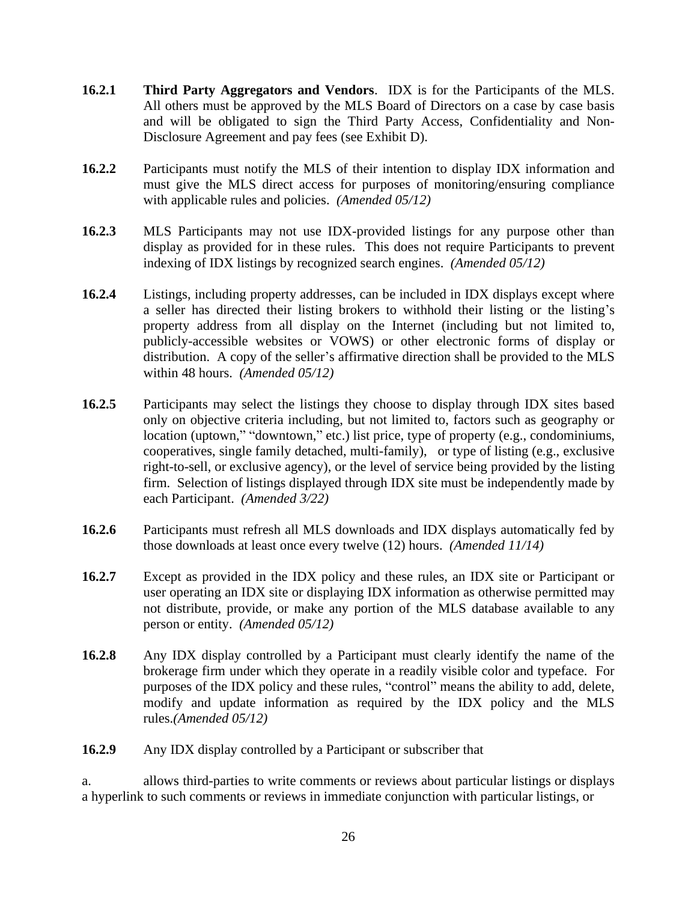**16.2.1** **Third Party Aggregators and Vendors**. IDX is for the Participants of the MLS. All others must be approved by the MLS Board of Directors on a case by case basis and will be obligated to sign the Third Party Access, Confidentiality and Non-Disclosure Agreement and pay fees (see Exhibit D).

**16.2.2** Participants must notify the MLS of their intention to display IDX information and must give the MLS direct access for purposes of monitoring/ensuring compliance with applicable rules and policies. *(Amended 05/12)*

**16.2.3** MLS Participants may not use IDX-provided listings for any purpose other than display as provided for in these rules. This does not require Participants to prevent indexing of IDX listings by recognized search engines. *(Amended 05/12)*

**16.2.4** Listings, including property addresses, can be included in IDX displays except where a seller has directed their listing brokers to withhold their listing or the listing's property address from all display on the Internet (including but not limited to, publicly-accessible websites or VOWS) or other electronic forms of display or distribution. A copy of the seller's affirmative direction shall be provided to the MLS within 48 hours. *(Amended 05/12)*

**16.2.5** Participants may select the listings they choose to display through IDX sites based only on objective criteria including, but not limited to, factors such as geography or location (uptown," "downtown," etc.) list price, type of property (e.g., condominiums, cooperatives, single family detached, multi-family), or type of listing (e.g., exclusive right-to-sell, or exclusive agency), or the level of service being provided by the listing firm. Selection of listings displayed through IDX site must be independently made by each Participant. *(Amended 3/22)*

**16.2.6** Participants must refresh all MLS downloads and IDX displays automatically fed by those downloads at least once every twelve (12) hours. *(Amended 11/14)*

**16.2.7** Except as provided in the IDX policy and these rules, an IDX site or Participant or user operating an IDX site or displaying IDX information as otherwise permitted may not distribute, provide, or make any portion of the MLS database available to any person or entity. *(Amended 05/12)*

**16.2.8** Any IDX display controlled by a Participant must clearly identify the name of the brokerage firm under which they operate in a readily visible color and typeface. For purposes of the IDX policy and these rules, "control" means the ability to add, delete, modify and update information as required by the IDX policy and the MLS rules.*(Amended 05/12)*

**16.2.9** Any IDX display controlled by a Participant or subscriber that

a. allows third-parties to write comments or reviews about particular listings or displays a hyperlink to such comments or reviews in immediate conjunction with particular listings, or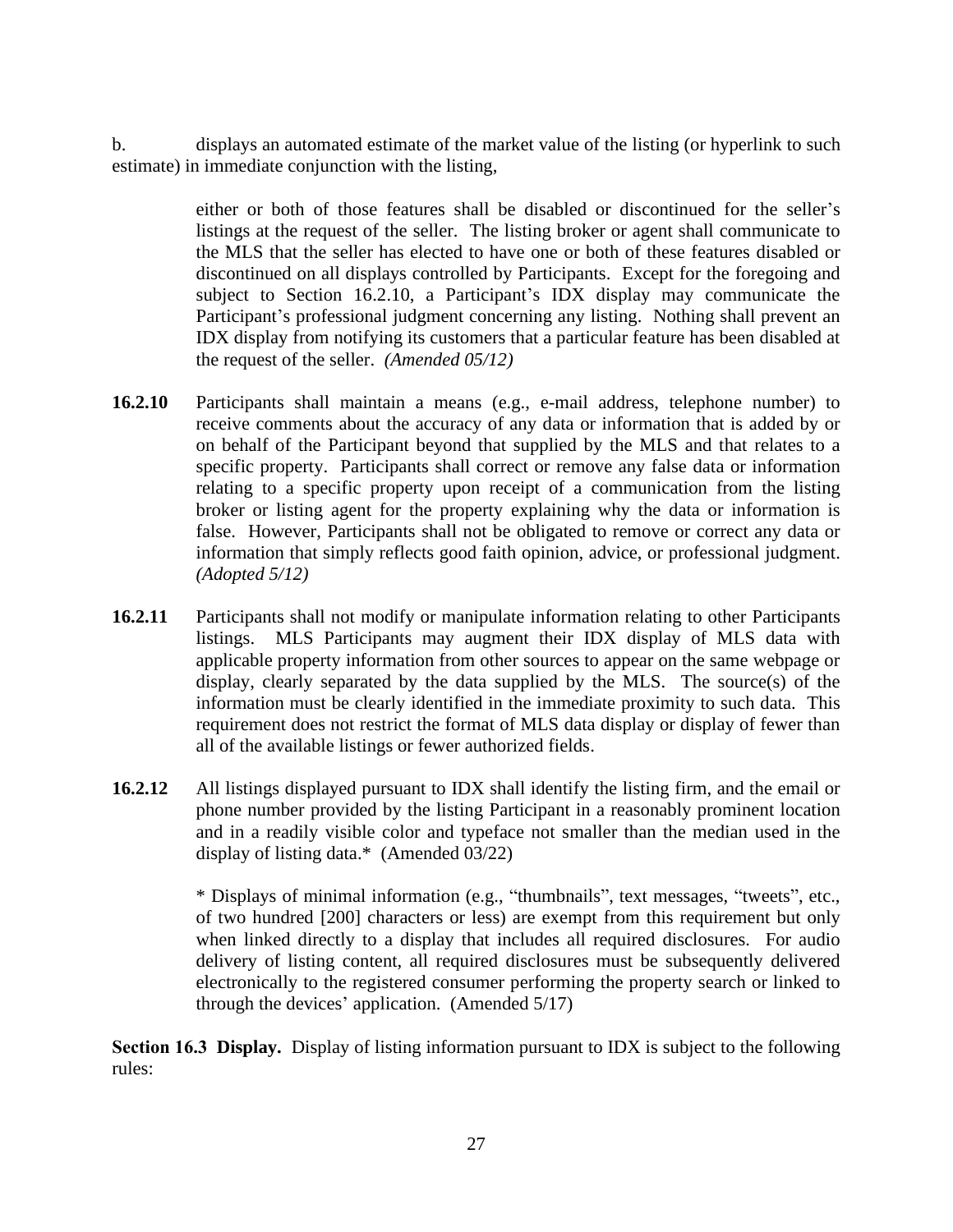b. displays an automated estimate of the market value of the listing (or hyperlink to such estimate) in immediate conjunction with the listing,

> either or both of those features shall be disabled or discontinued for the seller's listings at the request of the seller. The listing broker or agent shall communicate to the MLS that the seller has elected to have one or both of these features disabled or discontinued on all displays controlled by Participants. Except for the foregoing and subject to Section 16.2.10, a Participant's IDX display may communicate the Participant's professional judgment concerning any listing. Nothing shall prevent an IDX display from notifying its customers that a particular feature has been disabled at the request of the seller. *(Amended 05/12)*

**16.2.10** Participants shall maintain a means (e.g., e-mail address, telephone number) to receive comments about the accuracy of any data or information that is added by or on behalf of the Participant beyond that supplied by the MLS and that relates to a specific property. Participants shall correct or remove any false data or information relating to a specific property upon receipt of a communication from the listing broker or listing agent for the property explaining why the data or information is false. However, Participants shall not be obligated to remove or correct any data or information that simply reflects good faith opinion, advice, or professional judgment. *(Adopted 5/12)*

**16.2.11** Participants shall not modify or manipulate information relating to other Participants listings. MLS Participants may augment their IDX display of MLS data with applicable property information from other sources to appear on the same webpage or display, clearly separated by the data supplied by the MLS. The source(s) of the information must be clearly identified in the immediate proximity to such data. This requirement does not restrict the format of MLS data display or display of fewer than all of the available listings or fewer authorized fields.

**16.2.12** All listings displayed pursuant to IDX shall identify the listing firm, and the email or phone number provided by the listing Participant in a reasonably prominent location and in a readily visible color and typeface not smaller than the median used in the display of listing data.* (Amended 03/22)

> * Displays of minimal information (e.g., "thumbnails", text messages, "tweets", etc., of two hundred [200] characters or less) are exempt from this requirement but only when linked directly to a display that includes all required disclosures. For audio delivery of listing content, all required disclosures must be subsequently delivered electronically to the registered consumer performing the property search or linked to through the devices' application. (Amended 5/17)

**Section 16.3 Display.** Display of listing information pursuant to IDX is subject to the following rules: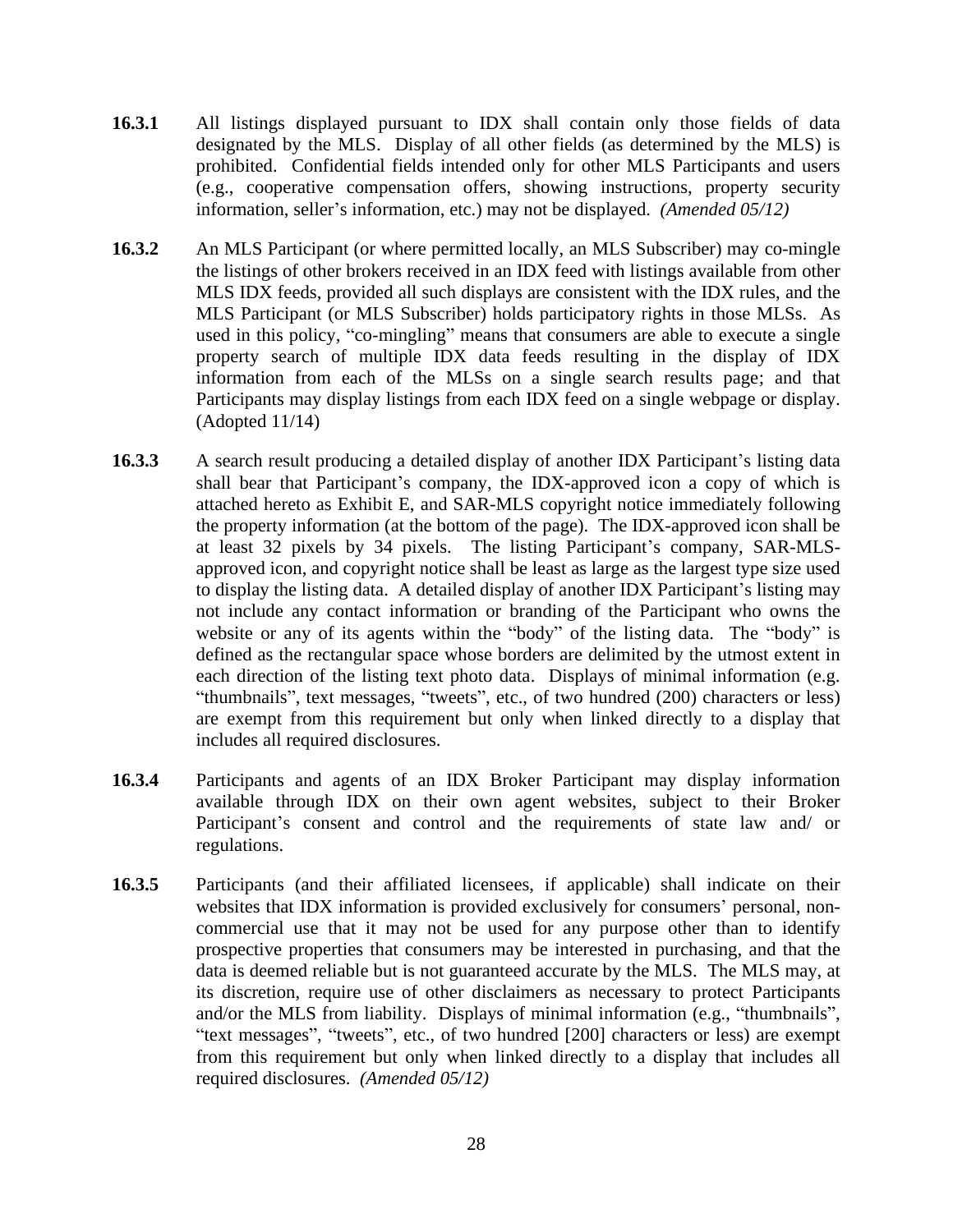**16.3.1** All listings displayed pursuant to IDX shall contain only those fields of data designated by the MLS. Display of all other fields (as determined by the MLS) is prohibited. Confidential fields intended only for other MLS Participants and users (e.g., cooperative compensation offers, showing instructions, property security information, seller's information, etc.) may not be displayed. *(Amended 05/12)*

**16.3.2** An MLS Participant (or where permitted locally, an MLS Subscriber) may co-mingle the listings of other brokers received in an IDX feed with listings available from other MLS IDX feeds, provided all such displays are consistent with the IDX rules, and the MLS Participant (or MLS Subscriber) holds participatory rights in those MLSs. As used in this policy, "co-mingling" means that consumers are able to execute a single property search of multiple IDX data feeds resulting in the display of IDX information from each of the MLSs on a single search results page; and that Participants may display listings from each IDX feed on a single webpage or display. (Adopted 11/14)

**16.3.3** A search result producing a detailed display of another IDX Participant's listing data shall bear that Participant's company, the IDX-approved icon a copy of which is attached hereto as Exhibit E, and SAR-MLS copyright notice immediately following the property information (at the bottom of the page). The IDX-approved icon shall be at least 32 pixels by 34 pixels. The listing Participant's company, SAR-MLS-approved icon, and copyright notice shall be least as large as the largest type size used to display the listing data. A detailed display of another IDX Participant's listing may not include any contact information or branding of the Participant who owns the website or any of its agents within the "body" of the listing data. The "body" is defined as the rectangular space whose borders are delimited by the utmost extent in each direction of the listing text photo data. Displays of minimal information (e.g. "thumbnails", text messages, "tweets", etc., of two hundred (200) characters or less) are exempt from this requirement but only when linked directly to a display that includes all required disclosures.

**16.3.4** Participants and agents of an IDX Broker Participant may display information available through IDX on their own agent websites, subject to their Broker Participant's consent and control and the requirements of state law and/ or regulations.

**16.3.5** Participants (and their affiliated licensees, if applicable) shall indicate on their websites that IDX information is provided exclusively for consumers' personal, non-commercial use that it may not be used for any purpose other than to identify prospective properties that consumers may be interested in purchasing, and that the data is deemed reliable but is not guaranteed accurate by the MLS. The MLS may, at its discretion, require use of other disclaimers as necessary to protect Participants and/or the MLS from liability. Displays of minimal information (e.g., "thumbnails", "text messages", "tweets", etc., of two hundred [200] characters or less) are exempt from this requirement but only when linked directly to a display that includes all required disclosures. *(Amended 05/12)*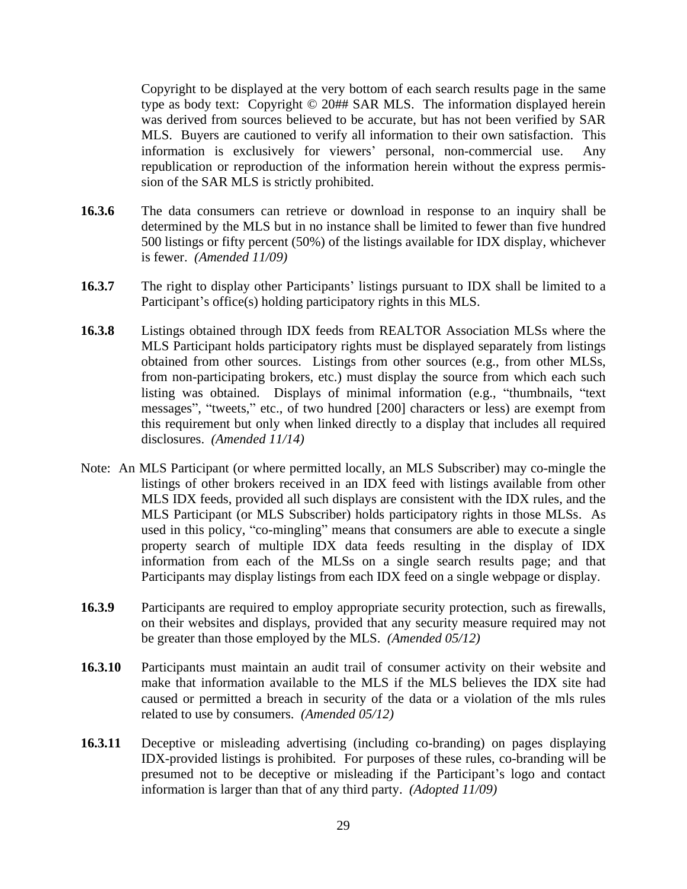Copyright to be displayed at the very bottom of each search results page in the same type as body text: Copyright © 20## SAR MLS. The information displayed herein was derived from sources believed to be accurate, but has not been verified by SAR MLS. Buyers are cautioned to verify all information to their own satisfaction. This information is exclusively for viewers' personal, non-commercial use. Any republication or reproduction of the information herein without the express permission of the SAR MLS is strictly prohibited.

**16.3.6** The data consumers can retrieve or download in response to an inquiry shall be determined by the MLS but in no instance shall be limited to fewer than five hundred 500 listings or fifty percent (50%) of the listings available for IDX display, whichever is fewer. *(Amended 11/09)*

**16.3.7** The right to display other Participants' listings pursuant to IDX shall be limited to a Participant's office(s) holding participatory rights in this MLS.

**16.3.8** Listings obtained through IDX feeds from REALTOR Association MLSs where the MLS Participant holds participatory rights must be displayed separately from listings obtained from other sources. Listings from other sources (e.g., from other MLSs, from non-participating brokers, etc.) must display the source from which each such listing was obtained. Displays of minimal information (e.g., "thumbnails, "text messages", "tweets," etc., of two hundred [200] characters or less) are exempt from this requirement but only when linked directly to a display that includes all required disclosures. *(Amended 11/14)*

Note: An MLS Participant (or where permitted locally, an MLS Subscriber) may co-mingle the listings of other brokers received in an IDX feed with listings available from other MLS IDX feeds, provided all such displays are consistent with the IDX rules, and the MLS Participant (or MLS Subscriber) holds participatory rights in those MLSs. As used in this policy, "co-mingling" means that consumers are able to execute a single property search of multiple IDX data feeds resulting in the display of IDX information from each of the MLSs on a single search results page; and that Participants may display listings from each IDX feed on a single webpage or display.

**16.3.9** Participants are required to employ appropriate security protection, such as firewalls, on their websites and displays, provided that any security measure required may not be greater than those employed by the MLS. *(Amended 05/12)*

**16.3.10** Participants must maintain an audit trail of consumer activity on their website and make that information available to the MLS if the MLS believes the IDX site had caused or permitted a breach in security of the data or a violation of the mls rules related to use by consumers. *(Amended 05/12)*

**16.3.11** Deceptive or misleading advertising (including co-branding) on pages displaying IDX-provided listings is prohibited. For purposes of these rules, co-branding will be presumed not to be deceptive or misleading if the Participant's logo and contact information is larger than that of any third party. *(Adopted 11/09)*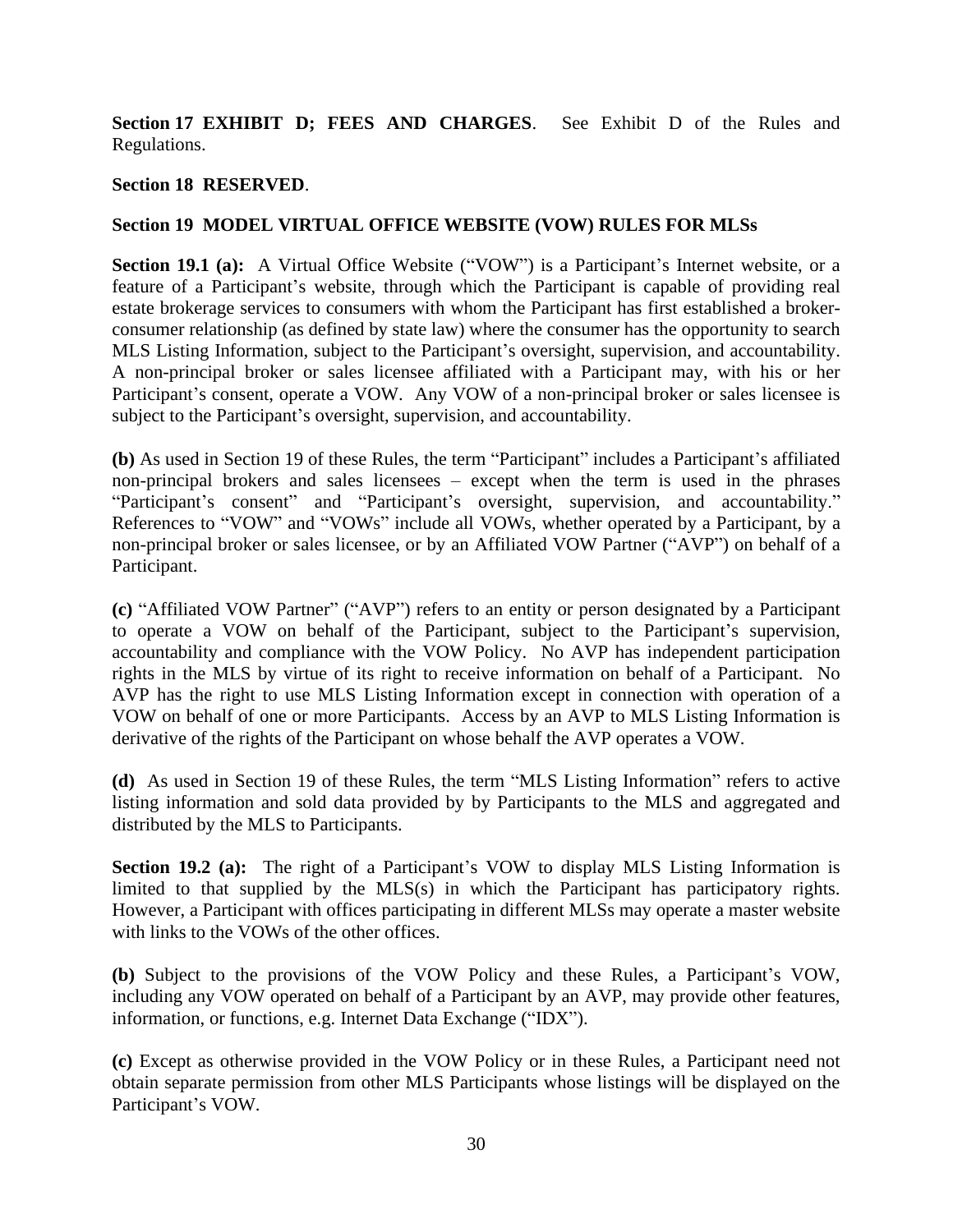**Section 17 EXHIBIT D; FEES AND CHARGES**. See Exhibit D of the Rules and Regulations.

**Section 18 RESERVED**.

**Section 19 MODEL VIRTUAL OFFICE WEBSITE (VOW) RULES FOR MLSs**

**Section 19.1 (a):** A Virtual Office Website ("VOW") is a Participant's Internet website, or a feature of a Participant's website, through which the Participant is capable of providing real estate brokerage services to consumers with whom the Participant has first established a broker-consumer relationship (as defined by state law) where the consumer has the opportunity to search MLS Listing Information, subject to the Participant's oversight, supervision, and accountability. A non-principal broker or sales licensee affiliated with a Participant may, with his or her Participant's consent, operate a VOW. Any VOW of a non-principal broker or sales licensee is subject to the Participant's oversight, supervision, and accountability.

**(b)** As used in Section 19 of these Rules, the term "Participant" includes a Participant's affiliated non-principal brokers and sales licensees – except when the term is used in the phrases "Participant's consent" and "Participant's oversight, supervision, and accountability." References to "VOW" and "VOWs" include all VOWs, whether operated by a Participant, by a non-principal broker or sales licensee, or by an Affiliated VOW Partner ("AVP") on behalf of a Participant.

**(c)** "Affiliated VOW Partner" ("AVP") refers to an entity or person designated by a Participant to operate a VOW on behalf of the Participant, subject to the Participant's supervision, accountability and compliance with the VOW Policy. No AVP has independent participation rights in the MLS by virtue of its right to receive information on behalf of a Participant. No AVP has the right to use MLS Listing Information except in connection with operation of a VOW on behalf of one or more Participants. Access by an AVP to MLS Listing Information is derivative of the rights of the Participant on whose behalf the AVP operates a VOW.

**(d)** As used in Section 19 of these Rules, the term "MLS Listing Information" refers to active listing information and sold data provided by by Participants to the MLS and aggregated and distributed by the MLS to Participants.

**Section 19.2 (a):** The right of a Participant's VOW to display MLS Listing Information is limited to that supplied by the MLS(s) in which the Participant has participatory rights. However, a Participant with offices participating in different MLSs may operate a master website with links to the VOWs of the other offices.

**(b)** Subject to the provisions of the VOW Policy and these Rules, a Participant's VOW, including any VOW operated on behalf of a Participant by an AVP, may provide other features, information, or functions, e.g. Internet Data Exchange ("IDX").

**(c)** Except as otherwise provided in the VOW Policy or in these Rules, a Participant need not obtain separate permission from other MLS Participants whose listings will be displayed on the Participant's VOW.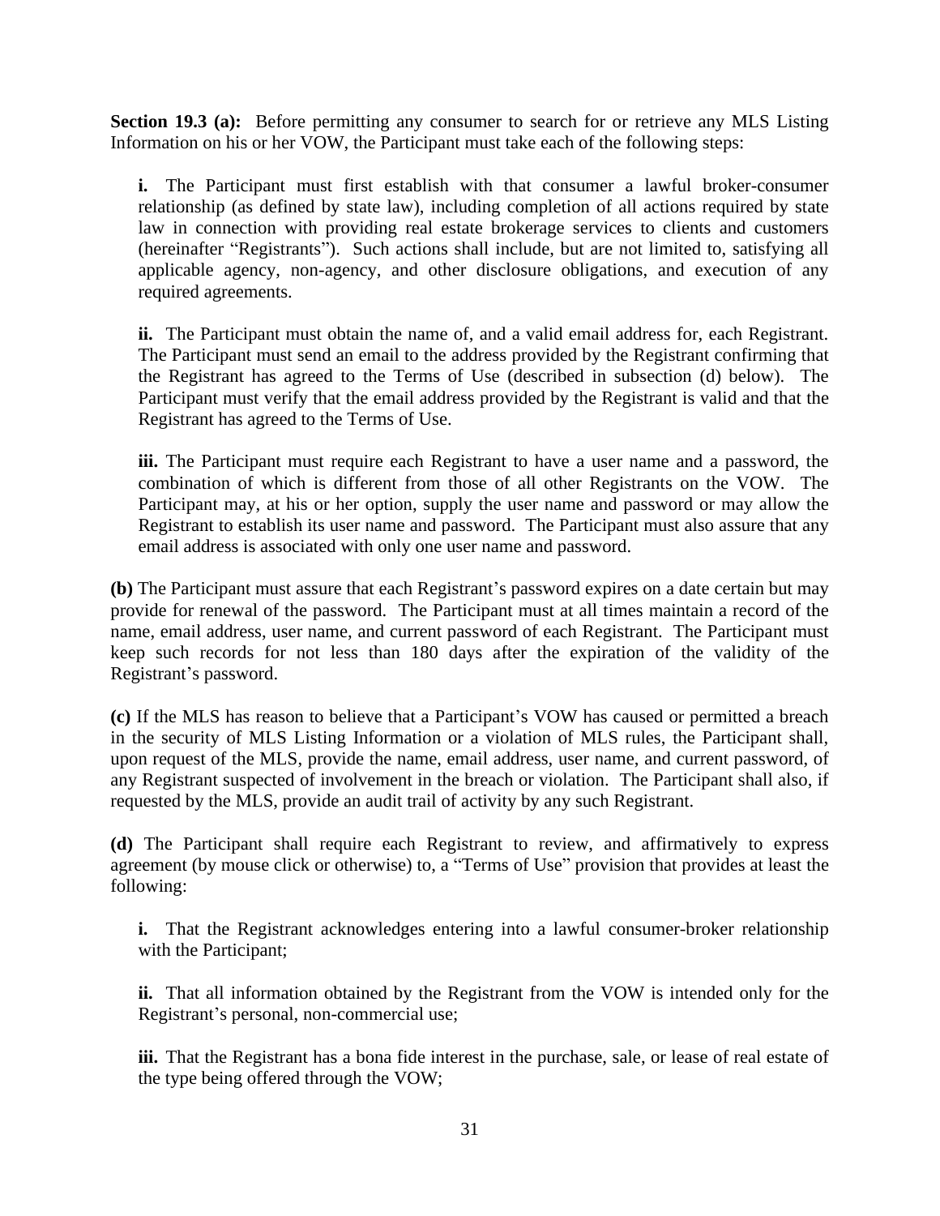**Section 19.3 (a):** Before permitting any consumer to search for or retrieve any MLS Listing Information on his or her VOW, the Participant must take each of the following steps:

> **i.** The Participant must first establish with that consumer a lawful broker-consumer relationship (as defined by state law), including completion of all actions required by state law in connection with providing real estate brokerage services to clients and customers (hereinafter "Registrants"). Such actions shall include, but are not limited to, satisfying all applicable agency, non-agency, and other disclosure obligations, and execution of any required agreements.
>
> **ii.** The Participant must obtain the name of, and a valid email address for, each Registrant. The Participant must send an email to the address provided by the Registrant confirming that the Registrant has agreed to the Terms of Use (described in subsection (d) below). The Participant must verify that the email address provided by the Registrant is valid and that the Registrant has agreed to the Terms of Use.
>
> **iii.** The Participant must require each Registrant to have a user name and a password, the combination of which is different from those of all other Registrants on the VOW. The Participant may, at his or her option, supply the user name and password or may allow the Registrant to establish its user name and password. The Participant must also assure that any email address is associated with only one user name and password.

**(b)** The Participant must assure that each Registrant's password expires on a date certain but may provide for renewal of the password. The Participant must at all times maintain a record of the name, email address, user name, and current password of each Registrant. The Participant must keep such records for not less than 180 days after the expiration of the validity of the Registrant's password.

**(c)** If the MLS has reason to believe that a Participant's VOW has caused or permitted a breach in the security of MLS Listing Information or a violation of MLS rules, the Participant shall, upon request of the MLS, provide the name, email address, user name, and current password, of any Registrant suspected of involvement in the breach or violation. The Participant shall also, if requested by the MLS, provide an audit trail of activity by any such Registrant.

**(d)** The Participant shall require each Registrant to review, and affirmatively to express agreement (by mouse click or otherwise) to, a "Terms of Use" provision that provides at least the following:

> **i.** That the Registrant acknowledges entering into a lawful consumer-broker relationship with the Participant;
>
> **ii.** That all information obtained by the Registrant from the VOW is intended only for the Registrant's personal, non-commercial use;
>
> **iii.** That the Registrant has a bona fide interest in the purchase, sale, or lease of real estate of the type being offered through the VOW;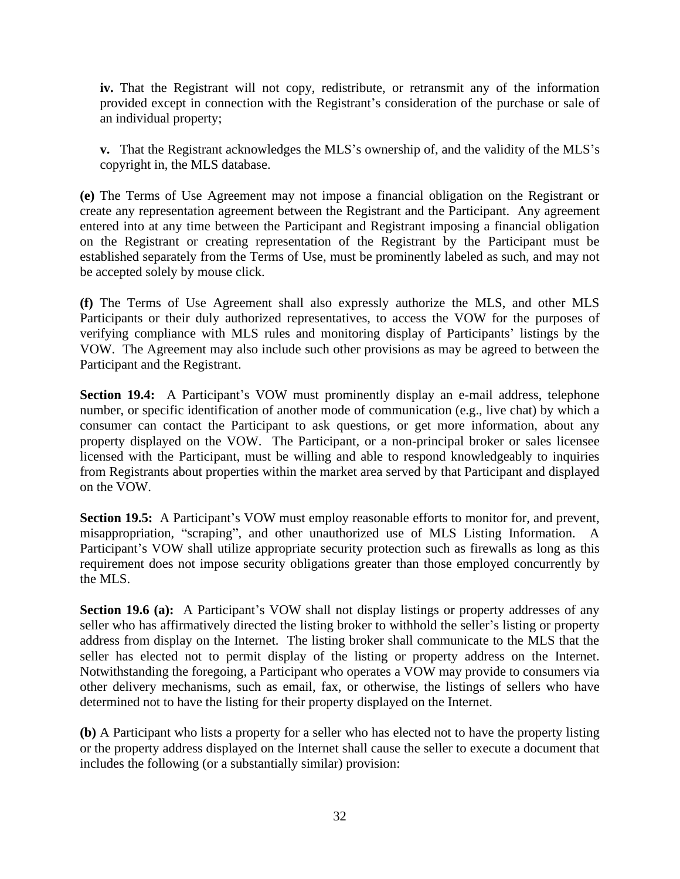**iv.** That the Registrant will not copy, redistribute, or retransmit any of the information provided except in connection with the Registrant's consideration of the purchase or sale of an individual property;

**v.** That the Registrant acknowledges the MLS's ownership of, and the validity of the MLS's copyright in, the MLS database.

**(e)** The Terms of Use Agreement may not impose a financial obligation on the Registrant or create any representation agreement between the Registrant and the Participant. Any agreement entered into at any time between the Participant and Registrant imposing a financial obligation on the Registrant or creating representation of the Registrant by the Participant must be established separately from the Terms of Use, must be prominently labeled as such, and may not be accepted solely by mouse click.

**(f)** The Terms of Use Agreement shall also expressly authorize the MLS, and other MLS Participants or their duly authorized representatives, to access the VOW for the purposes of verifying compliance with MLS rules and monitoring display of Participants' listings by the VOW. The Agreement may also include such other provisions as may be agreed to between the Participant and the Registrant.

**Section 19.4:** A Participant's VOW must prominently display an e-mail address, telephone number, or specific identification of another mode of communication (e.g., live chat) by which a consumer can contact the Participant to ask questions, or get more information, about any property displayed on the VOW. The Participant, or a non-principal broker or sales licensee licensed with the Participant, must be willing and able to respond knowledgeably to inquiries from Registrants about properties within the market area served by that Participant and displayed on the VOW.

**Section 19.5:** A Participant's VOW must employ reasonable efforts to monitor for, and prevent, misappropriation, "scraping", and other unauthorized use of MLS Listing Information. A Participant's VOW shall utilize appropriate security protection such as firewalls as long as this requirement does not impose security obligations greater than those employed concurrently by the MLS.

**Section 19.6 (a):** A Participant's VOW shall not display listings or property addresses of any seller who has affirmatively directed the listing broker to withhold the seller's listing or property address from display on the Internet. The listing broker shall communicate to the MLS that the seller has elected not to permit display of the listing or property address on the Internet. Notwithstanding the foregoing, a Participant who operates a VOW may provide to consumers via other delivery mechanisms, such as email, fax, or otherwise, the listings of sellers who have determined not to have the listing for their property displayed on the Internet.

**(b)** A Participant who lists a property for a seller who has elected not to have the property listing or the property address displayed on the Internet shall cause the seller to execute a document that includes the following (or a substantially similar) provision: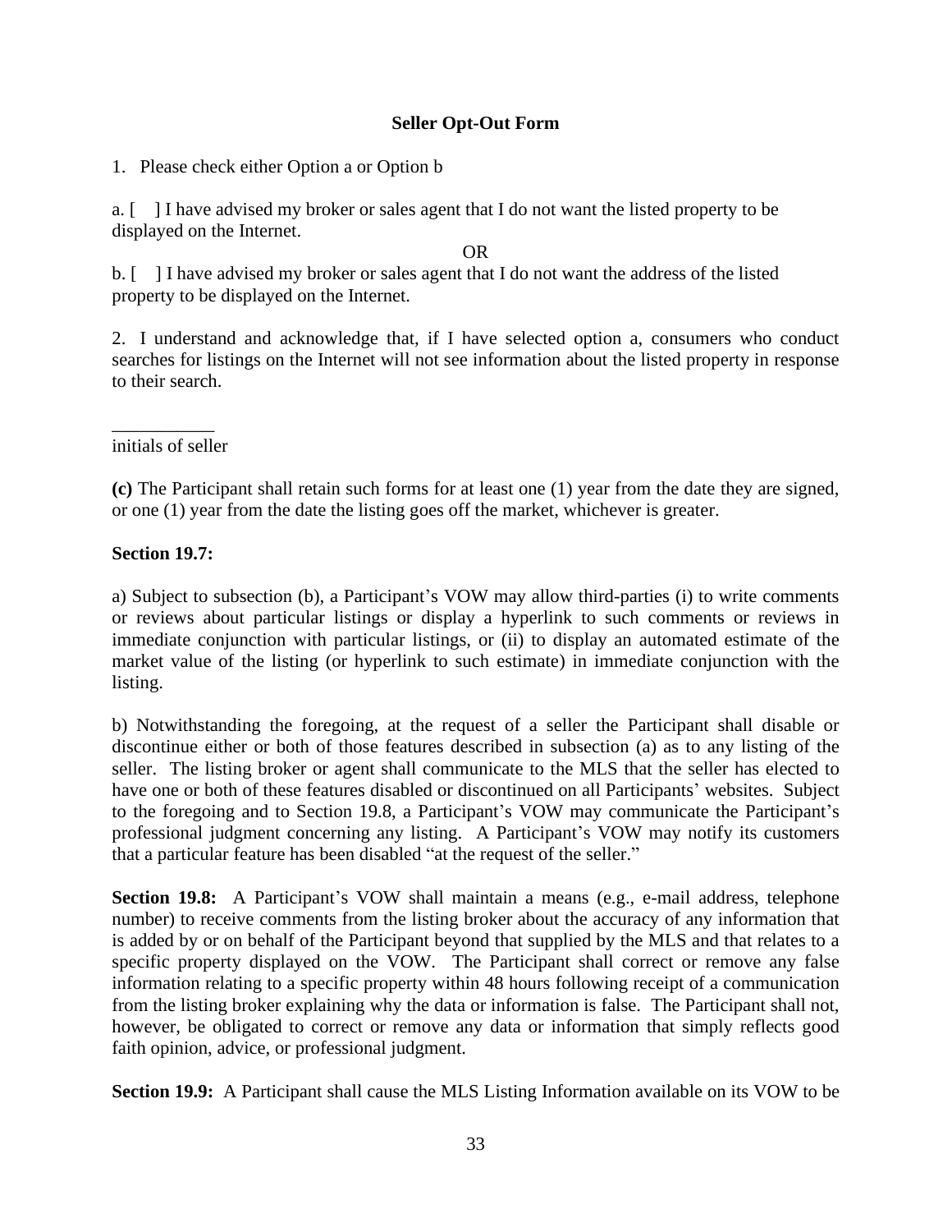**Seller Opt-Out Form**

1. Please check either Option a or Option b

a. [ ] I have advised my broker or sales agent that I do not want the listed property to be displayed on the Internet.

OR

b. [ ] I have advised my broker or sales agent that I do not want the address of the listed property to be displayed on the Internet.

2. I understand and acknowledge that, if I have selected option a, consumers who conduct searches for listings on the Internet will not see information about the listed property in response to their search.

___________
initials of seller

**(c)** The Participant shall retain such forms for at least one (1) year from the date they are signed, or one (1) year from the date the listing goes off the market, whichever is greater.

**Section 19.7:**

a) Subject to subsection (b), a Participant's VOW may allow third-parties (i) to write comments or reviews about particular listings or display a hyperlink to such comments or reviews in immediate conjunction with particular listings, or (ii) to display an automated estimate of the market value of the listing (or hyperlink to such estimate) in immediate conjunction with the listing.

b) Notwithstanding the foregoing, at the request of a seller the Participant shall disable or discontinue either or both of those features described in subsection (a) as to any listing of the seller. The listing broker or agent shall communicate to the MLS that the seller has elected to have one or both of these features disabled or discontinued on all Participants' websites. Subject to the foregoing and to Section 19.8, a Participant's VOW may communicate the Participant's professional judgment concerning any listing. A Participant's VOW may notify its customers that a particular feature has been disabled "at the request of the seller."

**Section 19.8:** A Participant's VOW shall maintain a means (e.g., e-mail address, telephone number) to receive comments from the listing broker about the accuracy of any information that is added by or on behalf of the Participant beyond that supplied by the MLS and that relates to a specific property displayed on the VOW. The Participant shall correct or remove any false information relating to a specific property within 48 hours following receipt of a communication from the listing broker explaining why the data or information is false. The Participant shall not, however, be obligated to correct or remove any data or information that simply reflects good faith opinion, advice, or professional judgment.

**Section 19.9:** A Participant shall cause the MLS Listing Information available on its VOW to be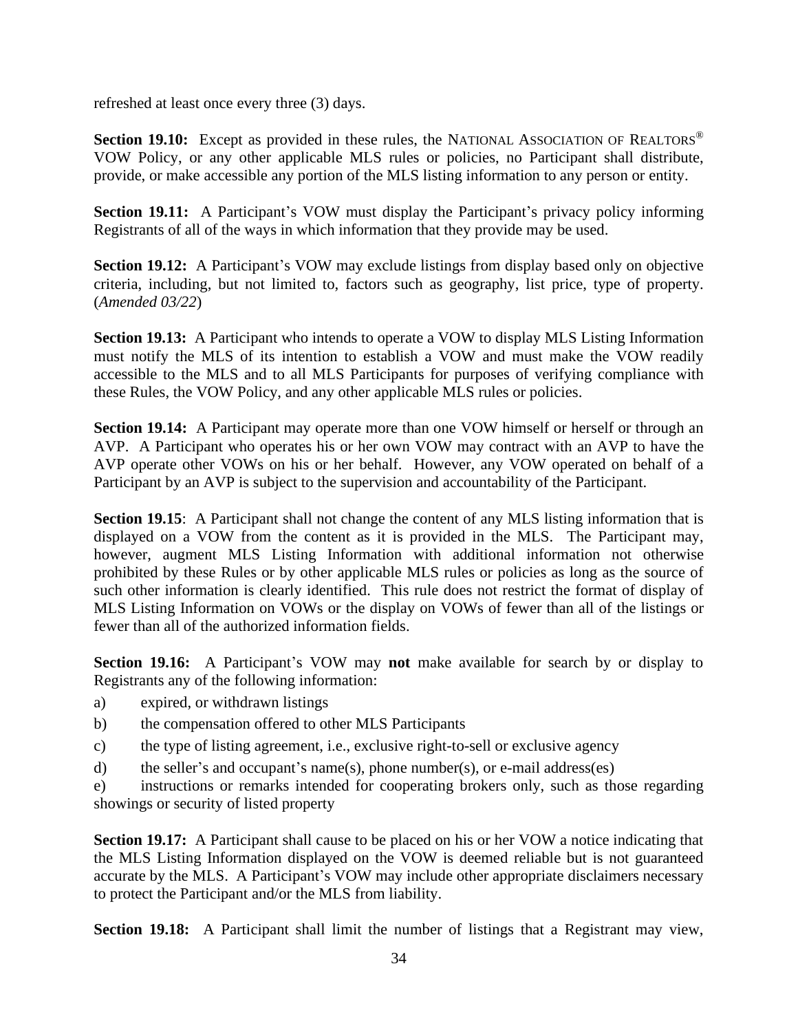refreshed at least once every three (3) days.

**Section 19.10:** Except as provided in these rules, the NATIONAL ASSOCIATION OF REALTORS® VOW Policy, or any other applicable MLS rules or policies, no Participant shall distribute, provide, or make accessible any portion of the MLS listing information to any person or entity.

**Section 19.11:** A Participant's VOW must display the Participant's privacy policy informing Registrants of all of the ways in which information that they provide may be used.

**Section 19.12:** A Participant's VOW may exclude listings from display based only on objective criteria, including, but not limited to, factors such as geography, list price, type of property. (*Amended 03/22*)

**Section 19.13:** A Participant who intends to operate a VOW to display MLS Listing Information must notify the MLS of its intention to establish a VOW and must make the VOW readily accessible to the MLS and to all MLS Participants for purposes of verifying compliance with these Rules, the VOW Policy, and any other applicable MLS rules or policies.

**Section 19.14:** A Participant may operate more than one VOW himself or herself or through an AVP. A Participant who operates his or her own VOW may contract with an AVP to have the AVP operate other VOWs on his or her behalf. However, any VOW operated on behalf of a Participant by an AVP is subject to the supervision and accountability of the Participant.

**Section 19.15**: A Participant shall not change the content of any MLS listing information that is displayed on a VOW from the content as it is provided in the MLS. The Participant may, however, augment MLS Listing Information with additional information not otherwise prohibited by these Rules or by other applicable MLS rules or policies as long as the source of such other information is clearly identified. This rule does not restrict the format of display of MLS Listing Information on VOWs or the display on VOWs of fewer than all of the listings or fewer than all of the authorized information fields.

**Section 19.16:** A Participant's VOW may **not** make available for search by or display to Registrants any of the following information:

a) expired, or withdrawn listings

b) the compensation offered to other MLS Participants

c) the type of listing agreement, i.e., exclusive right-to-sell or exclusive agency

d) the seller's and occupant's name(s), phone number(s), or e-mail address(es)

e) instructions or remarks intended for cooperating brokers only, such as those regarding showings or security of listed property

**Section 19.17:** A Participant shall cause to be placed on his or her VOW a notice indicating that the MLS Listing Information displayed on the VOW is deemed reliable but is not guaranteed accurate by the MLS. A Participant's VOW may include other appropriate disclaimers necessary to protect the Participant and/or the MLS from liability.

**Section 19.18:** A Participant shall limit the number of listings that a Registrant may view,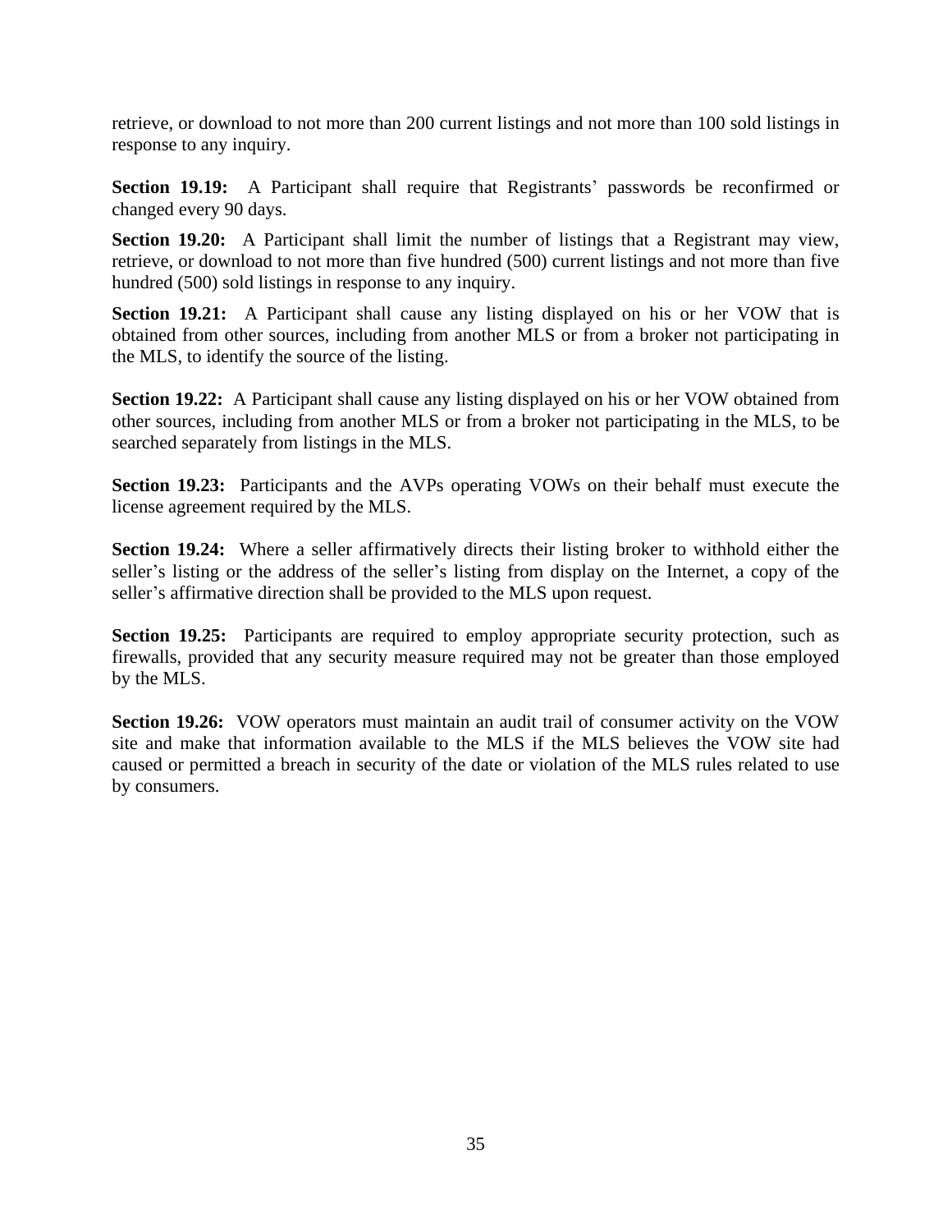retrieve, or download to not more than 200 current listings and not more than 100 sold listings in response to any inquiry.

**Section 19.19:** A Participant shall require that Registrants' passwords be reconfirmed or changed every 90 days.

**Section 19.20:** A Participant shall limit the number of listings that a Registrant may view, retrieve, or download to not more than five hundred (500) current listings and not more than five hundred (500) sold listings in response to any inquiry.

**Section 19.21:** A Participant shall cause any listing displayed on his or her VOW that is obtained from other sources, including from another MLS or from a broker not participating in the MLS, to identify the source of the listing.

**Section 19.22:** A Participant shall cause any listing displayed on his or her VOW obtained from other sources, including from another MLS or from a broker not participating in the MLS, to be searched separately from listings in the MLS.

**Section 19.23:** Participants and the AVPs operating VOWs on their behalf must execute the license agreement required by the MLS.

**Section 19.24:** Where a seller affirmatively directs their listing broker to withhold either the seller's listing or the address of the seller's listing from display on the Internet, a copy of the seller's affirmative direction shall be provided to the MLS upon request.

**Section 19.25:** Participants are required to employ appropriate security protection, such as firewalls, provided that any security measure required may not be greater than those employed by the MLS.

**Section 19.26:** VOW operators must maintain an audit trail of consumer activity on the VOW site and make that information available to the MLS if the MLS believes the VOW site had caused or permitted a breach in security of the date or violation of the MLS rules related to use by consumers.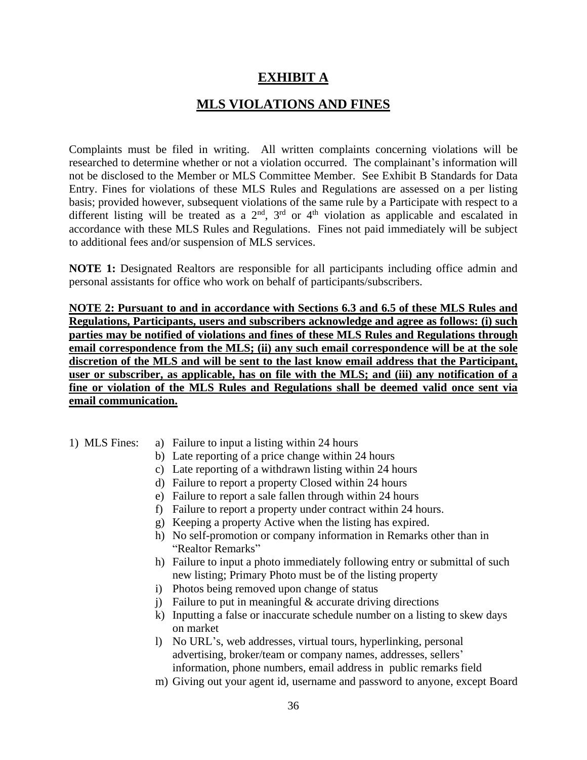# EXHIBIT A

## MLS VIOLATIONS AND FINES

Complaints must be filed in writing. All written complaints concerning violations will be researched to determine whether or not a violation occurred. The complainant's information will not be disclosed to the Member or MLS Committee Member. See Exhibit B Standards for Data Entry. Fines for violations of these MLS Rules and Regulations are assessed on a per listing basis; provided however, subsequent violations of the same rule by a Participate with respect to a different listing will be treated as a 2nd, 3rd or 4th violation as applicable and escalated in accordance with these MLS Rules and Regulations. Fines not paid immediately will be subject to additional fees and/or suspension of MLS services.

**NOTE 1:** Designated Realtors are responsible for all participants including office admin and personal assistants for office who work on behalf of participants/subscribers.

**NOTE 2: Pursuant to and in accordance with Sections 6.3 and 6.5 of these MLS Rules and Regulations, Participants, users and subscribers acknowledge and agree as follows: (i) such parties may be notified of violations and fines of these MLS Rules and Regulations through email correspondence from the MLS; (ii) any such email correspondence will be at the sole discretion of the MLS and will be sent to the last know email address that the Participant, user or subscriber, as applicable, has on file with the MLS; and (iii) any notification of a fine or violation of the MLS Rules and Regulations shall be deemed valid once sent via email communication.**

1) MLS Fines:

a) Failure to input a listing within 24 hours
b) Late reporting of a price change within 24 hours
c) Late reporting of a withdrawn listing within 24 hours
d) Failure to report a property Closed within 24 hours
e) Failure to report a sale fallen through within 24 hours
f) Failure to report a property under contract within 24 hours.
g) Keeping a property Active when the listing has expired.
h) No self-promotion or company information in Remarks other than in "Realtor Remarks"
h) Failure to input a photo immediately following entry or submittal of such new listing; Primary Photo must be of the listing property
i) Photos being removed upon change of status
j) Failure to put in meaningful & accurate driving directions
k) Inputting a false or inaccurate schedule number on a listing to skew days on market
l) No URL's, web addresses, virtual tours, hyperlinking, personal advertising, broker/team or company names, addresses, sellers' information, phone numbers, email address in public remarks field
m) Giving out your agent id, username and password to anyone, except Board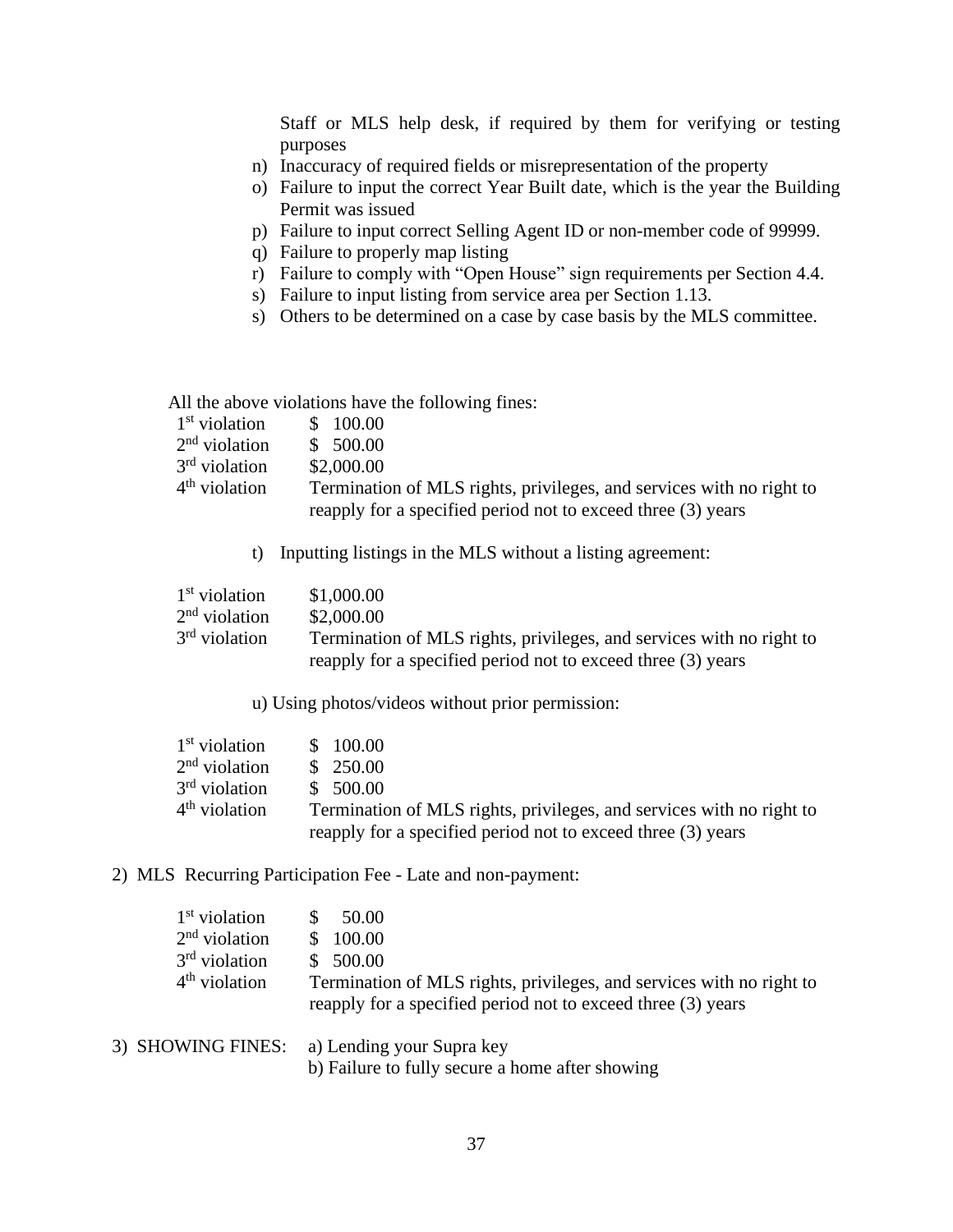Staff or MLS help desk, if required by them for verifying or testing purposes

n) Inaccuracy of required fields or misrepresentation of the property
o) Failure to input the correct Year Built date, which is the year the Building Permit was issued
p) Failure to input correct Selling Agent ID or non-member code of 99999.
q) Failure to properly map listing
r) Failure to comply with "Open House" sign requirements per Section 4.4.
s) Failure to input listing from service area per Section 1.13.
s) Others to be determined on a case by case basis by the MLS committee.

All the above violations have the following fines:

| | |
|---|---|
| 1st violation | $ 100.00 |
| 2nd violation | $ 500.00 |
| 3rd violation | $2,000.00 |
| 4th violation | Termination of MLS rights, privileges, and services with no right to reapply for a specified period not to exceed three (3) years |

t) Inputting listings in the MLS without a listing agreement:

| | |
|---|---|
| 1st violation | $1,000.00 |
| 2nd violation | $2,000.00 |
| 3rd violation | Termination of MLS rights, privileges, and services with no right to reapply for a specified period not to exceed three (3) years |

u) Using photos/videos without prior permission:

| | |
|---|---|
| 1st violation | $ 100.00 |
| 2nd violation | $ 250.00 |
| 3rd violation | $ 500.00 |
| 4th violation | Termination of MLS rights, privileges, and services with no right to reapply for a specified period not to exceed three (3) years |

2) MLS Recurring Participation Fee - Late and non-payment:

| | |
|---|---|
| 1st violation | $ 50.00 |
| 2nd violation | $ 100.00 |
| 3rd violation | $ 500.00 |
| 4th violation | Termination of MLS rights, privileges, and services with no right to reapply for a specified period not to exceed three (3) years |

3) SHOWING FINES: a) Lending your Supra key
b) Failure to fully secure a home after showing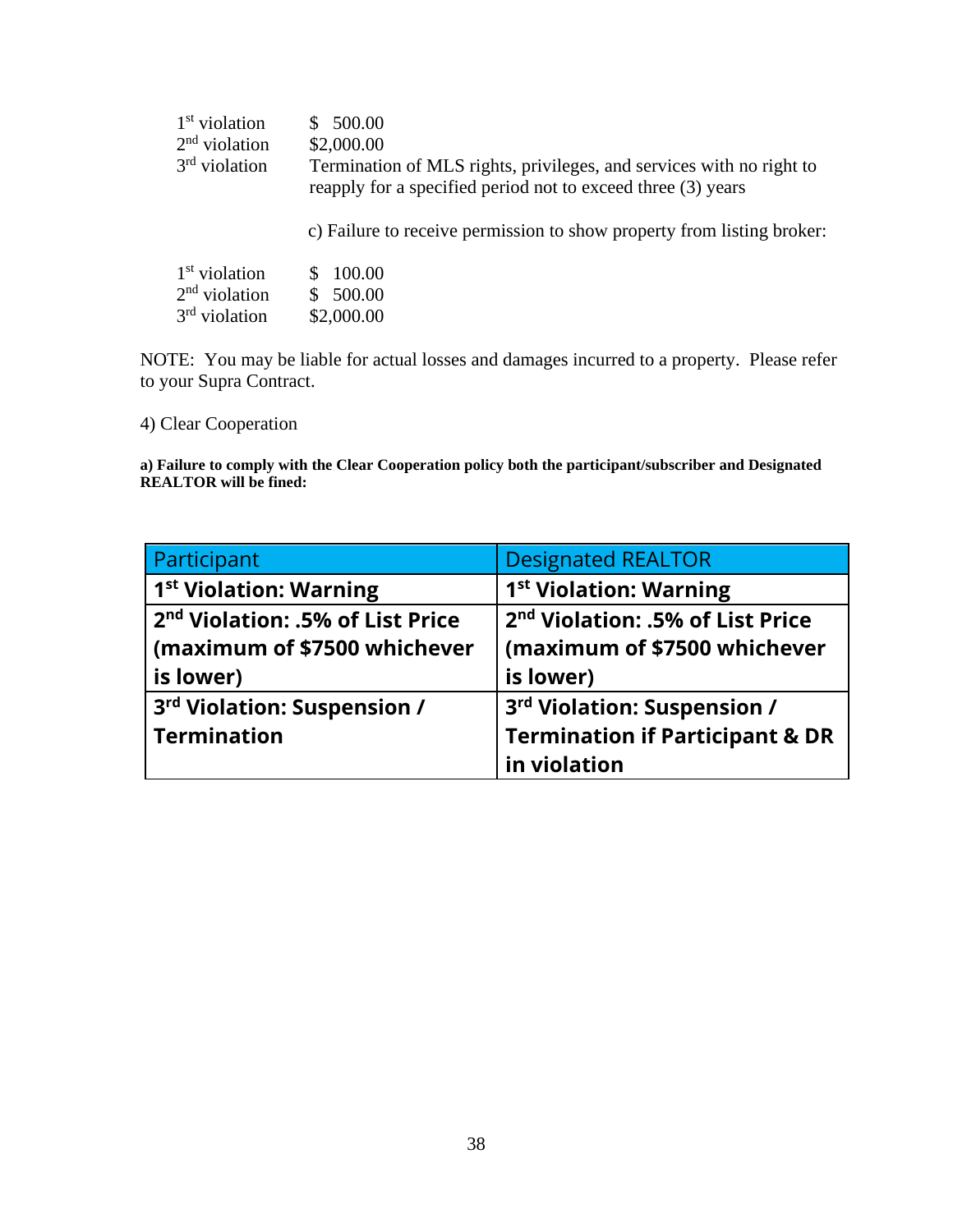| | |
|---|---|
| 1st violation | $ 500.00 |
| 2nd violation | $2,000.00 |
| 3rd violation | Termination of MLS rights, privileges, and services with no right to reapply for a specified period not to exceed three (3) years |

c) Failure to receive permission to show property from listing broker:

| | |
|---|---|
| 1st violation | $ 100.00 |
| 2nd violation | $ 500.00 |
| 3rd violation | $2,000.00 |

NOTE: You may be liable for actual losses and damages incurred to a property. Please refer to your Supra Contract.

4) Clear Cooperation

**a) Failure to comply with the Clear Cooperation policy both the participant/subscriber and Designated REALTOR will be fined:**

| Participant | Designated REALTOR |
|---|---|
| **1st Violation: Warning** | **1st Violation: Warning** |
| **2nd Violation: .5% of List Price (maximum of $7500 whichever is lower)** | **2nd Violation: .5% of List Price (maximum of $7500 whichever is lower)** |
| **3rd Violation: Suspension / Termination** | **3rd Violation: Suspension / Termination if Participant & DR in violation** |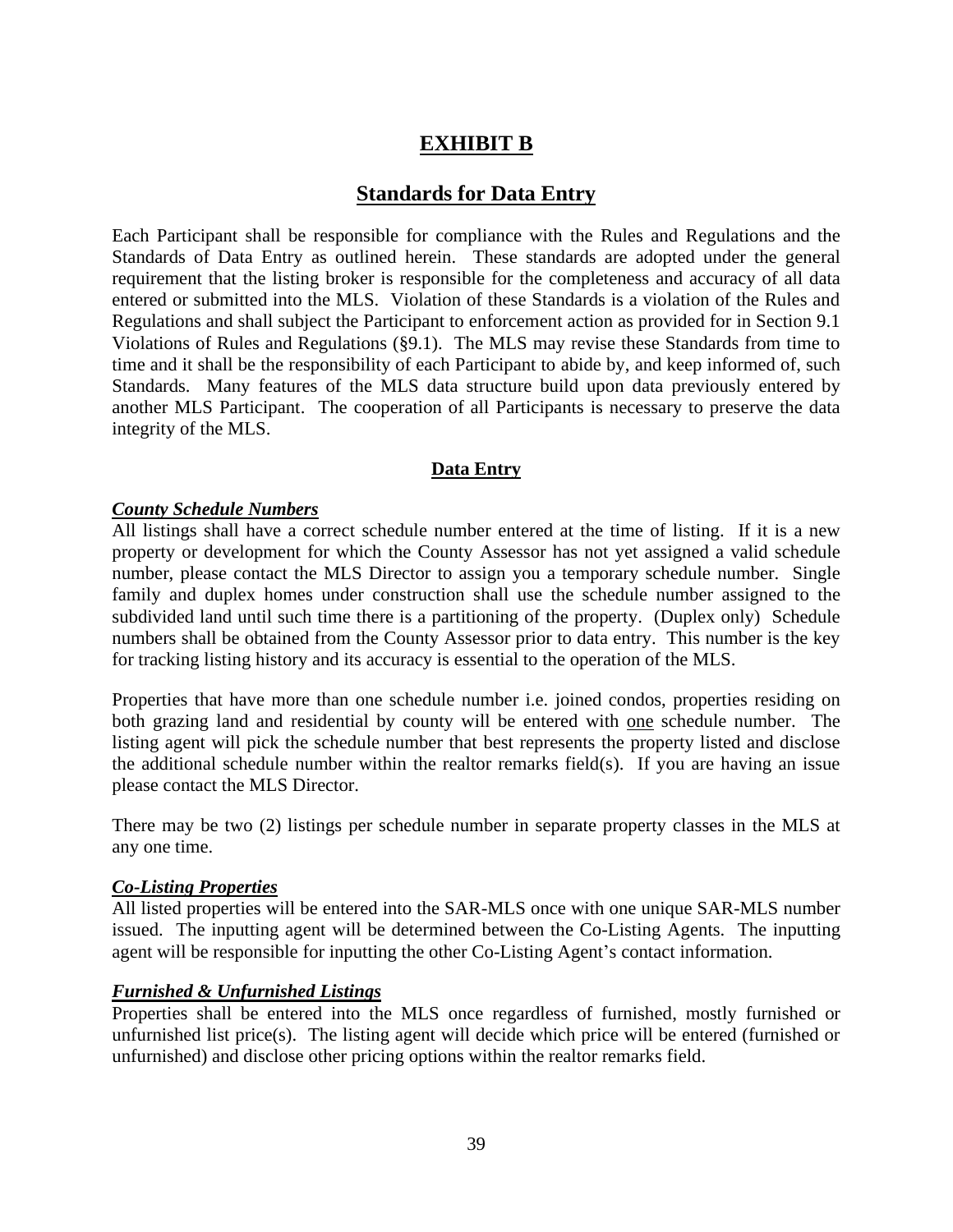# EXHIBIT B

## Standards for Data Entry

Each Participant shall be responsible for compliance with the Rules and Regulations and the Standards of Data Entry as outlined herein. These standards are adopted under the general requirement that the listing broker is responsible for the completeness and accuracy of all data entered or submitted into the MLS. Violation of these Standards is a violation of the Rules and Regulations and shall subject the Participant to enforcement action as provided for in Section 9.1 Violations of Rules and Regulations (§9.1). The MLS may revise these Standards from time to time and it shall be the responsibility of each Participant to abide by, and keep informed of, such Standards. Many features of the MLS data structure build upon data previously entered by another MLS Participant. The cooperation of all Participants is necessary to preserve the data integrity of the MLS.

### Data Entry

***County Schedule Numbers***

All listings shall have a correct schedule number entered at the time of listing. If it is a new property or development for which the County Assessor has not yet assigned a valid schedule number, please contact the MLS Director to assign you a temporary schedule number. Single family and duplex homes under construction shall use the schedule number assigned to the subdivided land until such time there is a partitioning of the property. (Duplex only) Schedule numbers shall be obtained from the County Assessor prior to data entry. This number is the key for tracking listing history and its accuracy is essential to the operation of the MLS.

Properties that have more than one schedule number i.e. joined condos, properties residing on both grazing land and residential by county will be entered with one schedule number. The listing agent will pick the schedule number that best represents the property listed and disclose the additional schedule number within the realtor remarks field(s). If you are having an issue please contact the MLS Director.

There may be two (2) listings per schedule number in separate property classes in the MLS at any one time.

***Co-Listing Properties***

All listed properties will be entered into the SAR-MLS once with one unique SAR-MLS number issued. The inputting agent will be determined between the Co-Listing Agents. The inputting agent will be responsible for inputting the other Co-Listing Agent's contact information.

***Furnished & Unfurnished Listings***

Properties shall be entered into the MLS once regardless of furnished, mostly furnished or unfurnished list price(s). The listing agent will decide which price will be entered (furnished or unfurnished) and disclose other pricing options within the realtor remarks field.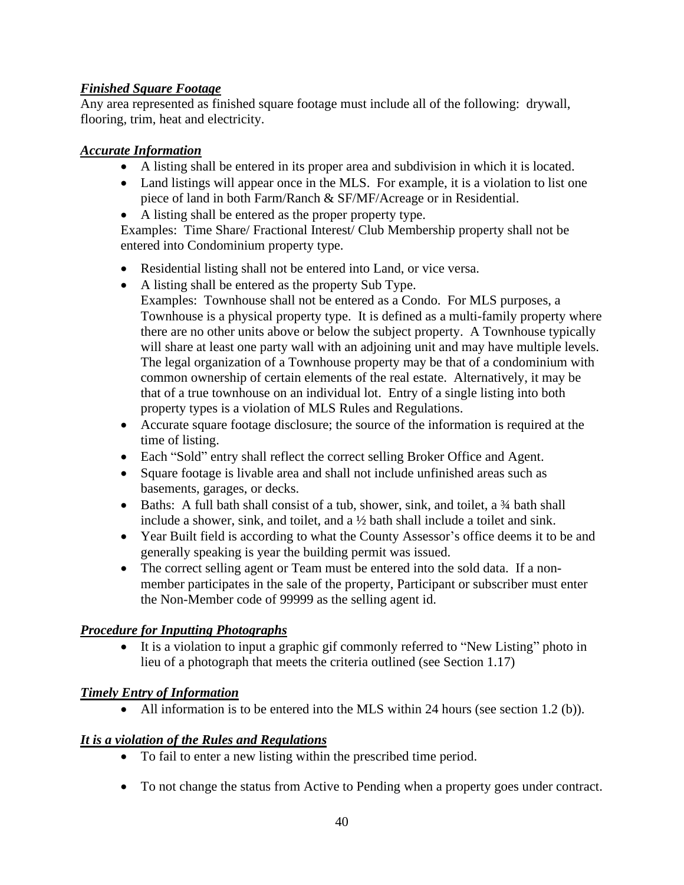***Finished Square Footage***

Any area represented as finished square footage must include all of the following: drywall, flooring, trim, heat and electricity.

***Accurate Information***

- A listing shall be entered in its proper area and subdivision in which it is located.
- Land listings will appear once in the MLS. For example, it is a violation to list one piece of land in both Farm/Ranch & SF/MF/Acreage or in Residential.
- A listing shall be entered as the proper property type.

  Examples: Time Share/ Fractional Interest/ Club Membership property shall not be entered into Condominium property type.

- Residential listing shall not be entered into Land, or vice versa.
- A listing shall be entered as the property Sub Type.

  Examples: Townhouse shall not be entered as a Condo. For MLS purposes, a Townhouse is a physical property type. It is defined as a multi-family property where there are no other units above or below the subject property. A Townhouse typically will share at least one party wall with an adjoining unit and may have multiple levels. The legal organization of a Townhouse property may be that of a condominium with common ownership of certain elements of the real estate. Alternatively, it may be that of a true townhouse on an individual lot. Entry of a single listing into both property types is a violation of MLS Rules and Regulations.
- Accurate square footage disclosure; the source of the information is required at the time of listing.
- Each "Sold" entry shall reflect the correct selling Broker Office and Agent.
- Square footage is livable area and shall not include unfinished areas such as basements, garages, or decks.
- Baths: A full bath shall consist of a tub, shower, sink, and toilet, a ¾ bath shall include a shower, sink, and toilet, and a ½ bath shall include a toilet and sink.
- Year Built field is according to what the County Assessor's office deems it to be and generally speaking is year the building permit was issued.
- The correct selling agent or Team must be entered into the sold data. If a non-member participates in the sale of the property, Participant or subscriber must enter the Non-Member code of 99999 as the selling agent id.

***Procedure for Inputting Photographs***

- It is a violation to input a graphic gif commonly referred to "New Listing" photo in lieu of a photograph that meets the criteria outlined (see Section 1.17)

***Timely Entry of Information***

- All information is to be entered into the MLS within 24 hours (see section 1.2 (b)).

***It is a violation of the Rules and Regulations***

- To fail to enter a new listing within the prescribed time period.
- To not change the status from Active to Pending when a property goes under contract.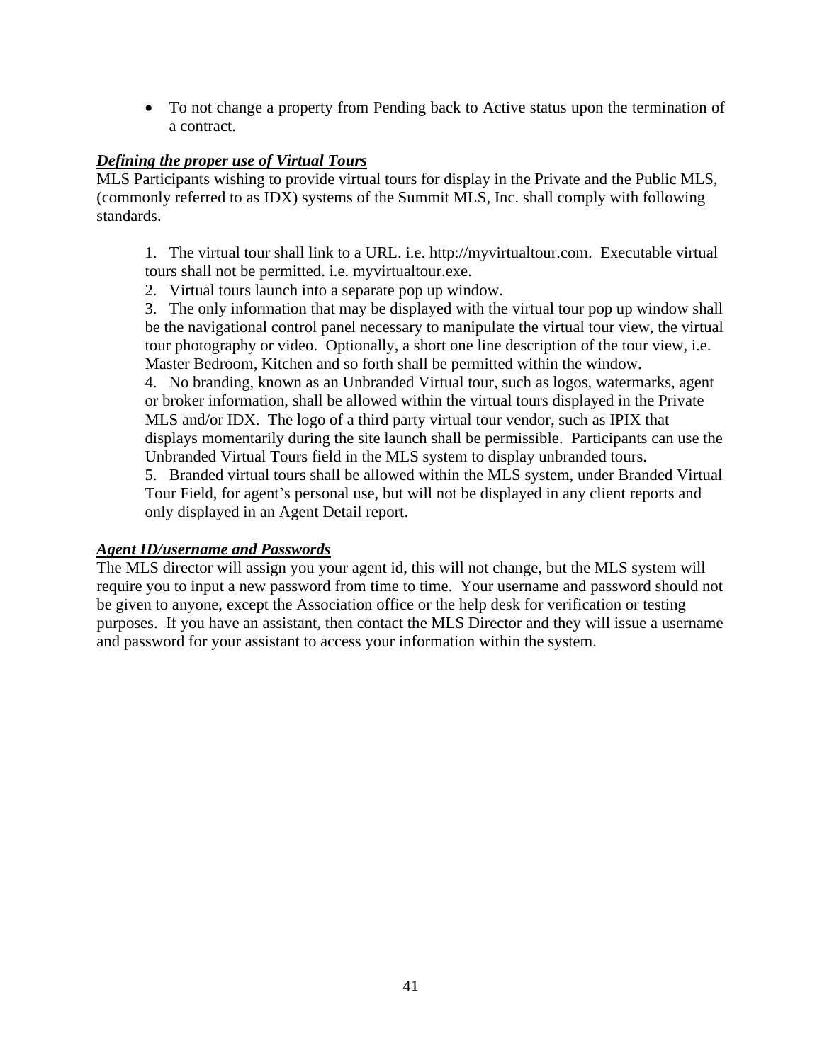- To not change a property from Pending back to Active status upon the termination of a contract.

***Defining the proper use of Virtual Tours***

MLS Participants wishing to provide virtual tours for display in the Private and the Public MLS, (commonly referred to as IDX) systems of the Summit MLS, Inc. shall comply with following standards.

1. The virtual tour shall link to a URL. i.e. http://myvirtualtour.com. Executable virtual tours shall not be permitted. i.e. myvirtualtour.exe.
2. Virtual tours launch into a separate pop up window.
3. The only information that may be displayed with the virtual tour pop up window shall be the navigational control panel necessary to manipulate the virtual tour view, the virtual tour photography or video. Optionally, a short one line description of the tour view, i.e. Master Bedroom, Kitchen and so forth shall be permitted within the window.
4. No branding, known as an Unbranded Virtual tour, such as logos, watermarks, agent or broker information, shall be allowed within the virtual tours displayed in the Private MLS and/or IDX. The logo of a third party virtual tour vendor, such as IPIX that displays momentarily during the site launch shall be permissible. Participants can use the Unbranded Virtual Tours field in the MLS system to display unbranded tours.
5. Branded virtual tours shall be allowed within the MLS system, under Branded Virtual Tour Field, for agent's personal use, but will not be displayed in any client reports and only displayed in an Agent Detail report.

***Agent ID/username and Passwords***

The MLS director will assign you your agent id, this will not change, but the MLS system will require you to input a new password from time to time. Your username and password should not be given to anyone, except the Association office or the help desk for verification or testing purposes. If you have an assistant, then contact the MLS Director and they will issue a username and password for your assistant to access your information within the system.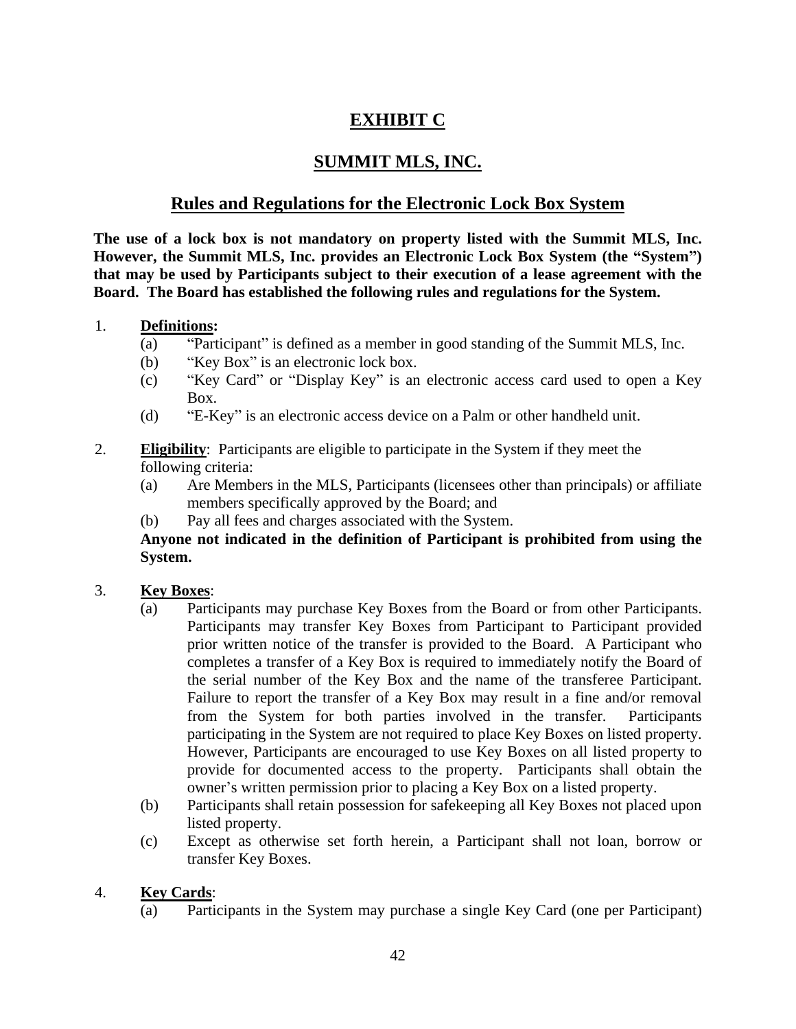# EXHIBIT C

# SUMMIT MLS, INC.

## Rules and Regulations for the Electronic Lock Box System

**The use of a lock box is not mandatory on property listed with the Summit MLS, Inc. However, the Summit MLS, Inc. provides an Electronic Lock Box System (the "System") that may be used by Participants subject to their execution of a lease agreement with the Board. The Board has established the following rules and regulations for the System.**

1. **Definitions:**
   - (a) "Participant" is defined as a member in good standing of the Summit MLS, Inc.
   - (b) "Key Box" is an electronic lock box.
   - (c) "Key Card" or "Display Key" is an electronic access card used to open a Key Box.
   - (d) "E-Key" is an electronic access device on a Palm or other handheld unit.

2. **Eligibility**: Participants are eligible to participate in the System if they meet the following criteria:
   - (a) Are Members in the MLS, Participants (licensees other than principals) or affiliate members specifically approved by the Board; and
   - (b) Pay all fees and charges associated with the System.

   **Anyone not indicated in the definition of Participant is prohibited from using the System.**

3. **Key Boxes**:
   - (a) Participants may purchase Key Boxes from the Board or from other Participants. Participants may transfer Key Boxes from Participant to Participant provided prior written notice of the transfer is provided to the Board. A Participant who completes a transfer of a Key Box is required to immediately notify the Board of the serial number of the Key Box and the name of the transferee Participant. Failure to report the transfer of a Key Box may result in a fine and/or removal from the System for both parties involved in the transfer. Participants participating in the System are not required to place Key Boxes on listed property. However, Participants are encouraged to use Key Boxes on all listed property to provide for documented access to the property. Participants shall obtain the owner's written permission prior to placing a Key Box on a listed property.
   - (b) Participants shall retain possession for safekeeping all Key Boxes not placed upon listed property.
   - (c) Except as otherwise set forth herein, a Participant shall not loan, borrow or transfer Key Boxes.

4. **Key Cards**:
   - (a) Participants in the System may purchase a single Key Card (one per Participant)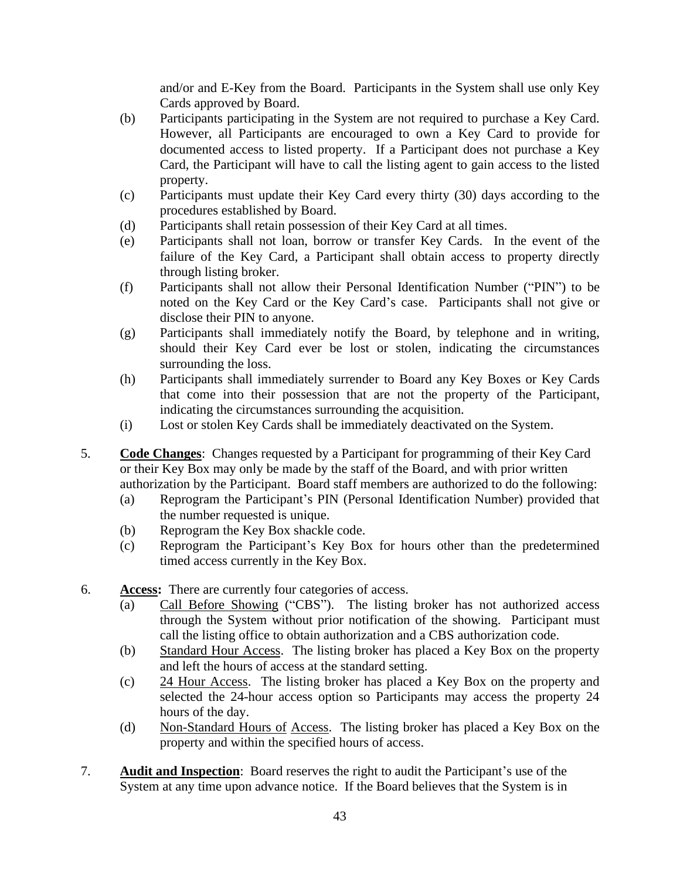and/or and E-Key from the Board. Participants in the System shall use only Key Cards approved by Board.

(b) Participants participating in the System are not required to purchase a Key Card. However, all Participants are encouraged to own a Key Card to provide for documented access to listed property. If a Participant does not purchase a Key Card, the Participant will have to call the listing agent to gain access to the listed property.

(c) Participants must update their Key Card every thirty (30) days according to the procedures established by Board.

(d) Participants shall retain possession of their Key Card at all times.

(e) Participants shall not loan, borrow or transfer Key Cards. In the event of the failure of the Key Card, a Participant shall obtain access to property directly through listing broker.

(f) Participants shall not allow their Personal Identification Number ("PIN") to be noted on the Key Card or the Key Card's case. Participants shall not give or disclose their PIN to anyone.

(g) Participants shall immediately notify the Board, by telephone and in writing, should their Key Card ever be lost or stolen, indicating the circumstances surrounding the loss.

(h) Participants shall immediately surrender to Board any Key Boxes or Key Cards that come into their possession that are not the property of the Participant, indicating the circumstances surrounding the acquisition.

(i) Lost or stolen Key Cards shall be immediately deactivated on the System.

5. **<u>Code Changes</u>**: Changes requested by a Participant for programming of their Key Card or their Key Box may only be made by the staff of the Board, and with prior written authorization by the Participant. Board staff members are authorized to do the following:

(a) Reprogram the Participant's PIN (Personal Identification Number) provided that the number requested is unique.

(b) Reprogram the Key Box shackle code.

(c) Reprogram the Participant's Key Box for hours other than the predetermined timed access currently in the Key Box.

6. **<u>Access:</u>** There are currently four categories of access.

(a) <u>Call Before Showing</u> ("CBS"). The listing broker has not authorized access through the System without prior notification of the showing. Participant must call the listing office to obtain authorization and a CBS authorization code.

(b) <u>Standard Hour Access</u>. The listing broker has placed a Key Box on the property and left the hours of access at the standard setting.

(c) <u>24 Hour Access</u>. The listing broker has placed a Key Box on the property and selected the 24-hour access option so Participants may access the property 24 hours of the day.

(d) <u>Non-Standard Hours of</u> <u>Access</u>. The listing broker has placed a Key Box on the property and within the specified hours of access.

7. **<u>Audit and Inspection</u>**: Board reserves the right to audit the Participant's use of the System at any time upon advance notice. If the Board believes that the System is in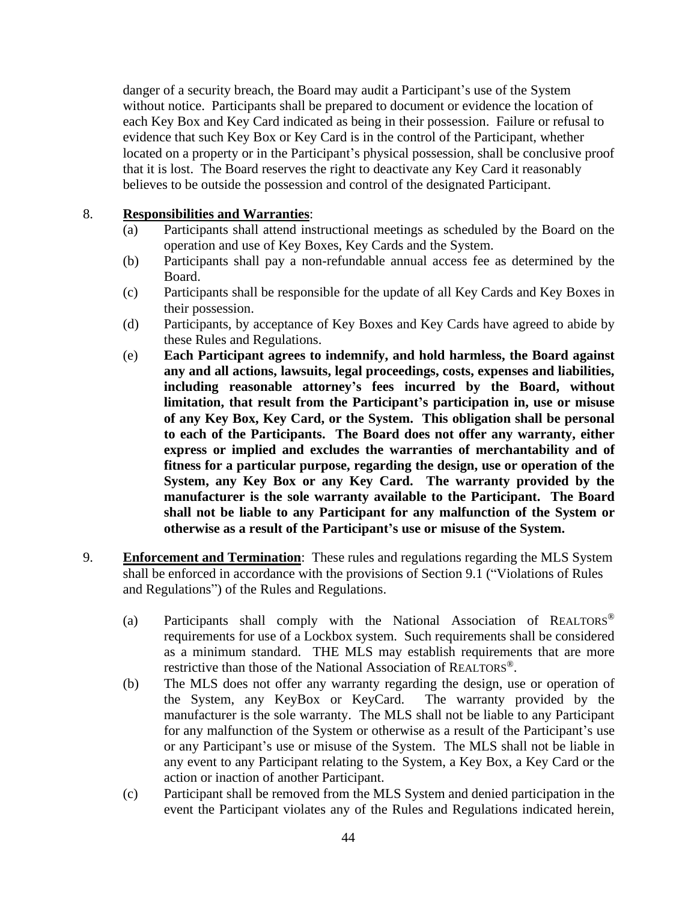danger of a security breach, the Board may audit a Participant's use of the System without notice. Participants shall be prepared to document or evidence the location of each Key Box and Key Card indicated as being in their possession. Failure or refusal to evidence that such Key Box or Key Card is in the control of the Participant, whether located on a property or in the Participant's physical possession, shall be conclusive proof that it is lost. The Board reserves the right to deactivate any Key Card it reasonably believes to be outside the possession and control of the designated Participant.

8. **Responsibilities and Warranties**:

   (a) Participants shall attend instructional meetings as scheduled by the Board on the operation and use of Key Boxes, Key Cards and the System.

   (b) Participants shall pay a non-refundable annual access fee as determined by the Board.

   (c) Participants shall be responsible for the update of all Key Cards and Key Boxes in their possession.

   (d) Participants, by acceptance of Key Boxes and Key Cards have agreed to abide by these Rules and Regulations.

   (e) **Each Participant agrees to indemnify, and hold harmless, the Board against any and all actions, lawsuits, legal proceedings, costs, expenses and liabilities, including reasonable attorney's fees incurred by the Board, without limitation, that result from the Participant's participation in, use or misuse of any Key Box, Key Card, or the System. This obligation shall be personal to each of the Participants. The Board does not offer any warranty, either express or implied and excludes the warranties of merchantability and of fitness for a particular purpose, regarding the design, use or operation of the System, any Key Box or any Key Card. The warranty provided by the manufacturer is the sole warranty available to the Participant. The Board shall not be liable to any Participant for any malfunction of the System or otherwise as a result of the Participant's use or misuse of the System.**

9. **Enforcement and Termination**: These rules and regulations regarding the MLS System shall be enforced in accordance with the provisions of Section 9.1 ("Violations of Rules and Regulations") of the Rules and Regulations.

   (a) Participants shall comply with the National Association of REALTORS® requirements for use of a Lockbox system. Such requirements shall be considered as a minimum standard. THE MLS may establish requirements that are more restrictive than those of the National Association of REALTORS®.

   (b) The MLS does not offer any warranty regarding the design, use or operation of the System, any KeyBox or KeyCard. The warranty provided by the manufacturer is the sole warranty. The MLS shall not be liable to any Participant for any malfunction of the System or otherwise as a result of the Participant's use or any Participant's use or misuse of the System. The MLS shall not be liable in any event to any Participant relating to the System, a Key Box, a Key Card or the action or inaction of another Participant.

   (c) Participant shall be removed from the MLS System and denied participation in the event the Participant violates any of the Rules and Regulations indicated herein,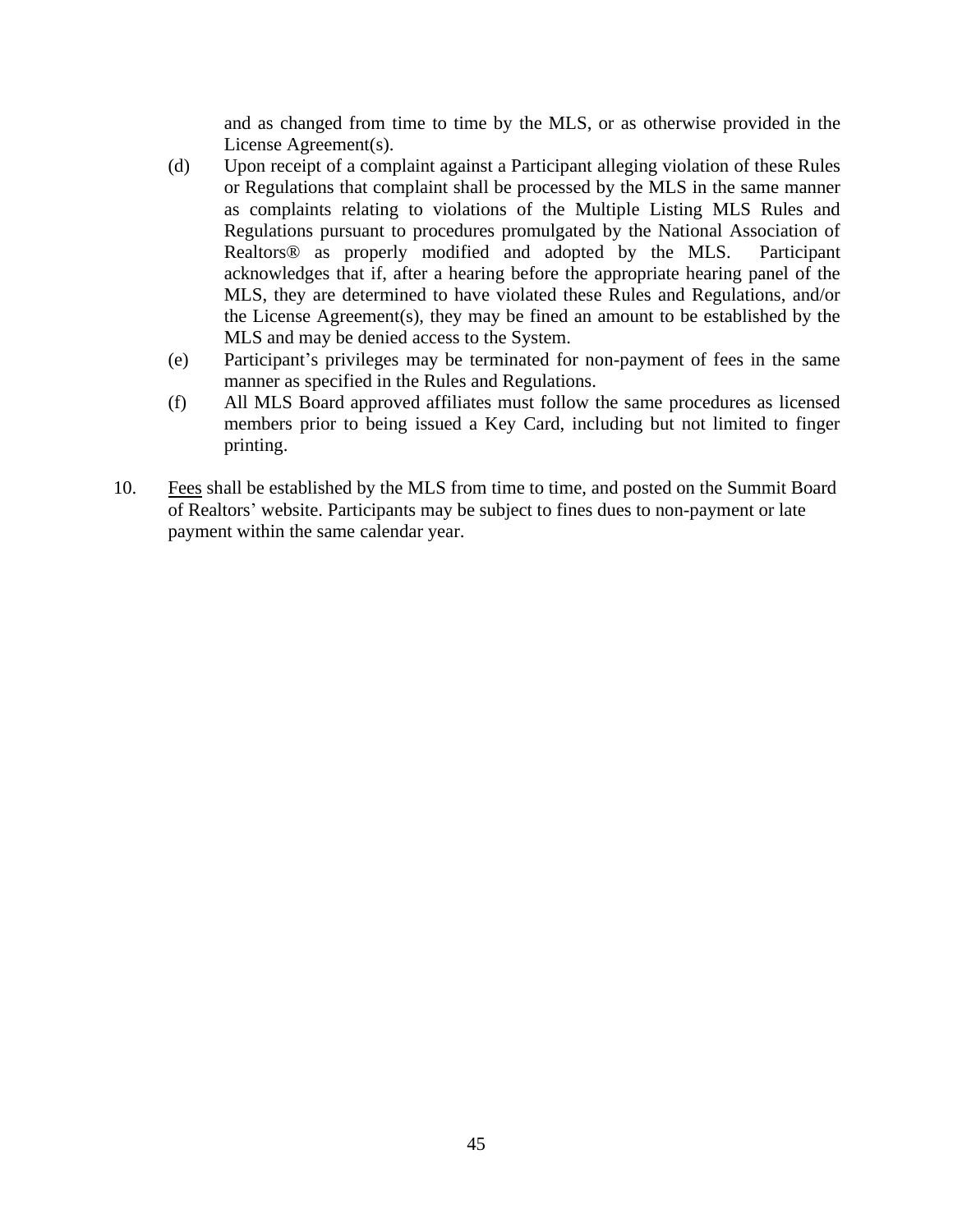and as changed from time to time by the MLS, or as otherwise provided in the License Agreement(s).

(d) Upon receipt of a complaint against a Participant alleging violation of these Rules or Regulations that complaint shall be processed by the MLS in the same manner as complaints relating to violations of the Multiple Listing MLS Rules and Regulations pursuant to procedures promulgated by the National Association of Realtors® as properly modified and adopted by the MLS. Participant acknowledges that if, after a hearing before the appropriate hearing panel of the MLS, they are determined to have violated these Rules and Regulations, and/or the License Agreement(s), they may be fined an amount to be established by the MLS and may be denied access to the System.

(e) Participant's privileges may be terminated for non-payment of fees in the same manner as specified in the Rules and Regulations.

(f) All MLS Board approved affiliates must follow the same procedures as licensed members prior to being issued a Key Card, including but not limited to finger printing.

10. Fees shall be established by the MLS from time to time, and posted on the Summit Board of Realtors' website. Participants may be subject to fines dues to non-payment or late payment within the same calendar year.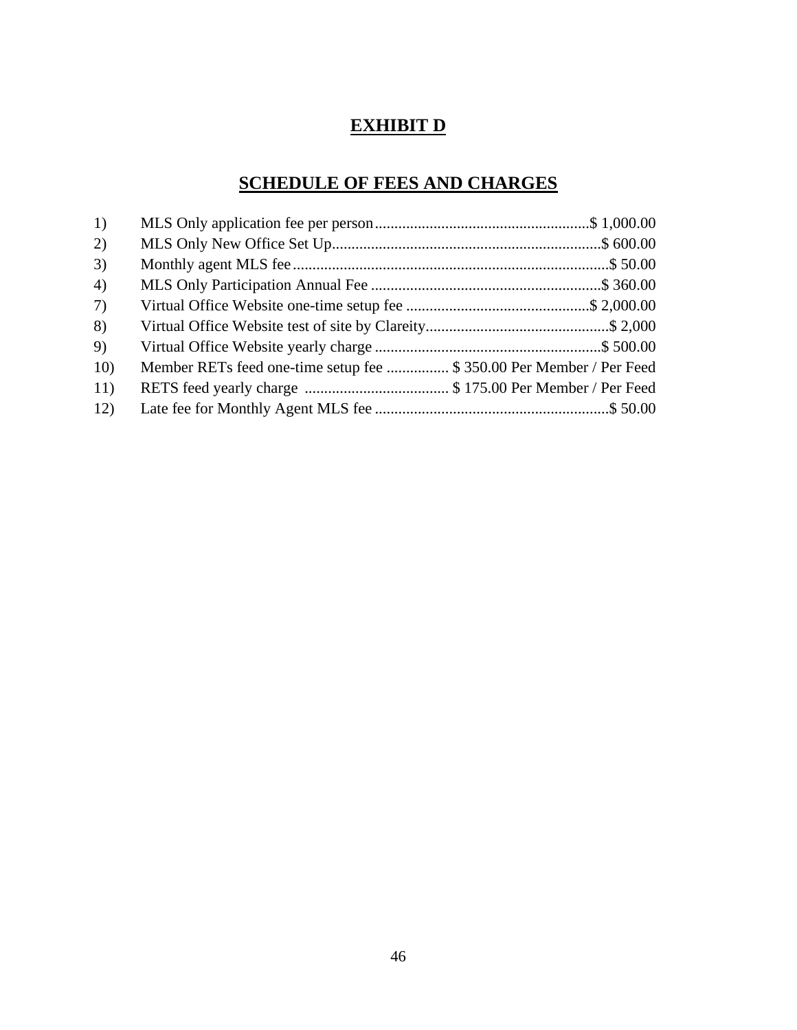# EXHIBIT D

## SCHEDULE OF FEES AND CHARGES

1) MLS Only application fee per person........................................................$ 1,000.00
2) MLS Only New Office Set Up......................................................................$ 600.00
3) Monthly agent MLS fee.................................................................................$ 50.00
4) MLS Only Participation Annual Fee ............................................................$ 360.00
7) Virtual Office Website one-time setup fee ...............................................$ 2,000.00
8) Virtual Office Website test of site by Clareity...............................................$ 2,000
9) Virtual Office Website yearly charge ...........................................................$ 500.00
10) Member RETs feed one-time setup fee ................ $ 350.00 Per Member / Per Feed
11) RETS feed yearly charge ..................................... $ 175.00 Per Member / Per Feed
12) Late fee for Monthly Agent MLS fee ............................................................$ 50.00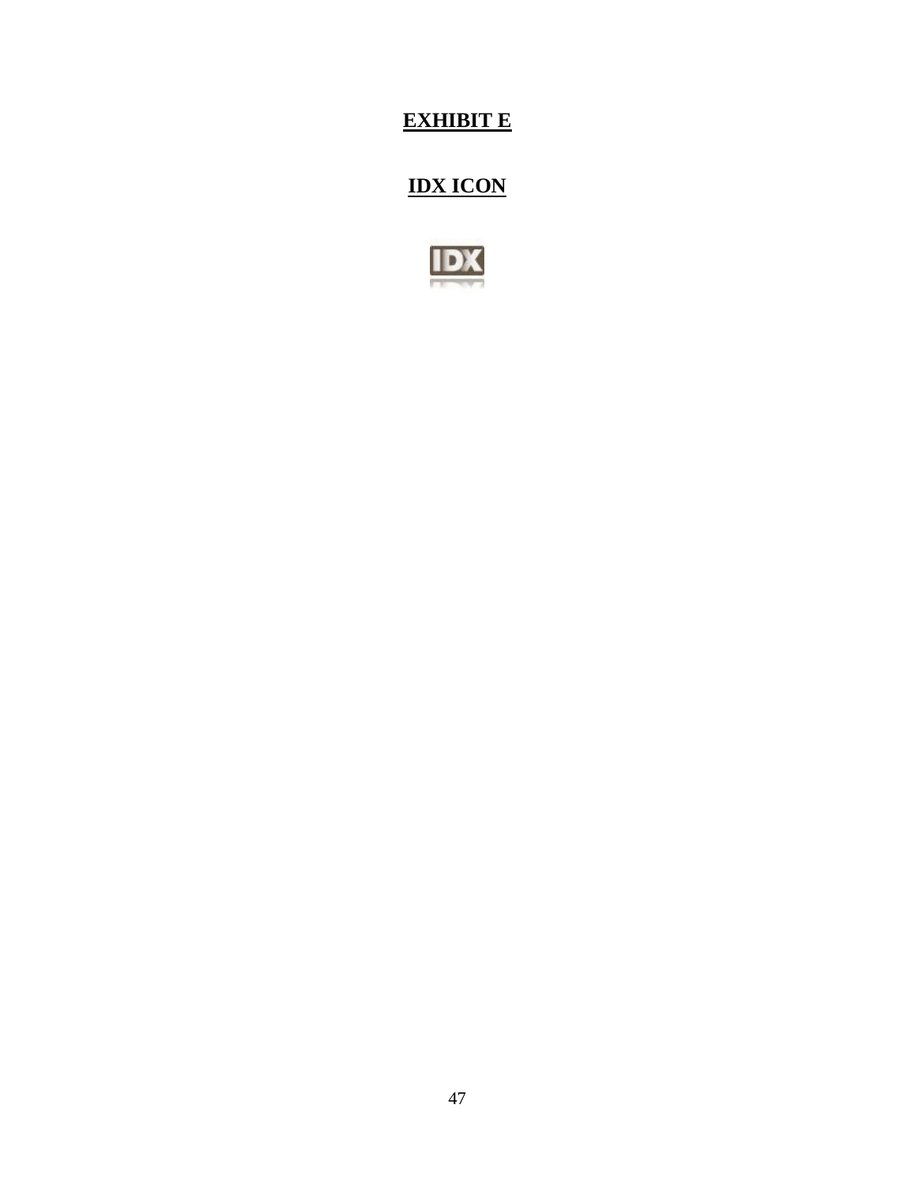# EXHIBIT E

## IDX ICON